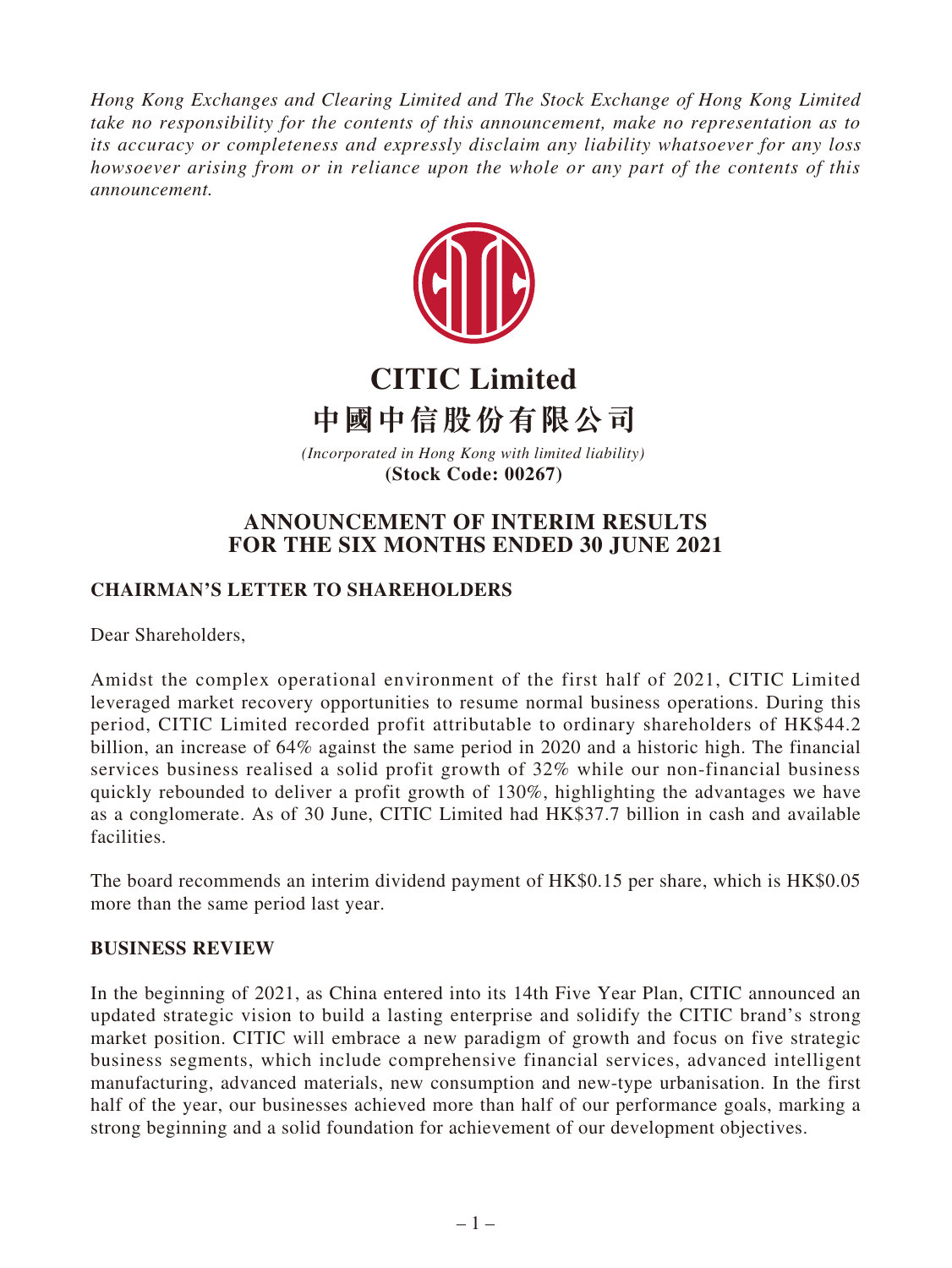*Hong Kong Exchanges and Clearing Limited and The Stock Exchange of Hong Kong Limited take no responsibility for the contents of this announcement, make no representation as to its accuracy or completeness and expressly disclaim any liability whatsoever for any loss howsoever arising from or in reliance upon the whole or any part of the contents of this announcement.*

# CITIC Limited
# 中國中信股份有限公司

*(Incorporated in Hong Kong with limited liability)*
**(Stock Code: 00267)**

## ANNOUNCEMENT OF INTERIM RESULTS FOR THE SIX MONTHS ENDED 30 JUNE 2021

### CHAIRMAN'S LETTER TO SHAREHOLDERS

Dear Shareholders,

Amidst the complex operational environment of the first half of 2021, CITIC Limited leveraged market recovery opportunities to resume normal business operations. During this period, CITIC Limited recorded profit attributable to ordinary shareholders of HK$44.2 billion, an increase of 64% against the same period in 2020 and a historic high. The financial services business realised a solid profit growth of 32% while our non-financial business quickly rebounded to deliver a profit growth of 130%, highlighting the advantages we have as a conglomerate. As of 30 June, CITIC Limited had HK$37.7 billion in cash and available facilities.

The board recommends an interim dividend payment of HK$0.15 per share, which is HK$0.05 more than the same period last year.

### BUSINESS REVIEW

In the beginning of 2021, as China entered into its 14th Five Year Plan, CITIC announced an updated strategic vision to build a lasting enterprise and solidify the CITIC brand's strong market position. CITIC will embrace a new paradigm of growth and focus on five strategic business segments, which include comprehensive financial services, advanced intelligent manufacturing, advanced materials, new consumption and new-type urbanisation. In the first half of the year, our businesses achieved more than half of our performance goals, marking a strong beginning and a solid foundation for achievement of our development objectives.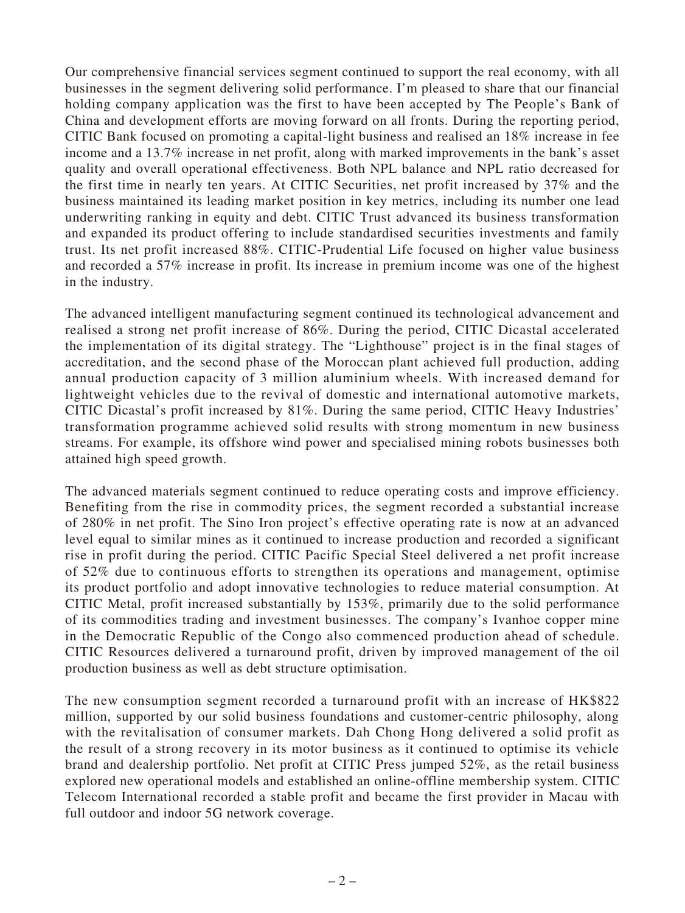Our comprehensive financial services segment continued to support the real economy, with all businesses in the segment delivering solid performance. I'm pleased to share that our financial holding company application was the first to have been accepted by The People's Bank of China and development efforts are moving forward on all fronts. During the reporting period, CITIC Bank focused on promoting a capital-light business and realised an 18% increase in fee income and a 13.7% increase in net profit, along with marked improvements in the bank's asset quality and overall operational effectiveness. Both NPL balance and NPL ratio decreased for the first time in nearly ten years. At CITIC Securities, net profit increased by 37% and the business maintained its leading market position in key metrics, including its number one lead underwriting ranking in equity and debt. CITIC Trust advanced its business transformation and expanded its product offering to include standardised securities investments and family trust. Its net profit increased 88%. CITIC-Prudential Life focused on higher value business and recorded a 57% increase in profit. Its increase in premium income was one of the highest in the industry.

The advanced intelligent manufacturing segment continued its technological advancement and realised a strong net profit increase of 86%. During the period, CITIC Dicastal accelerated the implementation of its digital strategy. The "Lighthouse" project is in the final stages of accreditation, and the second phase of the Moroccan plant achieved full production, adding annual production capacity of 3 million aluminium wheels. With increased demand for lightweight vehicles due to the revival of domestic and international automotive markets, CITIC Dicastal's profit increased by 81%. During the same period, CITIC Heavy Industries' transformation programme achieved solid results with strong momentum in new business streams. For example, its offshore wind power and specialised mining robots businesses both attained high speed growth.

The advanced materials segment continued to reduce operating costs and improve efficiency. Benefiting from the rise in commodity prices, the segment recorded a substantial increase of 280% in net profit. The Sino Iron project's effective operating rate is now at an advanced level equal to similar mines as it continued to increase production and recorded a significant rise in profit during the period. CITIC Pacific Special Steel delivered a net profit increase of 52% due to continuous efforts to strengthen its operations and management, optimise its product portfolio and adopt innovative technologies to reduce material consumption. At CITIC Metal, profit increased substantially by 153%, primarily due to the solid performance of its commodities trading and investment businesses. The company's Ivanhoe copper mine in the Democratic Republic of the Congo also commenced production ahead of schedule. CITIC Resources delivered a turnaround profit, driven by improved management of the oil production business as well as debt structure optimisation.

The new consumption segment recorded a turnaround profit with an increase of HK$822 million, supported by our solid business foundations and customer-centric philosophy, along with the revitalisation of consumer markets. Dah Chong Hong delivered a solid profit as the result of a strong recovery in its motor business as it continued to optimise its vehicle brand and dealership portfolio. Net profit at CITIC Press jumped 52%, as the retail business explored new operational models and established an online-offline membership system. CITIC Telecom International recorded a stable profit and became the first provider in Macau with full outdoor and indoor 5G network coverage.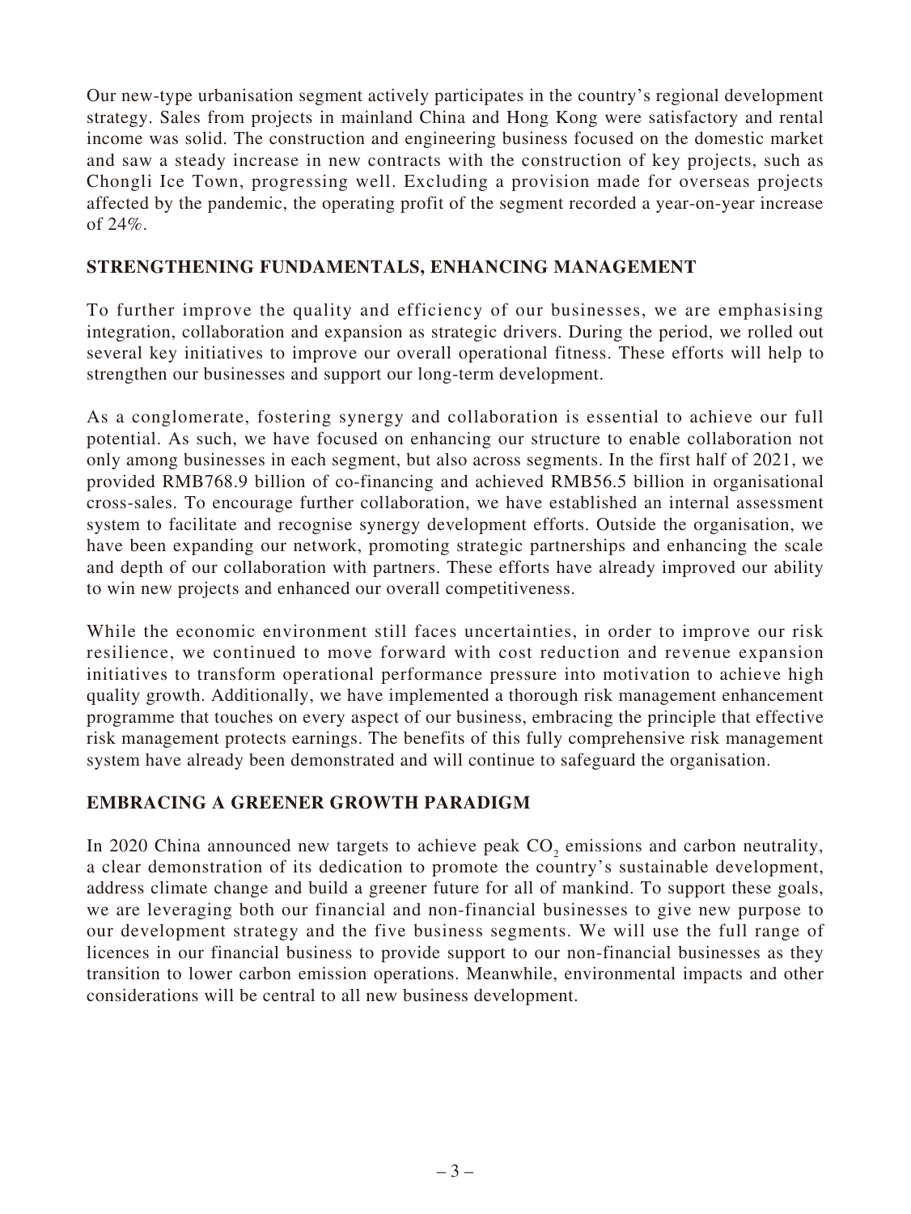Our new-type urbanisation segment actively participates in the country's regional development strategy. Sales from projects in mainland China and Hong Kong were satisfactory and rental income was solid. The construction and engineering business focused on the domestic market and saw a steady increase in new contracts with the construction of key projects, such as Chongli Ice Town, progressing well. Excluding a provision made for overseas projects affected by the pandemic, the operating profit of the segment recorded a year-on-year increase of 24%.

## STRENGTHENING FUNDAMENTALS, ENHANCING MANAGEMENT

To further improve the quality and efficiency of our businesses, we are emphasising integration, collaboration and expansion as strategic drivers. During the period, we rolled out several key initiatives to improve our overall operational fitness. These efforts will help to strengthen our businesses and support our long-term development.

As a conglomerate, fostering synergy and collaboration is essential to achieve our full potential. As such, we have focused on enhancing our structure to enable collaboration not only among businesses in each segment, but also across segments. In the first half of 2021, we provided RMB768.9 billion of co-financing and achieved RMB56.5 billion in organisational cross-sales. To encourage further collaboration, we have established an internal assessment system to facilitate and recognise synergy development efforts. Outside the organisation, we have been expanding our network, promoting strategic partnerships and enhancing the scale and depth of our collaboration with partners. These efforts have already improved our ability to win new projects and enhanced our overall competitiveness.

While the economic environment still faces uncertainties, in order to improve our risk resilience, we continued to move forward with cost reduction and revenue expansion initiatives to transform operational performance pressure into motivation to achieve high quality growth. Additionally, we have implemented a thorough risk management enhancement programme that touches on every aspect of our business, embracing the principle that effective risk management protects earnings. The benefits of this fully comprehensive risk management system have already been demonstrated and will continue to safeguard the organisation.

## EMBRACING A GREENER GROWTH PARADIGM

In 2020 China announced new targets to achieve peak $CO_2$ emissions and carbon neutrality, a clear demonstration of its dedication to promote the country's sustainable development, address climate change and build a greener future for all of mankind. To support these goals, we are leveraging both our financial and non-financial businesses to give new purpose to our development strategy and the five business segments. We will use the full range of licences in our financial business to provide support to our non-financial businesses as they transition to lower carbon emission operations. Meanwhile, environmental impacts and other considerations will be central to all new business development.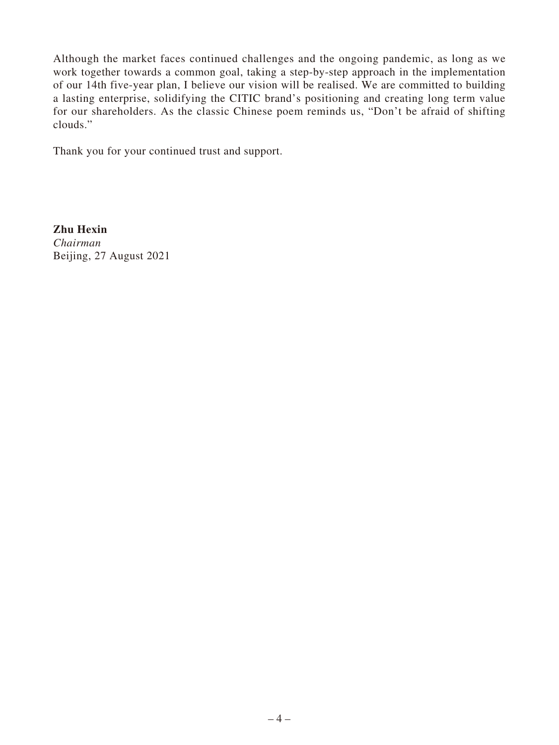Although the market faces continued challenges and the ongoing pandemic, as long as we work together towards a common goal, taking a step-by-step approach in the implementation of our 14th five-year plan, I believe our vision will be realised. We are committed to building a lasting enterprise, solidifying the CITIC brand's positioning and creating long term value for our shareholders. As the classic Chinese poem reminds us, "Don't be afraid of shifting clouds."

Thank you for your continued trust and support.

**Zhu Hexin**
*Chairman*
Beijing, 27 August 2021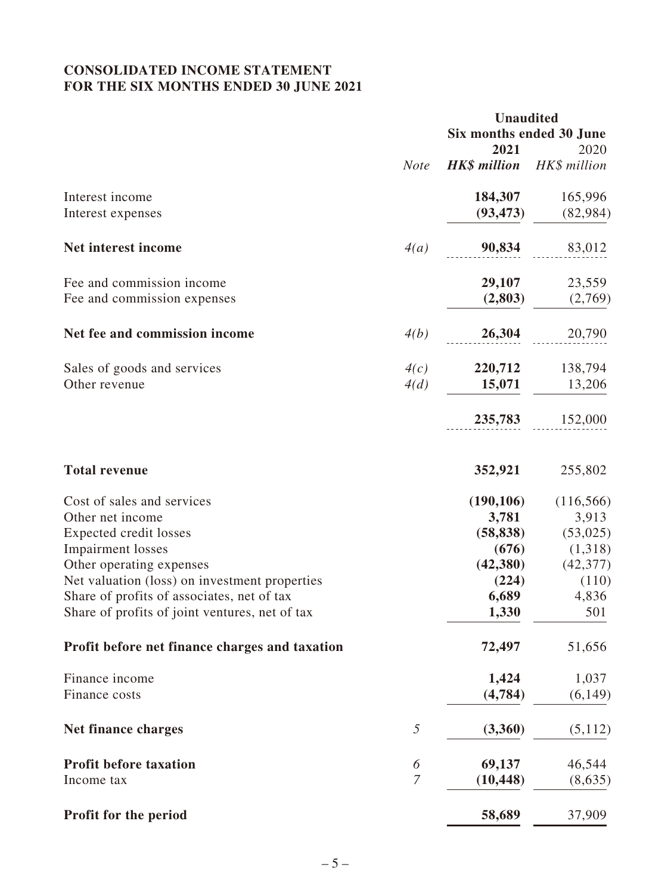# CONSOLIDATED INCOME STATEMENT
# FOR THE SIX MONTHS ENDED 30 JUNE 2021

| | | Unaudited | |
|---|---|---|---|
| | | Six months ended 30 June | |
| | | **2021** | 2020 |
| | *Note* | ***HK$ million*** | *HK$ million* |
| Interest income | | **184,307** | 165,996 |
| Interest expenses | | **(93,473)** | (82,984) |
| **Net interest income** | *4(a)* | **90,834** | 83,012 |
| Fee and commission income | | **29,107** | 23,559 |
| Fee and commission expenses | | **(2,803)** | (2,769) |
| **Net fee and commission income** | *4(b)* | **26,304** | 20,790 |
| Sales of goods and services | *4(c)* | **220,712** | 138,794 |
| Other revenue | *4(d)* | **15,071** | 13,206 |
| | | **235,783** | 152,000 |
| **Total revenue** | | **352,921** | 255,802 |
| Cost of sales and services | | **(190,106)** | (116,566) |
| Other net income | | **3,781** | 3,913 |
| Expected credit losses | | **(58,838)** | (53,025) |
| Impairment losses | | **(676)** | (1,318) |
| Other operating expenses | | **(42,380)** | (42,377) |
| Net valuation (loss) on investment properties | | **(224)** | (110) |
| Share of profits of associates, net of tax | | **6,689** | 4,836 |
| Share of profits of joint ventures, net of tax | | **1,330** | 501 |
| **Profit before net finance charges and taxation** | | **72,497** | 51,656 |
| Finance income | | **1,424** | 1,037 |
| Finance costs | | **(4,784)** | (6,149) |
| **Net finance charges** | *5* | **(3,360)** | (5,112) |
| **Profit before taxation** | *6* | **69,137** | 46,544 |
| Income tax | *7* | **(10,448)** | (8,635) |
| **Profit for the period** | | **58,689** | 37,909 |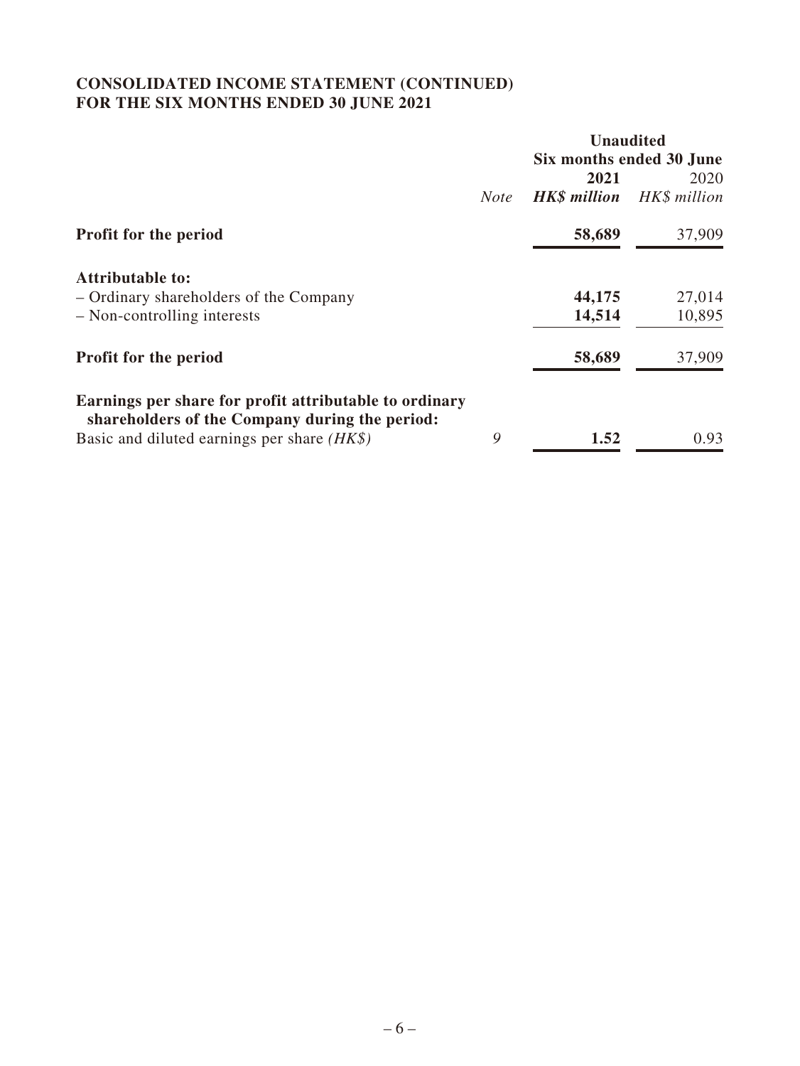**CONSOLIDATED INCOME STATEMENT (CONTINUED)**
**FOR THE SIX MONTHS ENDED 30 JUNE 2021**

| | | Unaudited | |
|---|---|---|---|
| | | Six months ended 30 June | |
| | | **2021** | 2020 |
| | *Note* | ***HK$ million*** | *HK$ million* |
| **Profit for the period** | | **58,689** | 37,909 |
| **Attributable to:** | | | |
| – Ordinary shareholders of the Company | | **44,175** | 27,014 |
| – Non-controlling interests | | **14,514** | 10,895 |
| **Profit for the period** | | **58,689** | 37,909 |
| **Earnings per share for profit attributable to ordinary shareholders of the Company during the period:** | | | |
| Basic and diluted earnings per share *(HK$)* | 9 | **1.52** | 0.93 |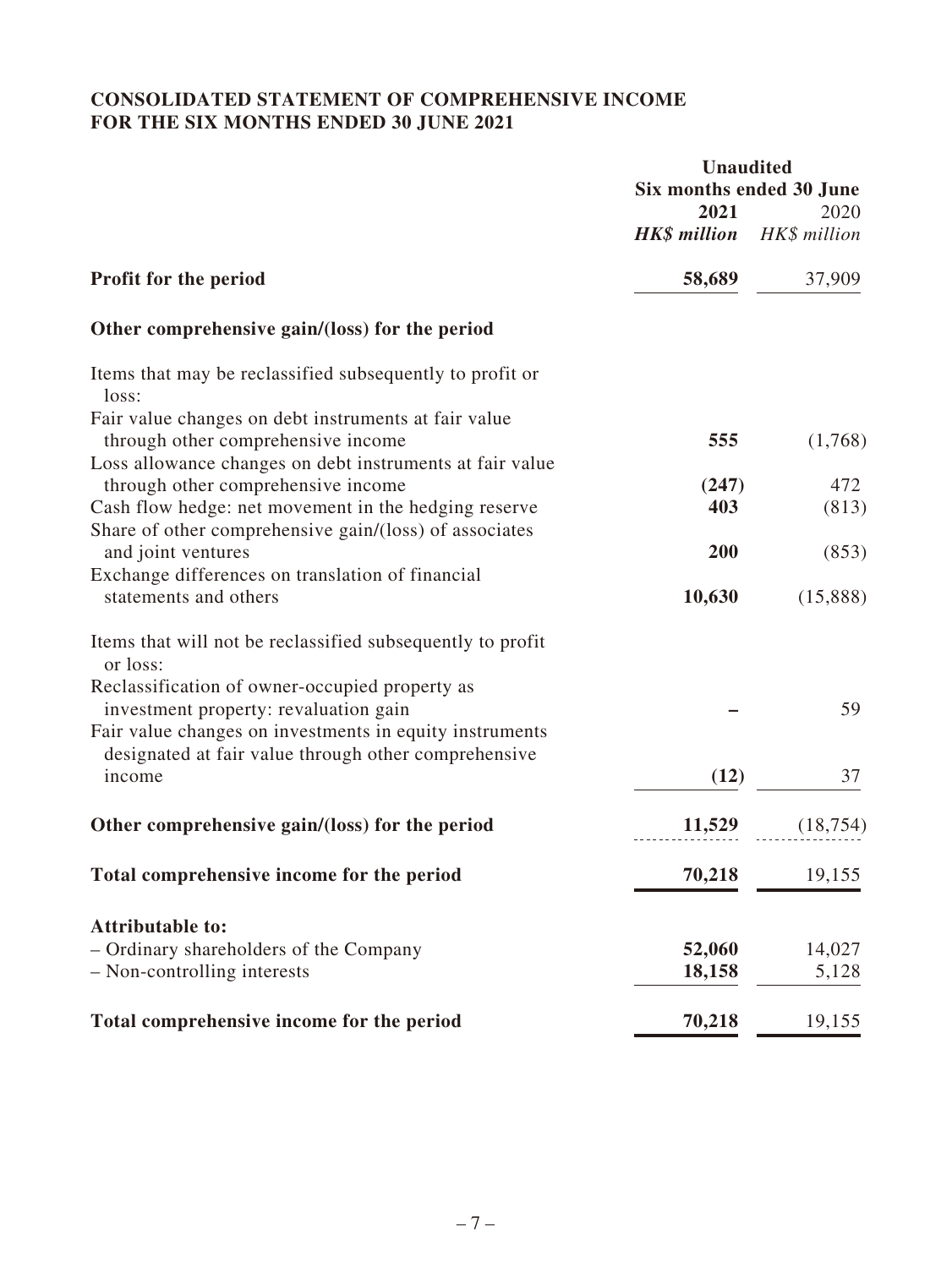**CONSOLIDATED STATEMENT OF COMPREHENSIVE INCOME**
**FOR THE SIX MONTHS ENDED 30 JUNE 2021**

| | Unaudited | |
|---|---|---|
| | Six months ended 30 June | |
| | **2021** | 2020 |
| | ***HK$ million*** | *HK$ million* |
| **Profit for the period** | **58,689** | 37,909 |
| **Other comprehensive gain/(loss) for the period** | | |
| Items that may be reclassified subsequently to profit or loss: | | |
| Fair value changes on debt instruments at fair value through other comprehensive income | **555** | (1,768) |
| Loss allowance changes on debt instruments at fair value through other comprehensive income | **(247)** | 472 |
| Cash flow hedge: net movement in the hedging reserve | **403** | (813) |
| Share of other comprehensive gain/(loss) of associates and joint ventures | **200** | (853) |
| Exchange differences on translation of financial statements and others | **10,630** | (15,888) |
| Items that will not be reclassified subsequently to profit or loss: | | |
| Reclassification of owner-occupied property as investment property: revaluation gain | **–** | 59 |
| Fair value changes on investments in equity instruments designated at fair value through other comprehensive income | **(12)** | 37 |
| **Other comprehensive gain/(loss) for the period** | **11,529** | (18,754) |
| **Total comprehensive income for the period** | **70,218** | 19,155 |
| **Attributable to:** | | |
| – Ordinary shareholders of the Company | **52,060** | 14,027 |
| – Non-controlling interests | **18,158** | 5,128 |
| **Total comprehensive income for the period** | **70,218** | 19,155 |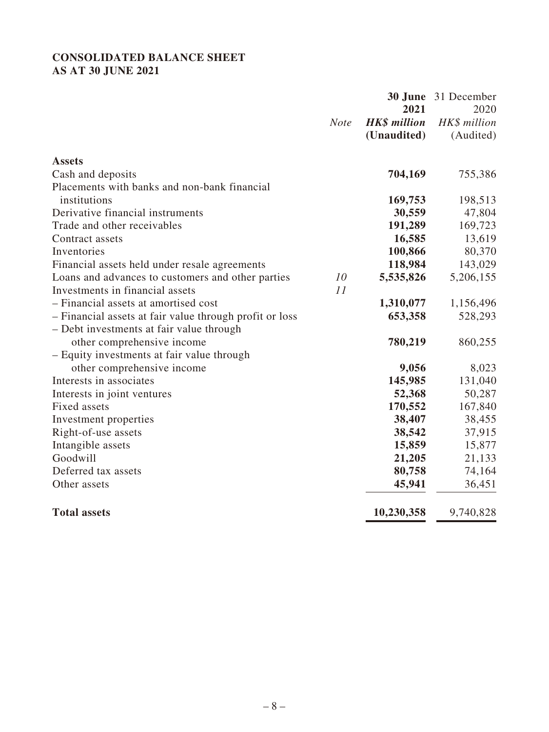**CONSOLIDATED BALANCE SHEET**
**AS AT 30 JUNE 2021**

| | *Note* | **30 June 2021** ***HK$ million*** **(Unaudited)** | 31 December 2020 *HK$ million* (Audited) |
|---|---|---|---|
| **Assets** | | | |
| Cash and deposits | | **704,169** | 755,386 |
| Placements with banks and non-bank financial institutions | | **169,753** | 198,513 |
| Derivative financial instruments | | **30,559** | 47,804 |
| Trade and other receivables | | **191,289** | 169,723 |
| Contract assets | | **16,585** | 13,619 |
| Inventories | | **100,866** | 80,370 |
| Financial assets held under resale agreements | | **118,984** | 143,029 |
| Loans and advances to customers and other parties | *10* | **5,535,826** | 5,206,155 |
| Investments in financial assets | *11* | | |
| – Financial assets at amortised cost | | **1,310,077** | 1,156,496 |
| – Financial assets at fair value through profit or loss | | **653,358** | 528,293 |
| – Debt investments at fair value through other comprehensive income | | **780,219** | 860,255 |
| – Equity investments at fair value through other comprehensive income | | **9,056** | 8,023 |
| Interests in associates | | **145,985** | 131,040 |
| Interests in joint ventures | | **52,368** | 50,287 |
| Fixed assets | | **170,552** | 167,840 |
| Investment properties | | **38,407** | 38,455 |
| Right-of-use assets | | **38,542** | 37,915 |
| Intangible assets | | **15,859** | 15,877 |
| Goodwill | | **21,205** | 21,133 |
| Deferred tax assets | | **80,758** | 74,164 |
| Other assets | | **45,941** | 36,451 |
| **Total assets** | | **10,230,358** | 9,740,828 |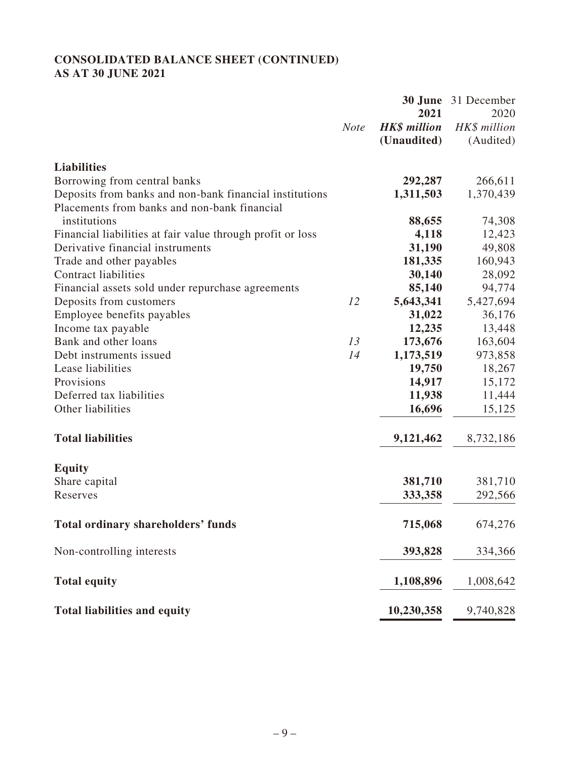## CONSOLIDATED BALANCE SHEET (CONTINUED)
## AS AT 30 JUNE 2021

| | *Note* | **30 June 2021** ***HK$ million*** **(Unaudited)** | 31 December 2020 *HK$ million* (Audited) |
|---|---|---|---|
| **Liabilities** | | | |
| Borrowing from central banks | | **292,287** | 266,611 |
| Deposits from banks and non-bank financial institutions | | **1,311,503** | 1,370,439 |
| Placements from banks and non-bank financial institutions | | **88,655** | 74,308 |
| Financial liabilities at fair value through profit or loss | | **4,118** | 12,423 |
| Derivative financial instruments | | **31,190** | 49,808 |
| Trade and other payables | | **181,335** | 160,943 |
| Contract liabilities | | **30,140** | 28,092 |
| Financial assets sold under repurchase agreements | | **85,140** | 94,774 |
| Deposits from customers | *12* | **5,643,341** | 5,427,694 |
| Employee benefits payables | | **31,022** | 36,176 |
| Income tax payable | | **12,235** | 13,448 |
| Bank and other loans | *13* | **173,676** | 163,604 |
| Debt instruments issued | *14* | **1,173,519** | 973,858 |
| Lease liabilities | | **19,750** | 18,267 |
| Provisions | | **14,917** | 15,172 |
| Deferred tax liabilities | | **11,938** | 11,444 |
| Other liabilities | | **16,696** | 15,125 |
| **Total liabilities** | | **9,121,462** | 8,732,186 |
| **Equity** | | | |
| Share capital | | **381,710** | 381,710 |
| Reserves | | **333,358** | 292,566 |
| **Total ordinary shareholders' funds** | | **715,068** | 674,276 |
| Non-controlling interests | | **393,828** | 334,366 |
| **Total equity** | | **1,108,896** | 1,008,642 |
| **Total liabilities and equity** | | **10,230,358** | 9,740,828 |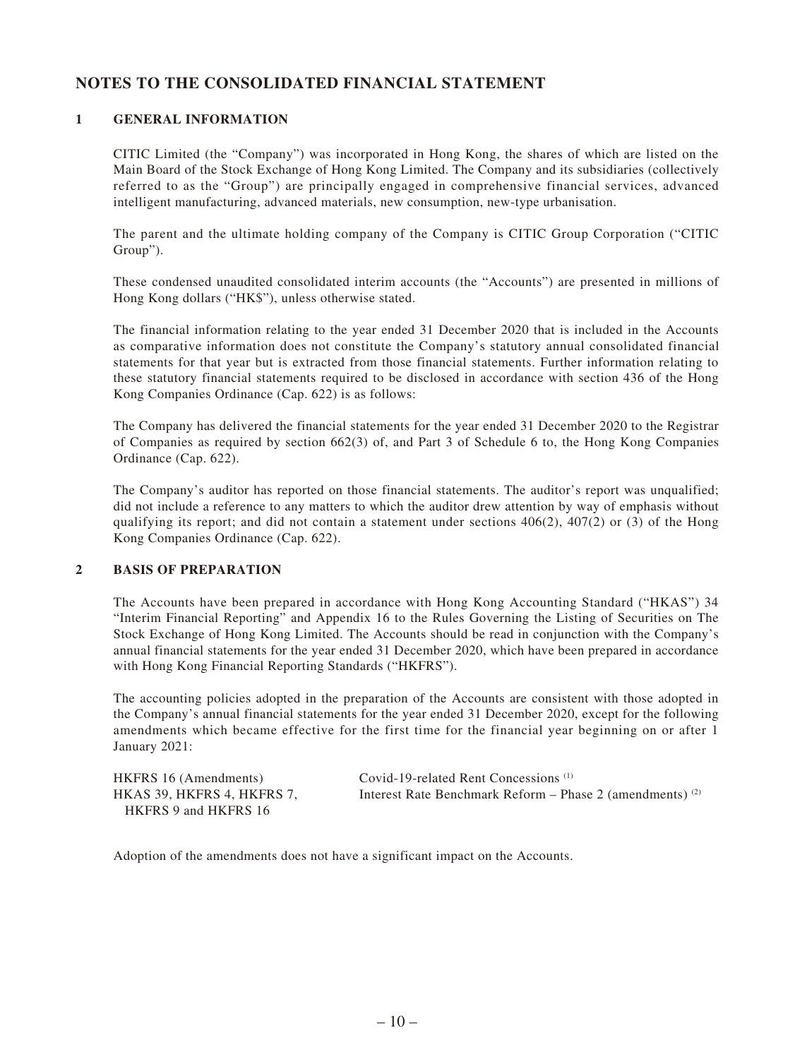## NOTES TO THE CONSOLIDATED FINANCIAL STATEMENT

### 1 GENERAL INFORMATION

CITIC Limited (the "Company") was incorporated in Hong Kong, the shares of which are listed on the Main Board of the Stock Exchange of Hong Kong Limited. The Company and its subsidiaries (collectively referred to as the "Group") are principally engaged in comprehensive financial services, advanced intelligent manufacturing, advanced materials, new consumption, new-type urbanisation.

The parent and the ultimate holding company of the Company is CITIC Group Corporation ("CITIC Group").

These condensed unaudited consolidated interim accounts (the "Accounts") are presented in millions of Hong Kong dollars ("HK$"), unless otherwise stated.

The financial information relating to the year ended 31 December 2020 that is included in the Accounts as comparative information does not constitute the Company's statutory annual consolidated financial statements for that year but is extracted from those financial statements. Further information relating to these statutory financial statements required to be disclosed in accordance with section 436 of the Hong Kong Companies Ordinance (Cap. 622) is as follows:

The Company has delivered the financial statements for the year ended 31 December 2020 to the Registrar of Companies as required by section 662(3) of, and Part 3 of Schedule 6 to, the Hong Kong Companies Ordinance (Cap. 622).

The Company's auditor has reported on those financial statements. The auditor's report was unqualified; did not include a reference to any matters to which the auditor drew attention by way of emphasis without qualifying its report; and did not contain a statement under sections 406(2), 407(2) or (3) of the Hong Kong Companies Ordinance (Cap. 622).

### 2 BASIS OF PREPARATION

The Accounts have been prepared in accordance with Hong Kong Accounting Standard ("HKAS") 34 "Interim Financial Reporting" and Appendix 16 to the Rules Governing the Listing of Securities on The Stock Exchange of Hong Kong Limited. The Accounts should be read in conjunction with the Company's annual financial statements for the year ended 31 December 2020, which have been prepared in accordance with Hong Kong Financial Reporting Standards ("HKFRS").

The accounting policies adopted in the preparation of the Accounts are consistent with those adopted in the Company's annual financial statements for the year ended 31 December 2020, except for the following amendments which became effective for the first time for the financial year beginning on or after 1 January 2021:

| | |
|---|---|
| HKFRS 16 (Amendments) | Covid-19-related Rent Concessions (1) |
| HKAS 39, HKFRS 4, HKFRS 7, HKFRS 9 and HKFRS 16 | Interest Rate Benchmark Reform – Phase 2 (amendments) (2) |

Adoption of the amendments does not have a significant impact on the Accounts.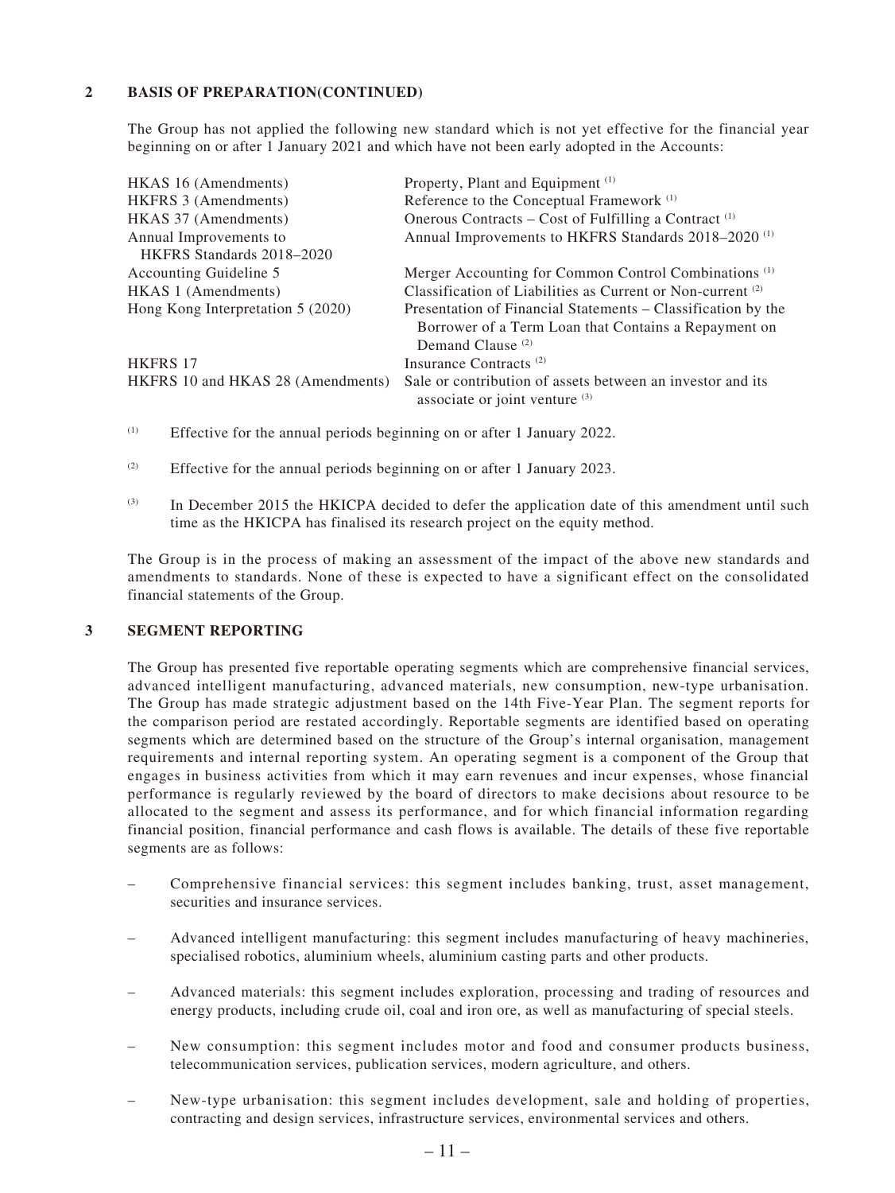## 2 BASIS OF PREPARATION(CONTINUED)

The Group has not applied the following new standard which is not yet effective for the financial year beginning on or after 1 January 2021 and which have not been early adopted in the Accounts:

| | |
|---|---|
| HKAS 16 (Amendments) | Property, Plant and Equipment [(1)] |
| HKFRS 3 (Amendments) | Reference to the Conceptual Framework [(1)] |
| HKAS 37 (Amendments) | Onerous Contracts – Cost of Fulfilling a Contract [(1)] |
| Annual Improvements to HKFRS Standards 2018–2020 | Annual Improvements to HKFRS Standards 2018–2020 [(1)] |
| Accounting Guideline 5 | Merger Accounting for Common Control Combinations [(1)] |
| HKAS 1 (Amendments) | Classification of Liabilities as Current or Non-current [(2)] |
| Hong Kong Interpretation 5 (2020) | Presentation of Financial Statements – Classification by the Borrower of a Term Loan that Contains a Repayment on Demand Clause [(2)] |
| HKFRS 17 | Insurance Contracts [(2)] |
| HKFRS 10 and HKAS 28 (Amendments) | Sale or contribution of assets between an investor and its associate or joint venture [(3)] |

(1) Effective for the annual periods beginning on or after 1 January 2022.

(2) Effective for the annual periods beginning on or after 1 January 2023.

(3) In December 2015 the HKICPA decided to defer the application date of this amendment until such time as the HKICPA has finalised its research project on the equity method.

The Group is in the process of making an assessment of the impact of the above new standards and amendments to standards. None of these is expected to have a significant effect on the consolidated financial statements of the Group.

## 3 SEGMENT REPORTING

The Group has presented five reportable operating segments which are comprehensive financial services, advanced intelligent manufacturing, advanced materials, new consumption, new-type urbanisation. The Group has made strategic adjustment based on the 14th Five-Year Plan. The segment reports for the comparison period are restated accordingly. Reportable segments are identified based on operating segments which are determined based on the structure of the Group's internal organisation, management requirements and internal reporting system. An operating segment is a component of the Group that engages in business activities from which it may earn revenues and incur expenses, whose financial performance is regularly reviewed by the board of directors to make decisions about resource to be allocated to the segment and assess its performance, and for which financial information regarding financial position, financial performance and cash flows is available. The details of these five reportable segments are as follows:

– Comprehensive financial services: this segment includes banking, trust, asset management, securities and insurance services.

– Advanced intelligent manufacturing: this segment includes manufacturing of heavy machineries, specialised robotics, aluminium wheels, aluminium casting parts and other products.

– Advanced materials: this segment includes exploration, processing and trading of resources and energy products, including crude oil, coal and iron ore, as well as manufacturing of special steels.

– New consumption: this segment includes motor and food and consumer products business, telecommunication services, publication services, modern agriculture, and others.

– New-type urbanisation: this segment includes development, sale and holding of properties, contracting and design services, infrastructure services, environmental services and others.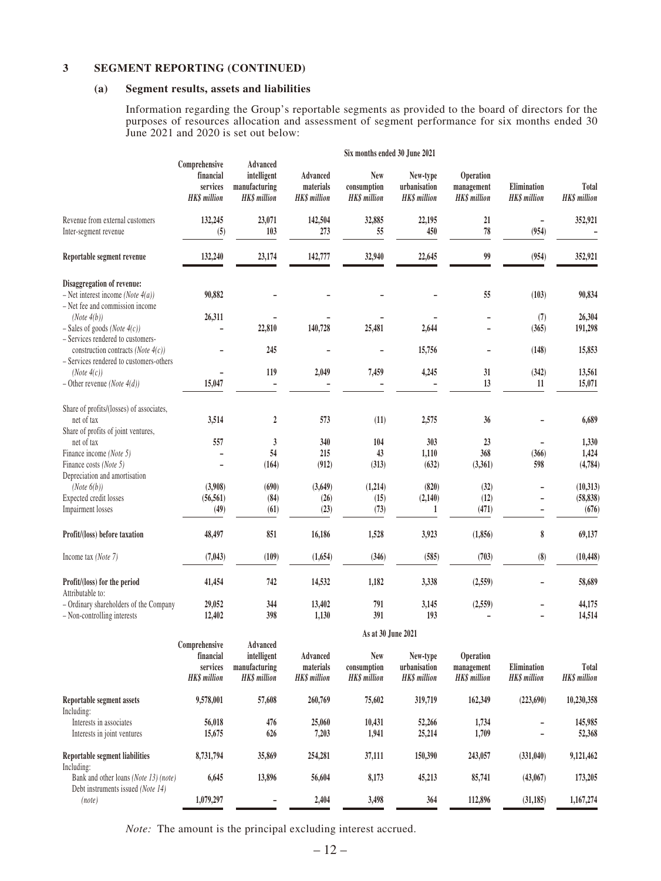## 3 SEGMENT REPORTING (CONTINUED)

### (a) Segment results, assets and liabilities

Information regarding the Group's reportable segments as provided to the board of directors for the purposes of resources allocation and assessment of segment performance for six months ended 30 June 2021 and 2020 is set out below:

| | Six months ended 30 June 2021 | | | | | | | |
|---|---|---|---|---|---|---|---|---|
| | Comprehensive financial services *HK$ million* | Advanced intelligent manufacturing *HK$ million* | Advanced materials *HK$ million* | New consumption *HK$ million* | New-type urbanisation *HK$ million* | Operation management *HK$ million* | Elimination *HK$ million* | Total *HK$ million* |
| Revenue from external customers | 132,245 | 23,071 | 142,504 | 32,885 | 22,195 | 21 | – | 352,921 |
| Inter-segment revenue | (5) | 103 | 273 | 55 | 450 | 78 | (954) | – |
| **Reportable segment revenue** | 132,240 | 23,174 | 142,777 | 32,940 | 22,645 | 99 | (954) | 352,921 |
| **Disaggregation of revenue:** | | | | | | | | |
| – Net interest income *(Note 4(a))* | 90,882 | – | – | – | – | 55 | (103) | 90,834 |
| – Net fee and commission income *(Note 4(b))* | 26,311 | – | – | – | – | – | (7) | 26,304 |
| – Sales of goods *(Note 4(c))* | – | 22,810 | 140,728 | 25,481 | 2,644 | – | (365) | 191,298 |
| – Services rendered to customers-construction contracts *(Note 4(c))* | – | 245 | – | – | 15,756 | – | (148) | 15,853 |
| – Services rendered to customers-others *(Note 4(c))* | – | 119 | 2,049 | 7,459 | 4,245 | 31 | (342) | 13,561 |
| – Other revenue *(Note 4(d))* | 15,047 | – | – | – | – | 13 | 11 | 15,071 |
| Share of profits/(losses) of associates, net of tax | 3,514 | 2 | 573 | (11) | 2,575 | 36 | – | 6,689 |
| Share of profits of joint ventures, net of tax | 557 | 3 | 340 | 104 | 303 | 23 | – | 1,330 |
| Finance income *(Note 5)* | – | 54 | 215 | 43 | 1,110 | 368 | (366) | 1,424 |
| Finance costs *(Note 5)* | – | (164) | (912) | (313) | (632) | (3,361) | 598 | (4,784) |
| Depreciation and amortisation *(Note 6(b))* | (3,908) | (690) | (3,649) | (1,214) | (820) | (32) | – | (10,313) |
| Expected credit losses | (56,561) | (84) | (26) | (15) | (2,140) | (12) | – | (58,838) |
| Impairment losses | (49) | (61) | (23) | (73) | 1 | (471) | – | (676) |
| **Profit/(loss) before taxation** | 48,497 | 851 | 16,186 | 1,528 | 3,923 | (1,856) | 8 | 69,137 |
| Income tax *(Note 7)* | (7,043) | (109) | (1,654) | (346) | (585) | (703) | (8) | (10,448) |
| **Profit/(loss) for the period** | 41,454 | 742 | 14,532 | 1,182 | 3,338 | (2,559) | – | 58,689 |
| Attributable to: | | | | | | | | |
| – Ordinary shareholders of the Company | 29,052 | 344 | 13,402 | 791 | 3,145 | (2,559) | – | 44,175 |
| – Non-controlling interests | 12,402 | 398 | 1,130 | 391 | 193 | – | – | 14,514 |

| | As at 30 June 2021 | | | | | | | |
|---|---|---|---|---|---|---|---|---|
| | Comprehensive financial services *HK$ million* | Advanced intelligent manufacturing *HK$ million* | Advanced materials *HK$ million* | New consumption *HK$ million* | New-type urbanisation *HK$ million* | Operation management *HK$ million* | Elimination *HK$ million* | Total *HK$ million* |
| **Reportable segment assets** | 9,578,001 | 57,608 | 260,769 | 75,602 | 319,719 | 162,349 | (223,690) | 10,230,358 |
| Including: | | | | | | | | |
| Interests in associates | 56,018 | 476 | 25,060 | 10,431 | 52,266 | 1,734 | – | 145,985 |
| Interests in joint ventures | 15,675 | 626 | 7,203 | 1,941 | 25,214 | 1,709 | – | 52,368 |
| **Reportable segment liabilities** | 8,731,794 | 35,869 | 254,281 | 37,111 | 150,390 | 243,057 | (331,040) | 9,121,462 |
| Including: | | | | | | | | |
| Bank and other loans *(Note 13) (note)* | 6,645 | 13,896 | 56,604 | 8,173 | 45,213 | 85,741 | (43,067) | 173,205 |
| Debt instruments issued *(Note 14) (note)* | 1,079,297 | – | 2,404 | 3,498 | 364 | 112,896 | (31,185) | 1,167,274 |

*Note:* The amount is the principal excluding interest accrued.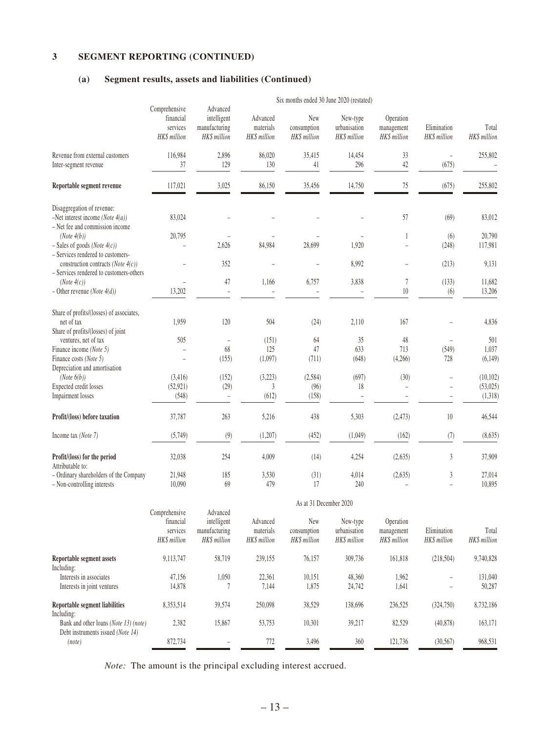## 3 SEGMENT REPORTING (CONTINUED)

### (a) Segment results, assets and liabilities (Continued)

| | Six months ended 30 June 2020 (restated) | | | | | | | |
|---|---|---|---|---|---|---|---|---|
| | Comprehensive financial services HK$ million | Advanced intelligent manufacturing HK$ million | Advanced materials HK$ million | New consumption HK$ million | New-type urbanisation HK$ million | Operation management HK$ million | Elimination HK$ million | Total HK$ million |
| Revenue from external customers | 116,984 | 2,896 | 86,020 | 35,415 | 14,454 | 33 | – | 255,802 |
| Inter-segment revenue | 37 | 129 | 130 | 41 | 296 | 42 | (675) | – |
| **Reportable segment revenue** | 117,021 | 3,025 | 86,150 | 35,456 | 14,750 | 75 | (675) | 255,802 |
| Disaggregation of revenue: | | | | | | | | |
| –Net interest income *(Note 4(a))* | 83,024 | – | – | – | – | 57 | (69) | 83,012 |
| – Net fee and commission income *(Note 4(b))* | 20,795 | – | – | – | – | 1 | (6) | 20,790 |
| – Sales of goods *(Note 4(c))* | – | 2,626 | 84,984 | 28,699 | 1,920 | – | (248) | 117,981 |
| – Services rendered to customers-construction contracts *(Note 4(c))* | – | 352 | – | – | 8,992 | – | (213) | 9,131 |
| – Services rendered to customers-others *(Note 4(c))* | – | 47 | 1,166 | 6,757 | 3,838 | 7 | (133) | 11,682 |
| – Other revenue *(Note 4(d))* | 13,202 | – | – | – | – | 10 | (6) | 13,206 |
| Share of profits/(losses) of associates, net of tax | 1,959 | 120 | 504 | (24) | 2,110 | 167 | – | 4,836 |
| Share of profits/(losses) of joint ventures, net of tax | 505 | – | (151) | 64 | 35 | 48 | – | 501 |
| Finance income *(Note 5)* | – | 68 | 125 | 47 | 633 | 713 | (549) | 1,037 |
| Finance costs *(Note 5)* | – | (155) | (1,097) | (711) | (648) | (4,266) | 728 | (6,149) |
| Depreciation and amortisation *(Note 6(b))* | (3,416) | (152) | (3,223) | (2,584) | (697) | (30) | – | (10,102) |
| Expected credit losses | (52,921) | (29) | 3 | (96) | 18 | – | – | (53,025) |
| Impairment losses | (548) | – | (612) | (158) | – | – | – | (1,318) |
| **Profit/(loss) before taxation** | 37,787 | 263 | 5,216 | 438 | 5,303 | (2,473) | 10 | 46,544 |
| Income tax *(Note 7)* | (5,749) | (9) | (1,207) | (452) | (1,049) | (162) | (7) | (8,635) |
| **Profit/(loss) for the period** | 32,038 | 254 | 4,009 | (14) | 4,254 | (2,635) | 3 | 37,909 |
| Attributable to: | | | | | | | | |
| – Ordinary shareholders of the Company | 21,948 | 185 | 3,530 | (31) | 4,014 | (2,635) | 3 | 27,014 |
| – Non-controlling interests | 10,090 | 69 | 479 | 17 | 240 | – | – | 10,895 |

| | As at 31 December 2020 | | | | | | | |
|---|---|---|---|---|---|---|---|---|
| | Comprehensive financial services HK$ million | Advanced intelligent manufacturing HK$ million | Advanced materials HK$ million | New consumption HK$ million | New-type urbanisation HK$ million | Operation management HK$ million | Elimination HK$ million | Total HK$ million |
| **Reportable segment assets** | 9,113,747 | 58,719 | 239,155 | 76,157 | 309,736 | 161,818 | (218,504) | 9,740,828 |
| Including: | | | | | | | | |
| Interests in associates | 47,156 | 1,050 | 22,361 | 10,151 | 48,360 | 1,962 | – | 131,040 |
| Interests in joint ventures | 14,878 | 7 | 7,144 | 1,875 | 24,742 | 1,641 | – | 50,287 |
| **Reportable segment liabilities** | 8,353,514 | 39,574 | 250,098 | 38,529 | 138,696 | 236,525 | (324,750) | 8,732,186 |
| Including: | | | | | | | | |
| Bank and other loans *(Note 13) (note)* | 2,382 | 15,867 | 53,753 | 10,301 | 39,217 | 82,529 | (40,878) | 163,171 |
| Debt instruments issued *(Note 14) (note)* | 872,734 | – | 772 | 3,496 | 360 | 121,736 | (30,567) | 968,531 |

*Note:* The amount is the principal excluding interest accrued.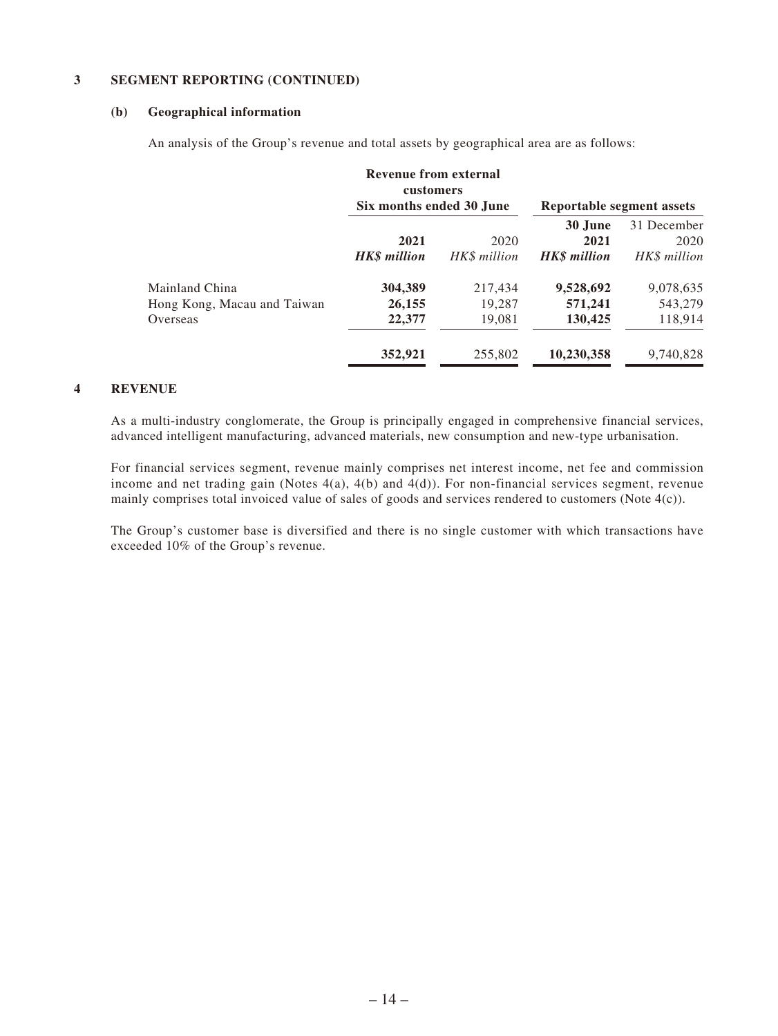## 3 SEGMENT REPORTING (CONTINUED)

### (b) Geographical information

An analysis of the Group's revenue and total assets by geographical area are as follows:

| | Revenue from external customers | | Reportable segment assets | |
|---|---|---|---|---|
| | Six months ended 30 June | | | |
| | **2021** | 2020 | **30 June 2021** | 31 December 2020 |
| | ***HK$ million*** | *HK$ million* | ***HK$ million*** | *HK$ million* |
| Mainland China | **304,389** | 217,434 | **9,528,692** | 9,078,635 |
| Hong Kong, Macau and Taiwan | **26,155** | 19,287 | **571,241** | 543,279 |
| Overseas | **22,377** | 19,081 | **130,425** | 118,914 |
| | **352,921** | 255,802 | **10,230,358** | 9,740,828 |

## 4 REVENUE

As a multi-industry conglomerate, the Group is principally engaged in comprehensive financial services, advanced intelligent manufacturing, advanced materials, new consumption and new-type urbanisation.

For financial services segment, revenue mainly comprises net interest income, net fee and commission income and net trading gain (Notes 4(a), 4(b) and 4(d)). For non-financial services segment, revenue mainly comprises total invoiced value of sales of goods and services rendered to customers (Note 4(c)).

The Group's customer base is diversified and there is no single customer with which transactions have exceeded 10% of the Group's revenue.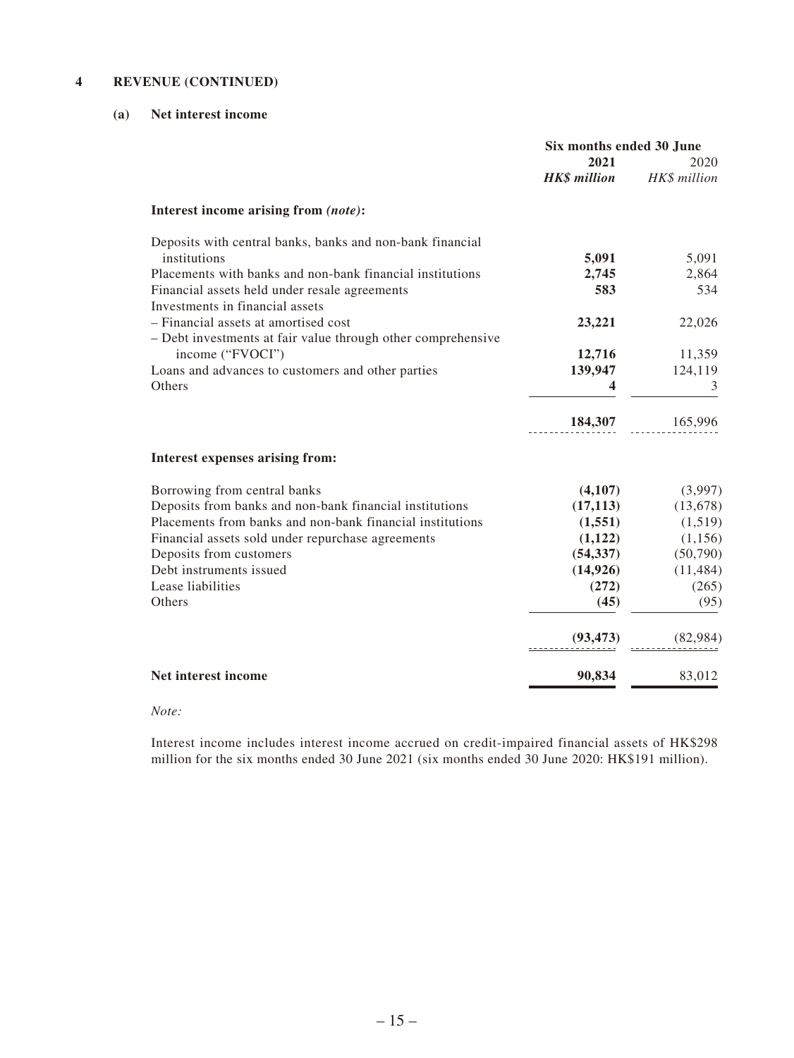## 4 REVENUE (CONTINUED)

### (a) Net interest income

| | Six months ended 30 June | |
|---|---|---|
| | **2021** | 2020 |
| | ***HK$ million*** | *HK$ million* |
| **Interest income arising from *(note)*:** | | |
| Deposits with central banks, banks and non-bank financial institutions | **5,091** | 5,091 |
| Placements with banks and non-bank financial institutions | **2,745** | 2,864 |
| Financial assets held under resale agreements | **583** | 534 |
| Investments in financial assets | | |
| – Financial assets at amortised cost | **23,221** | 22,026 |
| – Debt investments at fair value through other comprehensive income ("FVOCI") | **12,716** | 11,359 |
| Loans and advances to customers and other parties | **139,947** | 124,119 |
| Others | **4** | 3 |
| | **184,307** | 165,996 |
| **Interest expenses arising from:** | | |
| Borrowing from central banks | **(4,107)** | (3,997) |
| Deposits from banks and non-bank financial institutions | **(17,113)** | (13,678) |
| Placements from banks and non-bank financial institutions | **(1,551)** | (1,519) |
| Financial assets sold under repurchase agreements | **(1,122)** | (1,156) |
| Deposits from customers | **(54,337)** | (50,790) |
| Debt instruments issued | **(14,926)** | (11,484) |
| Lease liabilities | **(272)** | (265) |
| Others | **(45)** | (95) |
| | **(93,473)** | (82,984) |
| **Net interest income** | **90,834** | 83,012 |

*Note:*

Interest income includes interest income accrued on credit-impaired financial assets of HK$298 million for the six months ended 30 June 2021 (six months ended 30 June 2020: HK$191 million).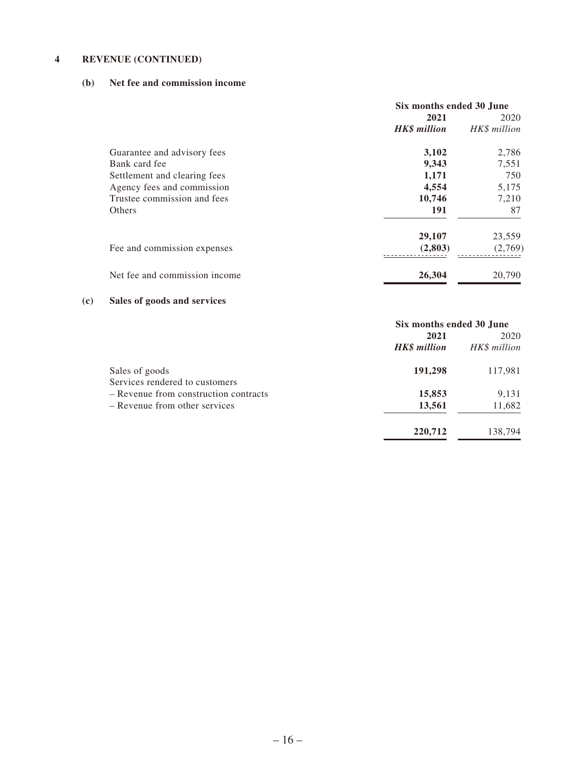## 4 REVENUE (CONTINUED)

### (b) Net fee and commission income

| | Six months ended 30 June | |
|---|---|---|
| | **2021** | 2020 |
| | ***HK$ million*** | *HK$ million* |
| Guarantee and advisory fees | **3,102** | 2,786 |
| Bank card fee | **9,343** | 7,551 |
| Settlement and clearing fees | **1,171** | 750 |
| Agency fees and commission | **4,554** | 5,175 |
| Trustee commission and fees | **10,746** | 7,210 |
| Others | **191** | 87 |
| | **29,107** | 23,559 |
| Fee and commission expenses | **(2,803)** | (2,769) |
| Net fee and commission income | **26,304** | 20,790 |

### (c) Sales of goods and services

| | Six months ended 30 June | |
|---|---|---|
| | **2021** | 2020 |
| | ***HK$ million*** | *HK$ million* |
| Sales of goods | **191,298** | 117,981 |
| Services rendered to customers | | |
| – Revenue from construction contracts | **15,853** | 9,131 |
| – Revenue from other services | **13,561** | 11,682 |
| | **220,712** | 138,794 |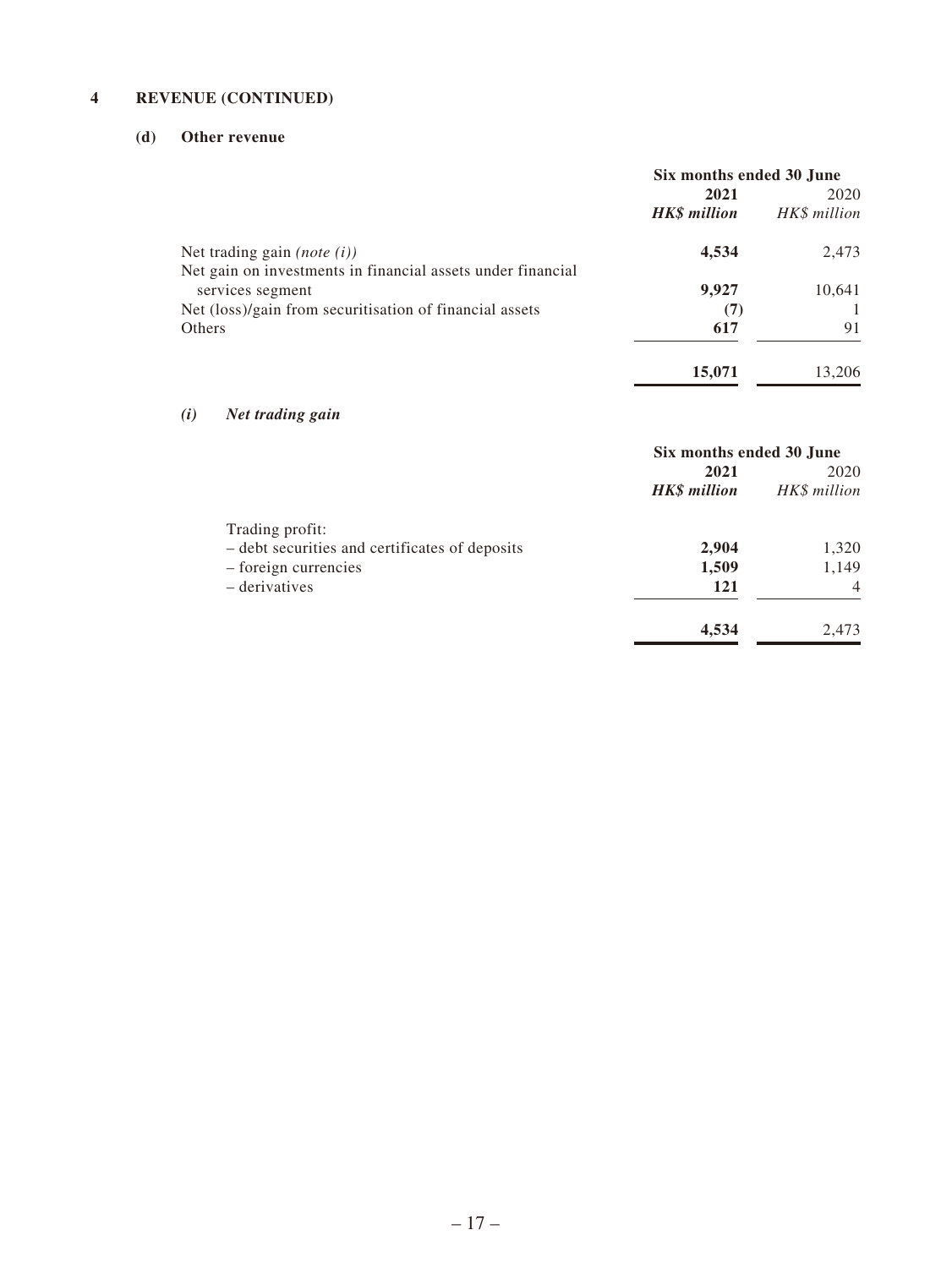## 4 REVENUE (CONTINUED)

### (d) Other revenue

| | Six months ended 30 June | |
|---|---|---|
| | **2021** | 2020 |
| | ***HK$ million*** | *HK$ million* |
| Net trading gain *(note (i))* | **4,534** | 2,473 |
| Net gain on investments in financial assets under financial services segment | **9,927** | 10,641 |
| Net (loss)/gain from securitisation of financial assets | **(7)** | 1 |
| Others | **617** | 91 |
| | **15,071** | 13,206 |

#### *(i) Net trading gain*

| | Six months ended 30 June | |
|---|---|---|
| | **2021** | 2020 |
| | ***HK$ million*** | *HK$ million* |
| Trading profit: | | |
| – debt securities and certificates of deposits | **2,904** | 1,320 |
| – foreign currencies | **1,509** | 1,149 |
| – derivatives | **121** | 4 |
| | **4,534** | 2,473 |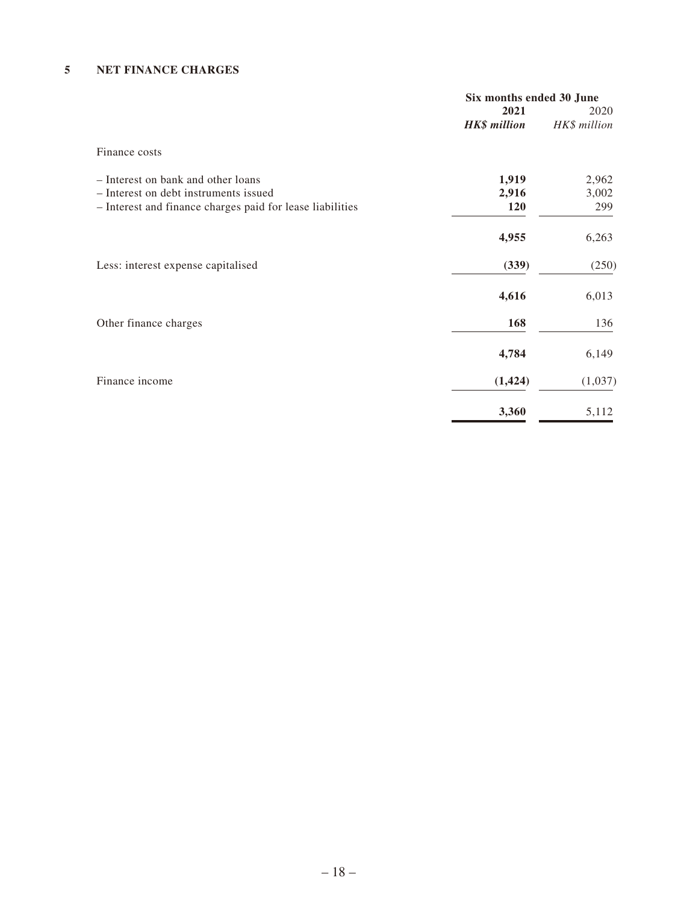## 5 NET FINANCE CHARGES

| | Six months ended 30 June | |
|---|---|---|
| | **2021** | 2020 |
| | ***HK$ million*** | *HK$ million* |
| Finance costs | | |
| – Interest on bank and other loans | **1,919** | 2,962 |
| – Interest on debt instruments issued | **2,916** | 3,002 |
| – Interest and finance charges paid for lease liabilities | **120** | 299 |
| | **4,955** | 6,263 |
| Less: interest expense capitalised | **(339)** | (250) |
| | **4,616** | 6,013 |
| Other finance charges | **168** | 136 |
| | **4,784** | 6,149 |
| Finance income | **(1,424)** | (1,037) |
| | **3,360** | 5,112 |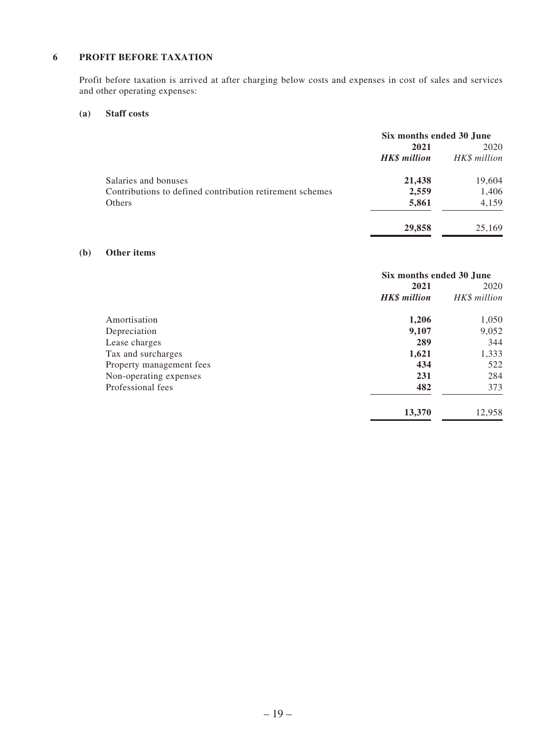## 6 PROFIT BEFORE TAXATION

Profit before taxation is arrived at after charging below costs and expenses in cost of sales and services and other operating expenses:

### (a) Staff costs

| | Six months ended 30 June | |
|---|---|---|
| | **2021** | 2020 |
| | ***HK$ million*** | *HK$ million* |
| Salaries and bonuses | **21,438** | 19,604 |
| Contributions to defined contribution retirement schemes | **2,559** | 1,406 |
| Others | **5,861** | 4,159 |
| | **29,858** | 25,169 |

### (b) Other items

| | Six months ended 30 June | |
|---|---|---|
| | **2021** | 2020 |
| | ***HK$ million*** | *HK$ million* |
| Amortisation | **1,206** | 1,050 |
| Depreciation | **9,107** | 9,052 |
| Lease charges | **289** | 344 |
| Tax and surcharges | **1,621** | 1,333 |
| Property management fees | **434** | 522 |
| Non-operating expenses | **231** | 284 |
| Professional fees | **482** | 373 |
| | **13,370** | 12,958 |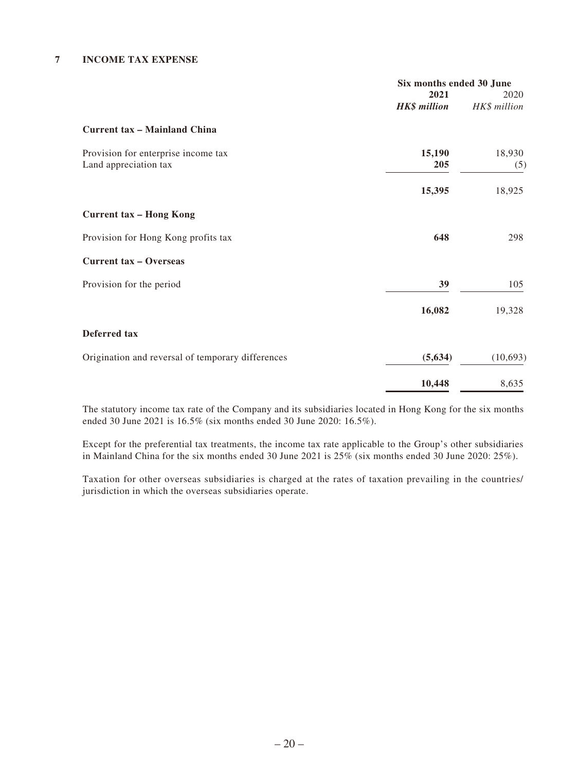## 7 INCOME TAX EXPENSE

| | Six months ended 30 June | |
|---|---|---|
| | **2021** | 2020 |
| | ***HK$ million*** | *HK$ million* |
| **Current tax – Mainland China** | | |
| Provision for enterprise income tax | **15,190** | 18,930 |
| Land appreciation tax | **205** | (5) |
| | **15,395** | 18,925 |
| **Current tax – Hong Kong** | | |
| Provision for Hong Kong profits tax | **648** | 298 |
| **Current tax – Overseas** | | |
| Provision for the period | **39** | 105 |
| | **16,082** | 19,328 |
| **Deferred tax** | | |
| Origination and reversal of temporary differences | **(5,634)** | (10,693) |
| | **10,448** | 8,635 |

The statutory income tax rate of the Company and its subsidiaries located in Hong Kong for the six months ended 30 June 2021 is 16.5% (six months ended 30 June 2020: 16.5%).

Except for the preferential tax treatments, the income tax rate applicable to the Group's other subsidiaries in Mainland China for the six months ended 30 June 2021 is 25% (six months ended 30 June 2020: 25%).

Taxation for other overseas subsidiaries is charged at the rates of taxation prevailing in the countries/jurisdiction in which the overseas subsidiaries operate.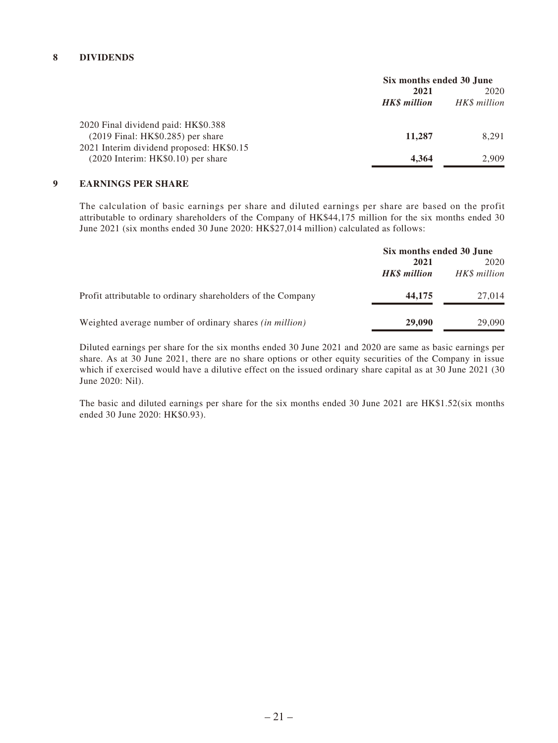## 8 DIVIDENDS

| | Six months ended 30 June | |
|---|---|---|
| | **2021** | 2020 |
| | ***HK$ million*** | *HK$ million* |
| 2020 Final dividend paid: HK$0.388 (2019 Final: HK$0.285) per share | **11,287** | 8,291 |
| 2021 Interim dividend proposed: HK$0.15 (2020 Interim: HK$0.10) per share | **4,364** | 2,909 |

## 9 EARNINGS PER SHARE

The calculation of basic earnings per share and diluted earnings per share are based on the profit attributable to ordinary shareholders of the Company of HK$44,175 million for the six months ended 30 June 2021 (six months ended 30 June 2020: HK$27,014 million) calculated as follows:

| | Six months ended 30 June | |
|---|---|---|
| | **2021** | 2020 |
| | ***HK$ million*** | *HK$ million* |
| Profit attributable to ordinary shareholders of the Company | **44,175** | 27,014 |
| Weighted average number of ordinary shares *(in million)* | **29,090** | 29,090 |

Diluted earnings per share for the six months ended 30 June 2021 and 2020 are same as basic earnings per share. As at 30 June 2021, there are no share options or other equity securities of the Company in issue which if exercised would have a dilutive effect on the issued ordinary share capital as at 30 June 2021 (30 June 2020: Nil).

The basic and diluted earnings per share for the six months ended 30 June 2021 are HK$1.52(six months ended 30 June 2020: HK$0.93).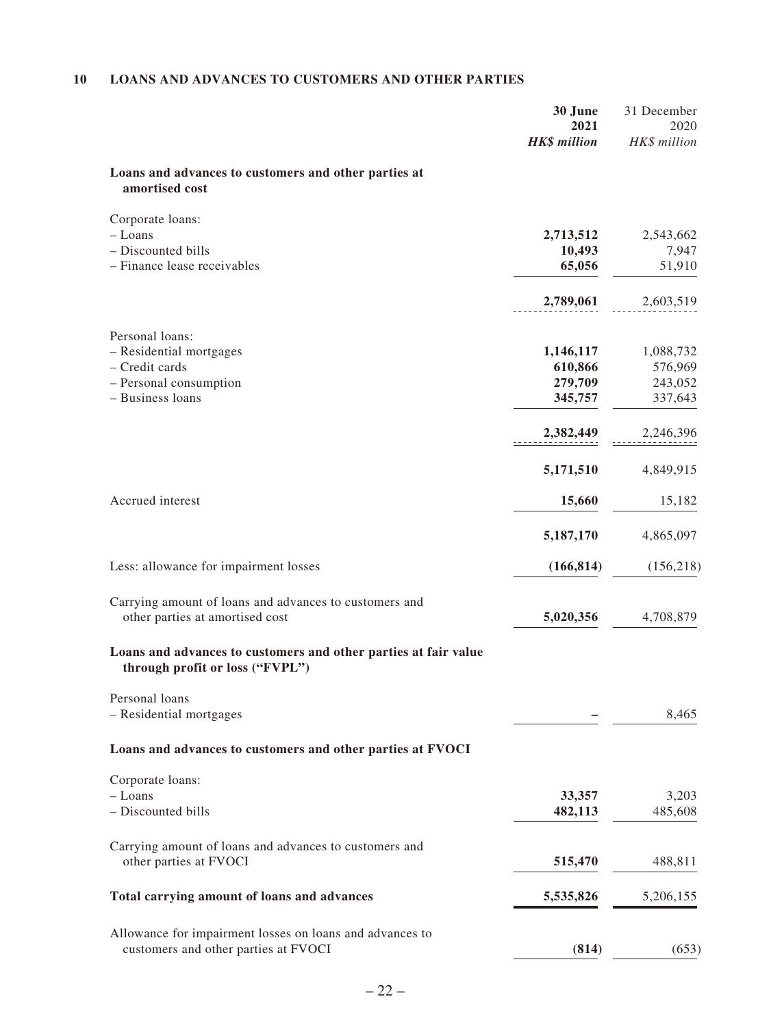## 10 LOANS AND ADVANCES TO CUSTOMERS AND OTHER PARTIES

| | **30 June 2021** *HK$ million* | 31 December 2020 *HK$ million* |
|---|---|---|
| **Loans and advances to customers and other parties at amortised cost** | | |
| Corporate loans: | | |
| – Loans | **2,713,512** | 2,543,662 |
| – Discounted bills | **10,493** | 7,947 |
| – Finance lease receivables | **65,056** | 51,910 |
| | **2,789,061** | 2,603,519 |
| Personal loans: | | |
| – Residential mortgages | **1,146,117** | 1,088,732 |
| – Credit cards | **610,866** | 576,969 |
| – Personal consumption | **279,709** | 243,052 |
| – Business loans | **345,757** | 337,643 |
| | **2,382,449** | 2,246,396 |
| | **5,171,510** | 4,849,915 |
| Accrued interest | **15,660** | 15,182 |
| | **5,187,170** | 4,865,097 |
| Less: allowance for impairment losses | **(166,814)** | (156,218) |
| Carrying amount of loans and advances to customers and other parties at amortised cost | **5,020,356** | 4,708,879 |
| **Loans and advances to customers and other parties at fair value through profit or loss ("FVPL")** | | |
| Personal loans | | |
| – Residential mortgages | **–** | 8,465 |
| **Loans and advances to customers and other parties at FVOCI** | | |
| Corporate loans: | | |
| – Loans | **33,357** | 3,203 |
| – Discounted bills | **482,113** | 485,608 |
| Carrying amount of loans and advances to customers and other parties at FVOCI | **515,470** | 488,811 |
| **Total carrying amount of loans and advances** | **5,535,826** | 5,206,155 |
| Allowance for impairment losses on loans and advances to customers and other parties at FVOCI | **(814)** | (653) |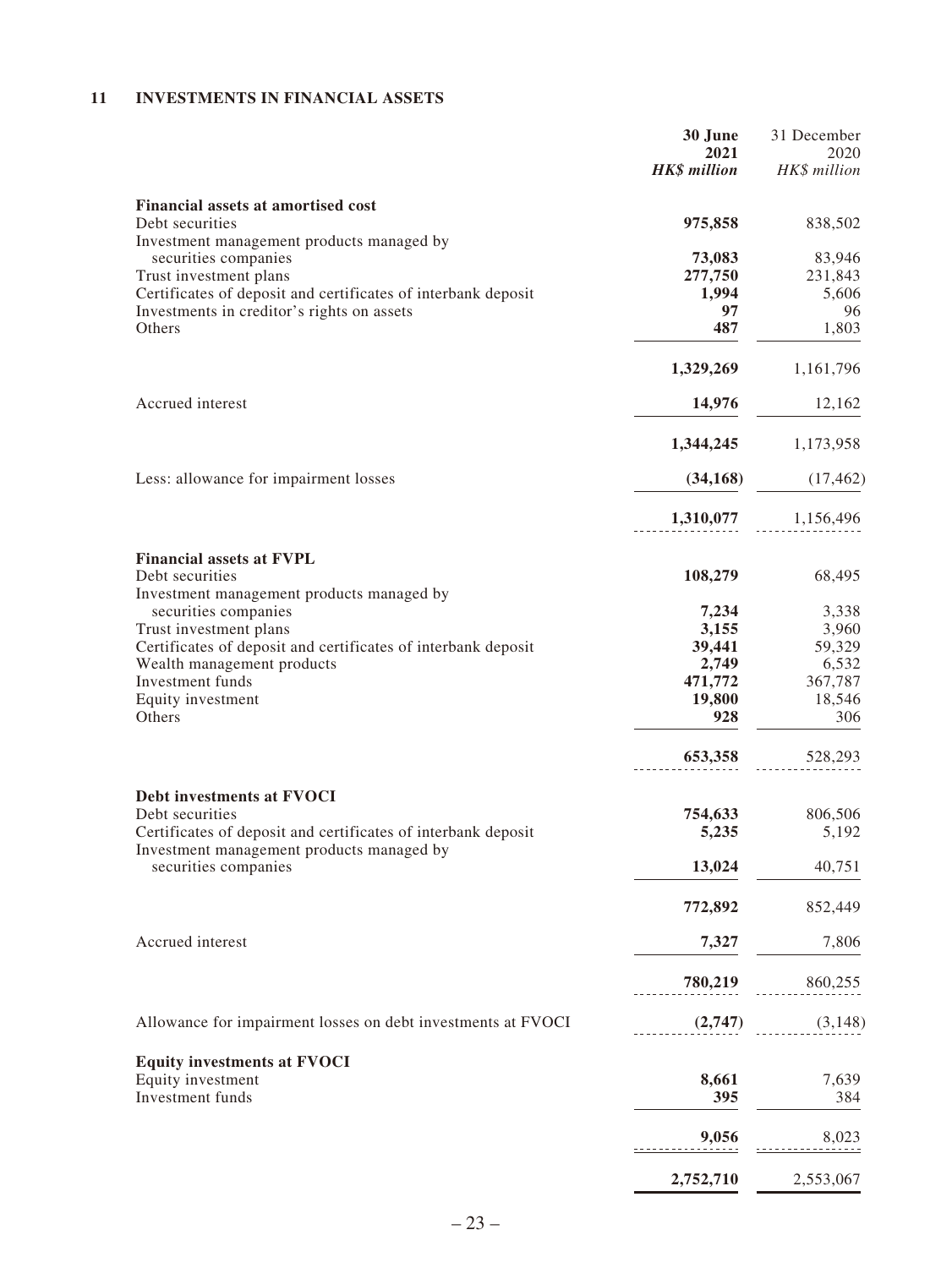## 11 INVESTMENTS IN FINANCIAL ASSETS

| | 30 June 2021 HK$ million | 31 December 2020 HK$ million |
|---|---|---|
| **Financial assets at amortised cost** | | |
| Debt securities | **975,858** | 838,502 |
| Investment management products managed by securities companies | **73,083** | 83,946 |
| Trust investment plans | **277,750** | 231,843 |
| Certificates of deposit and certificates of interbank deposit | **1,994** | 5,606 |
| Investments in creditor's rights on assets | **97** | 96 |
| Others | **487** | 1,803 |
| | **1,329,269** | 1,161,796 |
| Accrued interest | **14,976** | 12,162 |
| | **1,344,245** | 1,173,958 |
| Less: allowance for impairment losses | **(34,168)** | (17,462) |
| | **1,310,077** | 1,156,496 |
| **Financial assets at FVPL** | | |
| Debt securities | **108,279** | 68,495 |
| Investment management products managed by securities companies | **7,234** | 3,338 |
| Trust investment plans | **3,155** | 3,960 |
| Certificates of deposit and certificates of interbank deposit | **39,441** | 59,329 |
| Wealth management products | **2,749** | 6,532 |
| Investment funds | **471,772** | 367,787 |
| Equity investment | **19,800** | 18,546 |
| Others | **928** | 306 |
| | **653,358** | 528,293 |
| **Debt investments at FVOCI** | | |
| Debt securities | **754,633** | 806,506 |
| Certificates of deposit and certificates of interbank deposit | **5,235** | 5,192 |
| Investment management products managed by securities companies | **13,024** | 40,751 |
| | **772,892** | 852,449 |
| Accrued interest | **7,327** | 7,806 |
| | **780,219** | 860,255 |
| Allowance for impairment losses on debt investments at FVOCI | **(2,747)** | (3,148) |
| **Equity investments at FVOCI** | | |
| Equity investment | **8,661** | 7,639 |
| Investment funds | **395** | 384 |
| | **9,056** | 8,023 |
| | **2,752,710** | 2,553,067 |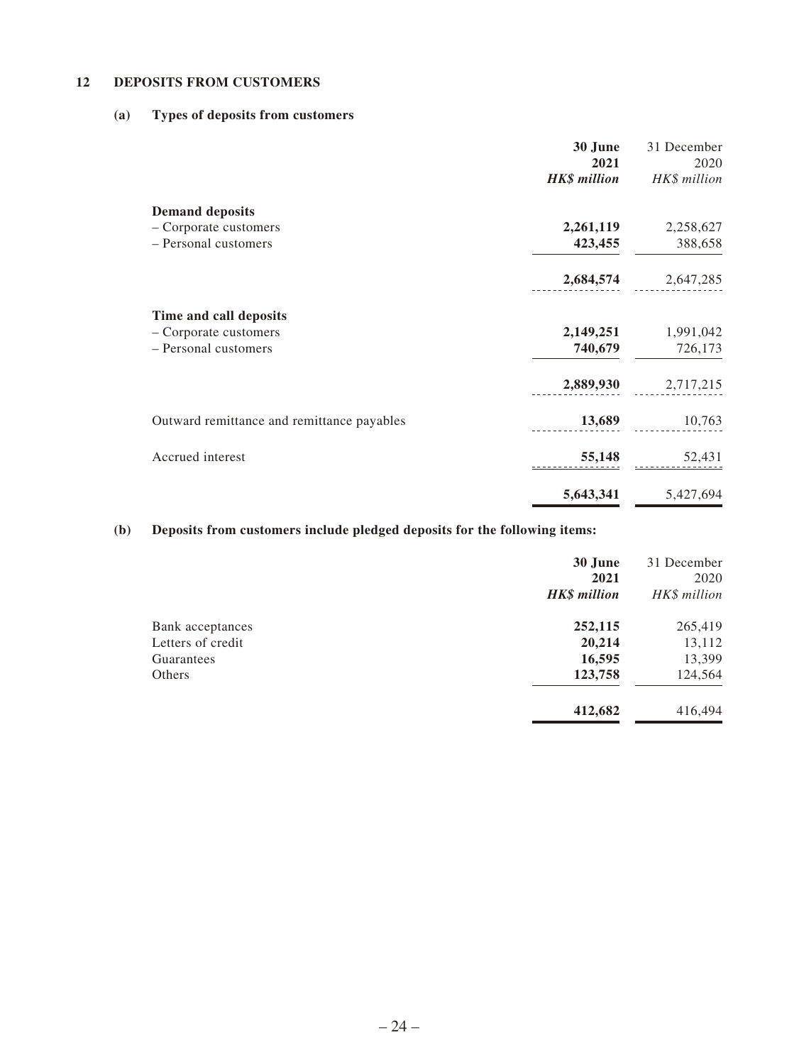## 12 DEPOSITS FROM CUSTOMERS

### (a) Types of deposits from customers

| | **30 June 2021** | 31 December 2020 |
|---|---|---|
| | ***HK$ million*** | *HK$ million* |
| **Demand deposits** | | |
| – Corporate customers | **2,261,119** | 2,258,627 |
| – Personal customers | **423,455** | 388,658 |
| | **2,684,574** | 2,647,285 |
| **Time and call deposits** | | |
| – Corporate customers | **2,149,251** | 1,991,042 |
| – Personal customers | **740,679** | 726,173 |
| | **2,889,930** | 2,717,215 |
| Outward remittance and remittance payables | **13,689** | 10,763 |
| Accrued interest | **55,148** | 52,431 |
| | **5,643,341** | 5,427,694 |

### (b) Deposits from customers include pledged deposits for the following items:

| | **30 June 2021** | 31 December 2020 |
|---|---|---|
| | ***HK$ million*** | *HK$ million* |
| Bank acceptances | **252,115** | 265,419 |
| Letters of credit | **20,214** | 13,112 |
| Guarantees | **16,595** | 13,399 |
| Others | **123,758** | 124,564 |
| | **412,682** | 416,494 |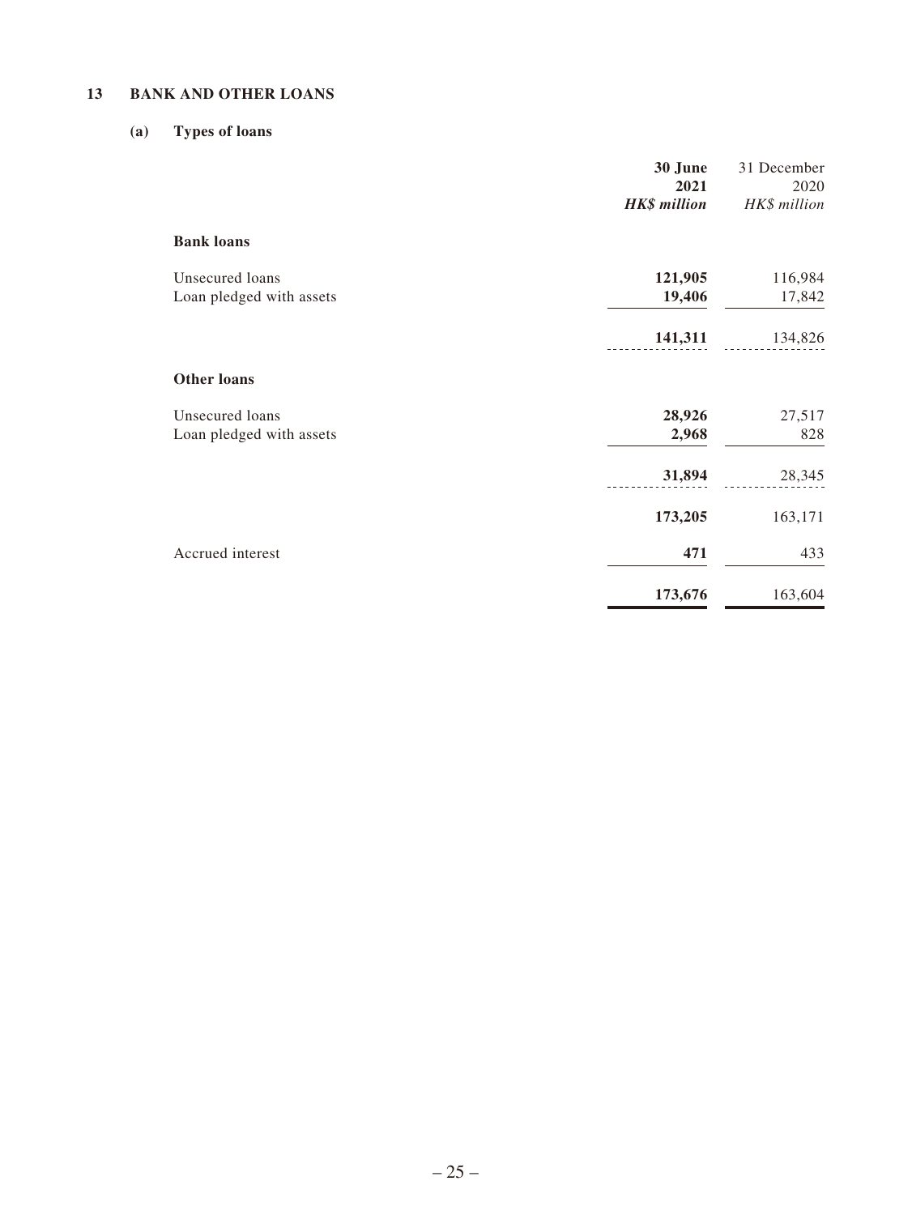## 13 BANK AND OTHER LOANS

### (a) Types of loans

| | **30 June 2021** | 31 December 2020 |
|---|---|---|
| | ***HK$ million*** | *HK$ million* |
| **Bank loans** | | |
| Unsecured loans | **121,905** | 116,984 |
| Loan pledged with assets | **19,406** | 17,842 |
| | **141,311** | 134,826 |
| **Other loans** | | |
| Unsecured loans | **28,926** | 27,517 |
| Loan pledged with assets | **2,968** | 828 |
| | **31,894** | 28,345 |
| | **173,205** | 163,171 |
| Accrued interest | **471** | 433 |
| | **173,676** | 163,604 |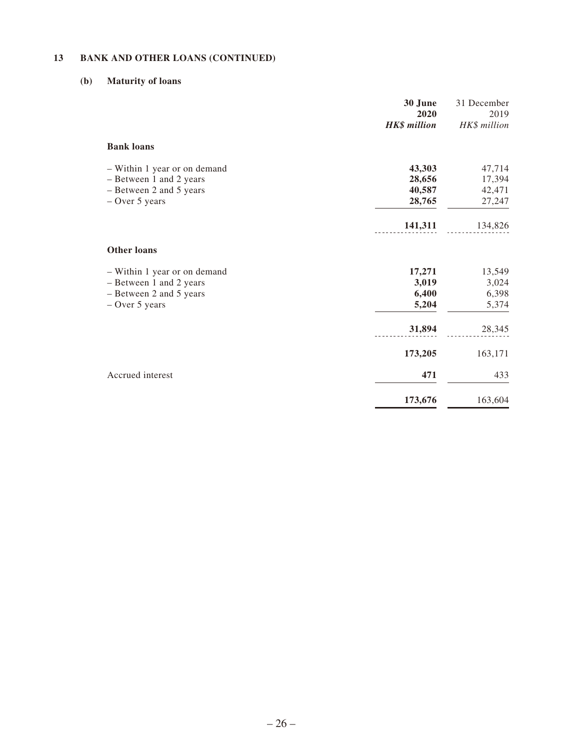## 13 BANK AND OTHER LOANS (CONTINUED)

### (b) Maturity of loans

| | **30 June 2020** *HK$ million* | 31 December 2019 *HK$ million* |
|---|---|---|
| **Bank loans** | | |
| – Within 1 year or on demand | **43,303** | 47,714 |
| – Between 1 and 2 years | **28,656** | 17,394 |
| – Between 2 and 5 years | **40,587** | 42,471 |
| – Over 5 years | **28,765** | 27,247 |
| | **141,311** | 134,826 |
| **Other loans** | | |
| – Within 1 year or on demand | **17,271** | 13,549 |
| – Between 1 and 2 years | **3,019** | 3,024 |
| – Between 2 and 5 years | **6,400** | 6,398 |
| – Over 5 years | **5,204** | 5,374 |
| | **31,894** | 28,345 |
| | **173,205** | 163,171 |
| Accrued interest | **471** | 433 |
| | **173,676** | 163,604 |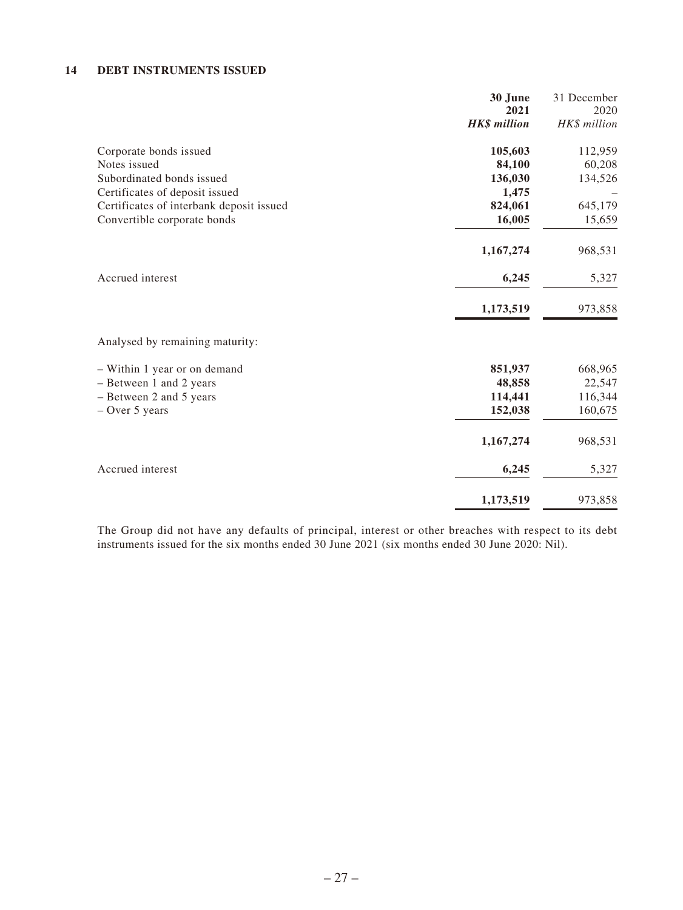## 14 DEBT INSTRUMENTS ISSUED

| | **30 June 2021** | 31 December 2020 |
|---|---|---|
| | ***HK$ million*** | *HK$ million* |
| Corporate bonds issued | **105,603** | 112,959 |
| Notes issued | **84,100** | 60,208 |
| Subordinated bonds issued | **136,030** | 134,526 |
| Certificates of deposit issued | **1,475** | – |
| Certificates of interbank deposit issued | **824,061** | 645,179 |
| Convertible corporate bonds | **16,005** | 15,659 |
| | **1,167,274** | 968,531 |
| Accrued interest | **6,245** | 5,327 |
| | **1,173,519** | 973,858 |
| Analysed by remaining maturity: | | |
| – Within 1 year or on demand | **851,937** | 668,965 |
| – Between 1 and 2 years | **48,858** | 22,547 |
| – Between 2 and 5 years | **114,441** | 116,344 |
| – Over 5 years | **152,038** | 160,675 |
| | **1,167,274** | 968,531 |
| Accrued interest | **6,245** | 5,327 |
| | **1,173,519** | 973,858 |

The Group did not have any defaults of principal, interest or other breaches with respect to its debt instruments issued for the six months ended 30 June 2021 (six months ended 30 June 2020: Nil).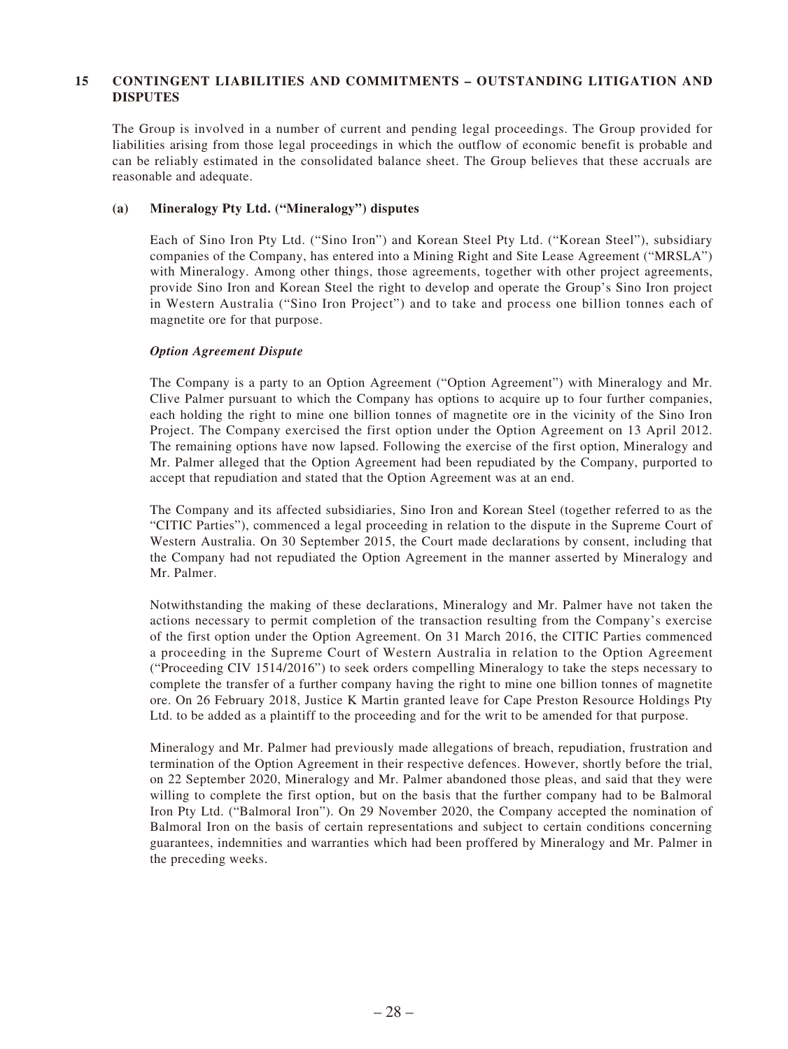## 15 CONTINGENT LIABILITIES AND COMMITMENTS – OUTSTANDING LITIGATION AND DISPUTES

The Group is involved in a number of current and pending legal proceedings. The Group provided for liabilities arising from those legal proceedings in which the outflow of economic benefit is probable and can be reliably estimated in the consolidated balance sheet. The Group believes that these accruals are reasonable and adequate.

### (a) Mineralogy Pty Ltd. ("Mineralogy") disputes

Each of Sino Iron Pty Ltd. ("Sino Iron") and Korean Steel Pty Ltd. ("Korean Steel"), subsidiary companies of the Company, has entered into a Mining Right and Site Lease Agreement ("MRSLA") with Mineralogy. Among other things, those agreements, together with other project agreements, provide Sino Iron and Korean Steel the right to develop and operate the Group's Sino Iron project in Western Australia ("Sino Iron Project") and to take and process one billion tonnes each of magnetite ore for that purpose.

***Option Agreement Dispute***

The Company is a party to an Option Agreement ("Option Agreement") with Mineralogy and Mr. Clive Palmer pursuant to which the Company has options to acquire up to four further companies, each holding the right to mine one billion tonnes of magnetite ore in the vicinity of the Sino Iron Project. The Company exercised the first option under the Option Agreement on 13 April 2012. The remaining options have now lapsed. Following the exercise of the first option, Mineralogy and Mr. Palmer alleged that the Option Agreement had been repudiated by the Company, purported to accept that repudiation and stated that the Option Agreement was at an end.

The Company and its affected subsidiaries, Sino Iron and Korean Steel (together referred to as the "CITIC Parties"), commenced a legal proceeding in relation to the dispute in the Supreme Court of Western Australia. On 30 September 2015, the Court made declarations by consent, including that the Company had not repudiated the Option Agreement in the manner asserted by Mineralogy and Mr. Palmer.

Notwithstanding the making of these declarations, Mineralogy and Mr. Palmer have not taken the actions necessary to permit completion of the transaction resulting from the Company's exercise of the first option under the Option Agreement. On 31 March 2016, the CITIC Parties commenced a proceeding in the Supreme Court of Western Australia in relation to the Option Agreement ("Proceeding CIV 1514/2016") to seek orders compelling Mineralogy to take the steps necessary to complete the transfer of a further company having the right to mine one billion tonnes of magnetite ore. On 26 February 2018, Justice K Martin granted leave for Cape Preston Resource Holdings Pty Ltd. to be added as a plaintiff to the proceeding and for the writ to be amended for that purpose.

Mineralogy and Mr. Palmer had previously made allegations of breach, repudiation, frustration and termination of the Option Agreement in their respective defences. However, shortly before the trial, on 22 September 2020, Mineralogy and Mr. Palmer abandoned those pleas, and said that they were willing to complete the first option, but on the basis that the further company had to be Balmoral Iron Pty Ltd. ("Balmoral Iron"). On 29 November 2020, the Company accepted the nomination of Balmoral Iron on the basis of certain representations and subject to certain conditions concerning guarantees, indemnities and warranties which had been proffered by Mineralogy and Mr. Palmer in the preceding weeks.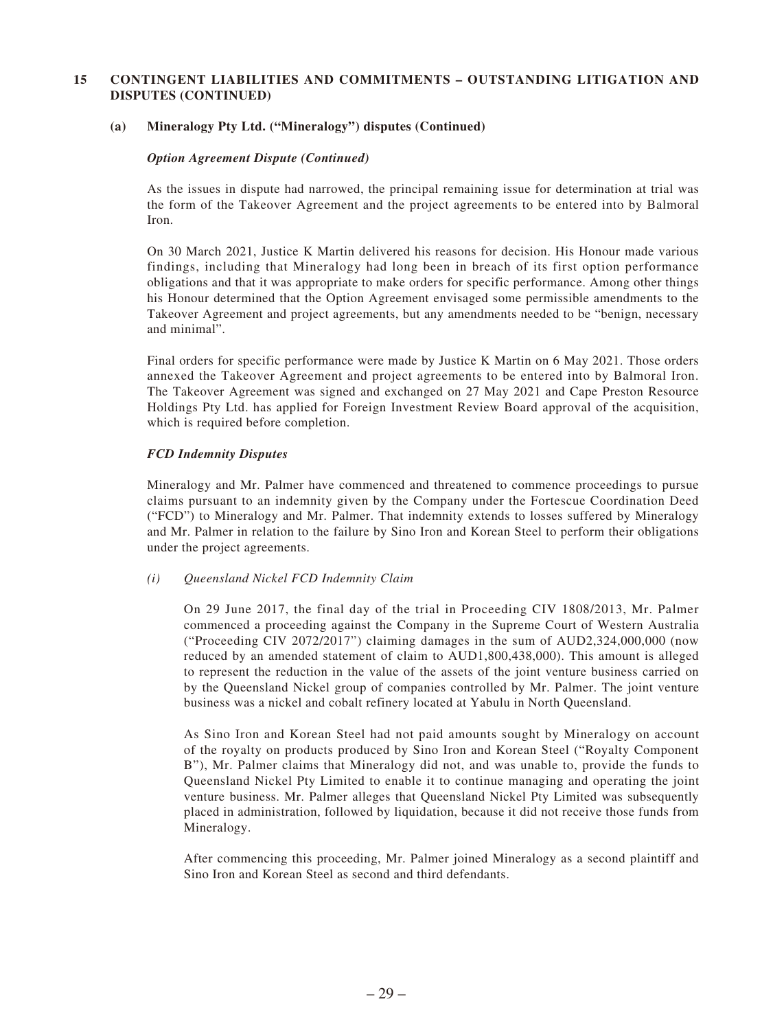## 15 CONTINGENT LIABILITIES AND COMMITMENTS – OUTSTANDING LITIGATION AND DISPUTES (CONTINUED)

### (a) Mineralogy Pty Ltd. ("Mineralogy") disputes (Continued)

***Option Agreement Dispute (Continued)***

As the issues in dispute had narrowed, the principal remaining issue for determination at trial was the form of the Takeover Agreement and the project agreements to be entered into by Balmoral Iron.

On 30 March 2021, Justice K Martin delivered his reasons for decision. His Honour made various findings, including that Mineralogy had long been in breach of its first option performance obligations and that it was appropriate to make orders for specific performance. Among other things his Honour determined that the Option Agreement envisaged some permissible amendments to the Takeover Agreement and project agreements, but any amendments needed to be "benign, necessary and minimal".

Final orders for specific performance were made by Justice K Martin on 6 May 2021. Those orders annexed the Takeover Agreement and project agreements to be entered into by Balmoral Iron. The Takeover Agreement was signed and exchanged on 27 May 2021 and Cape Preston Resource Holdings Pty Ltd. has applied for Foreign Investment Review Board approval of the acquisition, which is required before completion.

***FCD Indemnity Disputes***

Mineralogy and Mr. Palmer have commenced and threatened to commence proceedings to pursue claims pursuant to an indemnity given by the Company under the Fortescue Coordination Deed ("FCD") to Mineralogy and Mr. Palmer. That indemnity extends to losses suffered by Mineralogy and Mr. Palmer in relation to the failure by Sino Iron and Korean Steel to perform their obligations under the project agreements.

*(i) Queensland Nickel FCD Indemnity Claim*

On 29 June 2017, the final day of the trial in Proceeding CIV 1808/2013, Mr. Palmer commenced a proceeding against the Company in the Supreme Court of Western Australia ("Proceeding CIV 2072/2017") claiming damages in the sum of AUD2,324,000,000 (now reduced by an amended statement of claim to AUD1,800,438,000). This amount is alleged to represent the reduction in the value of the assets of the joint venture business carried on by the Queensland Nickel group of companies controlled by Mr. Palmer. The joint venture business was a nickel and cobalt refinery located at Yabulu in North Queensland.

As Sino Iron and Korean Steel had not paid amounts sought by Mineralogy on account of the royalty on products produced by Sino Iron and Korean Steel ("Royalty Component B"), Mr. Palmer claims that Mineralogy did not, and was unable to, provide the funds to Queensland Nickel Pty Limited to enable it to continue managing and operating the joint venture business. Mr. Palmer alleges that Queensland Nickel Pty Limited was subsequently placed in administration, followed by liquidation, because it did not receive those funds from Mineralogy.

After commencing this proceeding, Mr. Palmer joined Mineralogy as a second plaintiff and Sino Iron and Korean Steel as second and third defendants.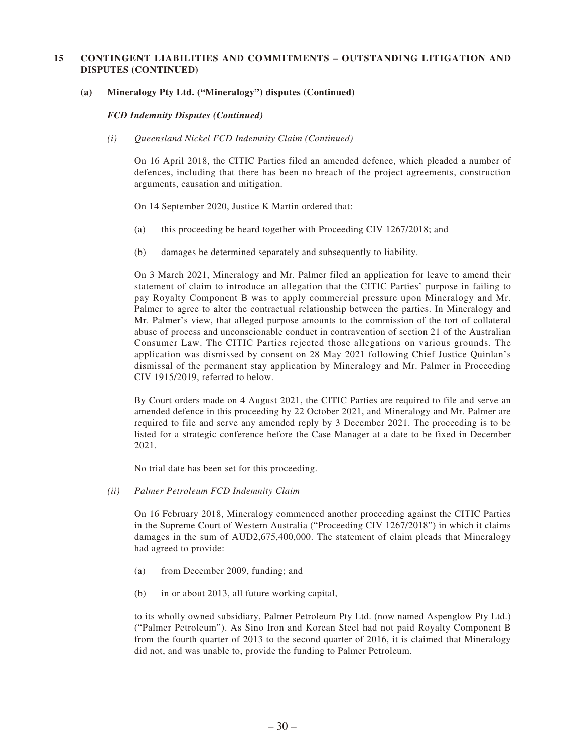## 15 CONTINGENT LIABILITIES AND COMMITMENTS – OUTSTANDING LITIGATION AND DISPUTES (CONTINUED)

### (a) Mineralogy Pty Ltd. ("Mineralogy") disputes (Continued)

***FCD Indemnity Disputes (Continued)***

*(i) Queensland Nickel FCD Indemnity Claim (Continued)*

On 16 April 2018, the CITIC Parties filed an amended defence, which pleaded a number of defences, including that there has been no breach of the project agreements, construction arguments, causation and mitigation.

On 14 September 2020, Justice K Martin ordered that:

(a) this proceeding be heard together with Proceeding CIV 1267/2018; and

(b) damages be determined separately and subsequently to liability.

On 3 March 2021, Mineralogy and Mr. Palmer filed an application for leave to amend their statement of claim to introduce an allegation that the CITIC Parties' purpose in failing to pay Royalty Component B was to apply commercial pressure upon Mineralogy and Mr. Palmer to agree to alter the contractual relationship between the parties. In Mineralogy and Mr. Palmer's view, that alleged purpose amounts to the commission of the tort of collateral abuse of process and unconscionable conduct in contravention of section 21 of the Australian Consumer Law. The CITIC Parties rejected those allegations on various grounds. The application was dismissed by consent on 28 May 2021 following Chief Justice Quinlan's dismissal of the permanent stay application by Mineralogy and Mr. Palmer in Proceeding CIV 1915/2019, referred to below.

By Court orders made on 4 August 2021, the CITIC Parties are required to file and serve an amended defence in this proceeding by 22 October 2021, and Mineralogy and Mr. Palmer are required to file and serve any amended reply by 3 December 2021. The proceeding is to be listed for a strategic conference before the Case Manager at a date to be fixed in December 2021.

No trial date has been set for this proceeding.

*(ii) Palmer Petroleum FCD Indemnity Claim*

On 16 February 2018, Mineralogy commenced another proceeding against the CITIC Parties in the Supreme Court of Western Australia ("Proceeding CIV 1267/2018") in which it claims damages in the sum of AUD2,675,400,000. The statement of claim pleads that Mineralogy had agreed to provide:

(a) from December 2009, funding; and

(b) in or about 2013, all future working capital,

to its wholly owned subsidiary, Palmer Petroleum Pty Ltd. (now named Aspenglow Pty Ltd.) ("Palmer Petroleum"). As Sino Iron and Korean Steel had not paid Royalty Component B from the fourth quarter of 2013 to the second quarter of 2016, it is claimed that Mineralogy did not, and was unable to, provide the funding to Palmer Petroleum.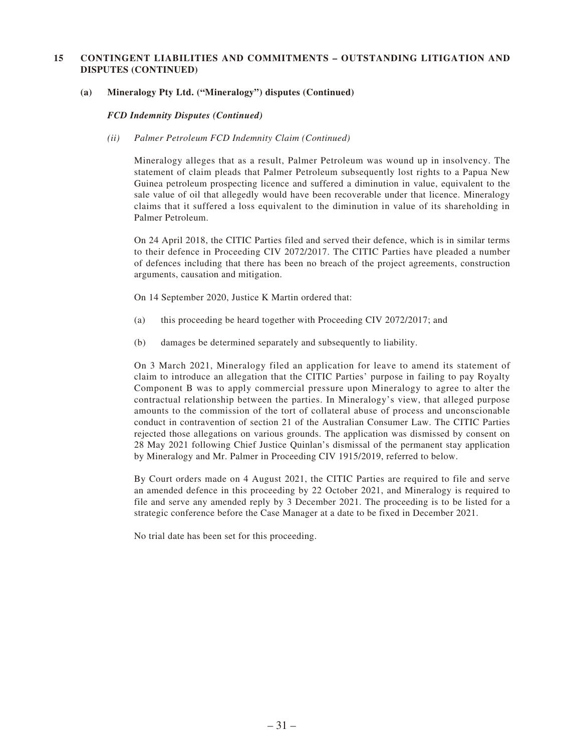## 15 CONTINGENT LIABILITIES AND COMMITMENTS – OUTSTANDING LITIGATION AND DISPUTES (CONTINUED)

### (a) Mineralogy Pty Ltd. ("Mineralogy") disputes (Continued)

***FCD Indemnity Disputes (Continued)***

*(ii) Palmer Petroleum FCD Indemnity Claim (Continued)*

Mineralogy alleges that as a result, Palmer Petroleum was wound up in insolvency. The statement of claim pleads that Palmer Petroleum subsequently lost rights to a Papua New Guinea petroleum prospecting licence and suffered a diminution in value, equivalent to the sale value of oil that allegedly would have been recoverable under that licence. Mineralogy claims that it suffered a loss equivalent to the diminution in value of its shareholding in Palmer Petroleum.

On 24 April 2018, the CITIC Parties filed and served their defence, which is in similar terms to their defence in Proceeding CIV 2072/2017. The CITIC Parties have pleaded a number of defences including that there has been no breach of the project agreements, construction arguments, causation and mitigation.

On 14 September 2020, Justice K Martin ordered that:

(a) this proceeding be heard together with Proceeding CIV 2072/2017; and

(b) damages be determined separately and subsequently to liability.

On 3 March 2021, Mineralogy filed an application for leave to amend its statement of claim to introduce an allegation that the CITIC Parties' purpose in failing to pay Royalty Component B was to apply commercial pressure upon Mineralogy to agree to alter the contractual relationship between the parties. In Mineralogy's view, that alleged purpose amounts to the commission of the tort of collateral abuse of process and unconscionable conduct in contravention of section 21 of the Australian Consumer Law. The CITIC Parties rejected those allegations on various grounds. The application was dismissed by consent on 28 May 2021 following Chief Justice Quinlan's dismissal of the permanent stay application by Mineralogy and Mr. Palmer in Proceeding CIV 1915/2019, referred to below.

By Court orders made on 4 August 2021, the CITIC Parties are required to file and serve an amended defence in this proceeding by 22 October 2021, and Mineralogy is required to file and serve any amended reply by 3 December 2021. The proceeding is to be listed for a strategic conference before the Case Manager at a date to be fixed in December 2021.

No trial date has been set for this proceeding.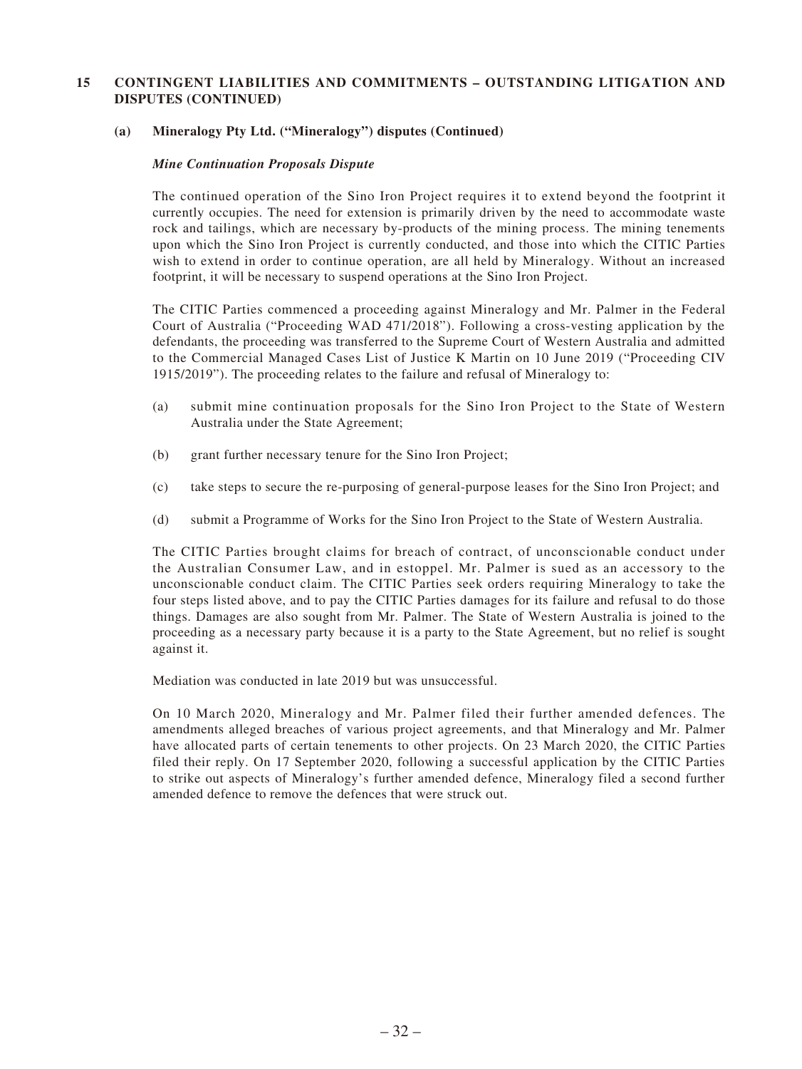## 15 CONTINGENT LIABILITIES AND COMMITMENTS – OUTSTANDING LITIGATION AND DISPUTES (CONTINUED)

### (a) Mineralogy Pty Ltd. ("Mineralogy") disputes (Continued)

***Mine Continuation Proposals Dispute***

The continued operation of the Sino Iron Project requires it to extend beyond the footprint it currently occupies. The need for extension is primarily driven by the need to accommodate waste rock and tailings, which are necessary by-products of the mining process. The mining tenements upon which the Sino Iron Project is currently conducted, and those into which the CITIC Parties wish to extend in order to continue operation, are all held by Mineralogy. Without an increased footprint, it will be necessary to suspend operations at the Sino Iron Project.

The CITIC Parties commenced a proceeding against Mineralogy and Mr. Palmer in the Federal Court of Australia ("Proceeding WAD 471/2018"). Following a cross-vesting application by the defendants, the proceeding was transferred to the Supreme Court of Western Australia and admitted to the Commercial Managed Cases List of Justice K Martin on 10 June 2019 ("Proceeding CIV 1915/2019"). The proceeding relates to the failure and refusal of Mineralogy to:

(a) submit mine continuation proposals for the Sino Iron Project to the State of Western Australia under the State Agreement;

(b) grant further necessary tenure for the Sino Iron Project;

(c) take steps to secure the re-purposing of general-purpose leases for the Sino Iron Project; and

(d) submit a Programme of Works for the Sino Iron Project to the State of Western Australia.

The CITIC Parties brought claims for breach of contract, of unconscionable conduct under the Australian Consumer Law, and in estoppel. Mr. Palmer is sued as an accessory to the unconscionable conduct claim. The CITIC Parties seek orders requiring Mineralogy to take the four steps listed above, and to pay the CITIC Parties damages for its failure and refusal to do those things. Damages are also sought from Mr. Palmer. The State of Western Australia is joined to the proceeding as a necessary party because it is a party to the State Agreement, but no relief is sought against it.

Mediation was conducted in late 2019 but was unsuccessful.

On 10 March 2020, Mineralogy and Mr. Palmer filed their further amended defences. The amendments alleged breaches of various project agreements, and that Mineralogy and Mr. Palmer have allocated parts of certain tenements to other projects. On 23 March 2020, the CITIC Parties filed their reply. On 17 September 2020, following a successful application by the CITIC Parties to strike out aspects of Mineralogy's further amended defence, Mineralogy filed a second further amended defence to remove the defences that were struck out.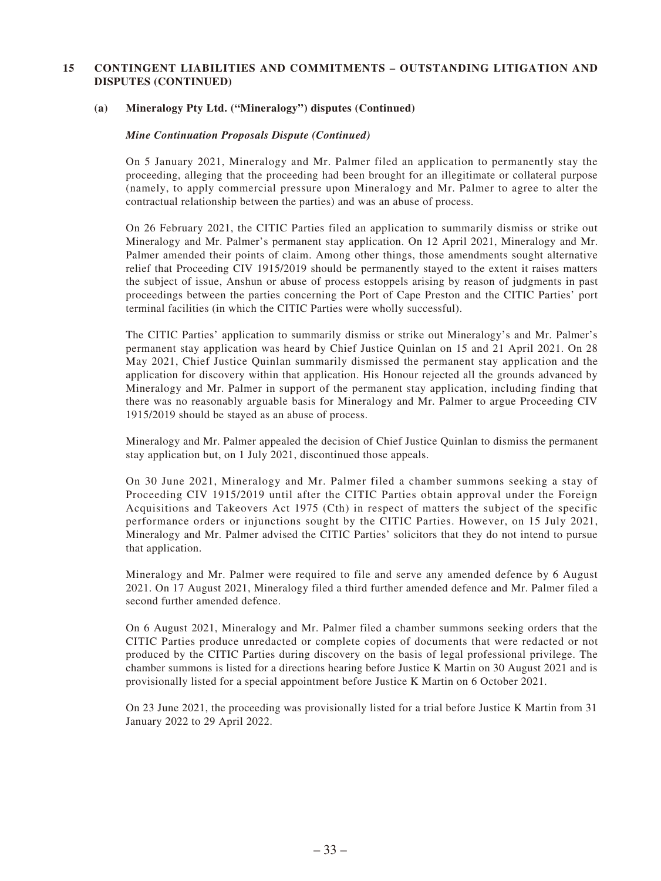## 15 CONTINGENT LIABILITIES AND COMMITMENTS – OUTSTANDING LITIGATION AND DISPUTES (CONTINUED)

### (a) Mineralogy Pty Ltd. ("Mineralogy") disputes (Continued)

***Mine Continuation Proposals Dispute (Continued)***

On 5 January 2021, Mineralogy and Mr. Palmer filed an application to permanently stay the proceeding, alleging that the proceeding had been brought for an illegitimate or collateral purpose (namely, to apply commercial pressure upon Mineralogy and Mr. Palmer to agree to alter the contractual relationship between the parties) and was an abuse of process.

On 26 February 2021, the CITIC Parties filed an application to summarily dismiss or strike out Mineralogy and Mr. Palmer's permanent stay application. On 12 April 2021, Mineralogy and Mr. Palmer amended their points of claim. Among other things, those amendments sought alternative relief that Proceeding CIV 1915/2019 should be permanently stayed to the extent it raises matters the subject of issue, Anshun or abuse of process estoppels arising by reason of judgments in past proceedings between the parties concerning the Port of Cape Preston and the CITIC Parties' port terminal facilities (in which the CITIC Parties were wholly successful).

The CITIC Parties' application to summarily dismiss or strike out Mineralogy's and Mr. Palmer's permanent stay application was heard by Chief Justice Quinlan on 15 and 21 April 2021. On 28 May 2021, Chief Justice Quinlan summarily dismissed the permanent stay application and the application for discovery within that application. His Honour rejected all the grounds advanced by Mineralogy and Mr. Palmer in support of the permanent stay application, including finding that there was no reasonably arguable basis for Mineralogy and Mr. Palmer to argue Proceeding CIV 1915/2019 should be stayed as an abuse of process.

Mineralogy and Mr. Palmer appealed the decision of Chief Justice Quinlan to dismiss the permanent stay application but, on 1 July 2021, discontinued those appeals.

On 30 June 2021, Mineralogy and Mr. Palmer filed a chamber summons seeking a stay of Proceeding CIV 1915/2019 until after the CITIC Parties obtain approval under the Foreign Acquisitions and Takeovers Act 1975 (Cth) in respect of matters the subject of the specific performance orders or injunctions sought by the CITIC Parties. However, on 15 July 2021, Mineralogy and Mr. Palmer advised the CITIC Parties' solicitors that they do not intend to pursue that application.

Mineralogy and Mr. Palmer were required to file and serve any amended defence by 6 August 2021. On 17 August 2021, Mineralogy filed a third further amended defence and Mr. Palmer filed a second further amended defence.

On 6 August 2021, Mineralogy and Mr. Palmer filed a chamber summons seeking orders that the CITIC Parties produce unredacted or complete copies of documents that were redacted or not produced by the CITIC Parties during discovery on the basis of legal professional privilege. The chamber summons is listed for a directions hearing before Justice K Martin on 30 August 2021 and is provisionally listed for a special appointment before Justice K Martin on 6 October 2021.

On 23 June 2021, the proceeding was provisionally listed for a trial before Justice K Martin from 31 January 2022 to 29 April 2022.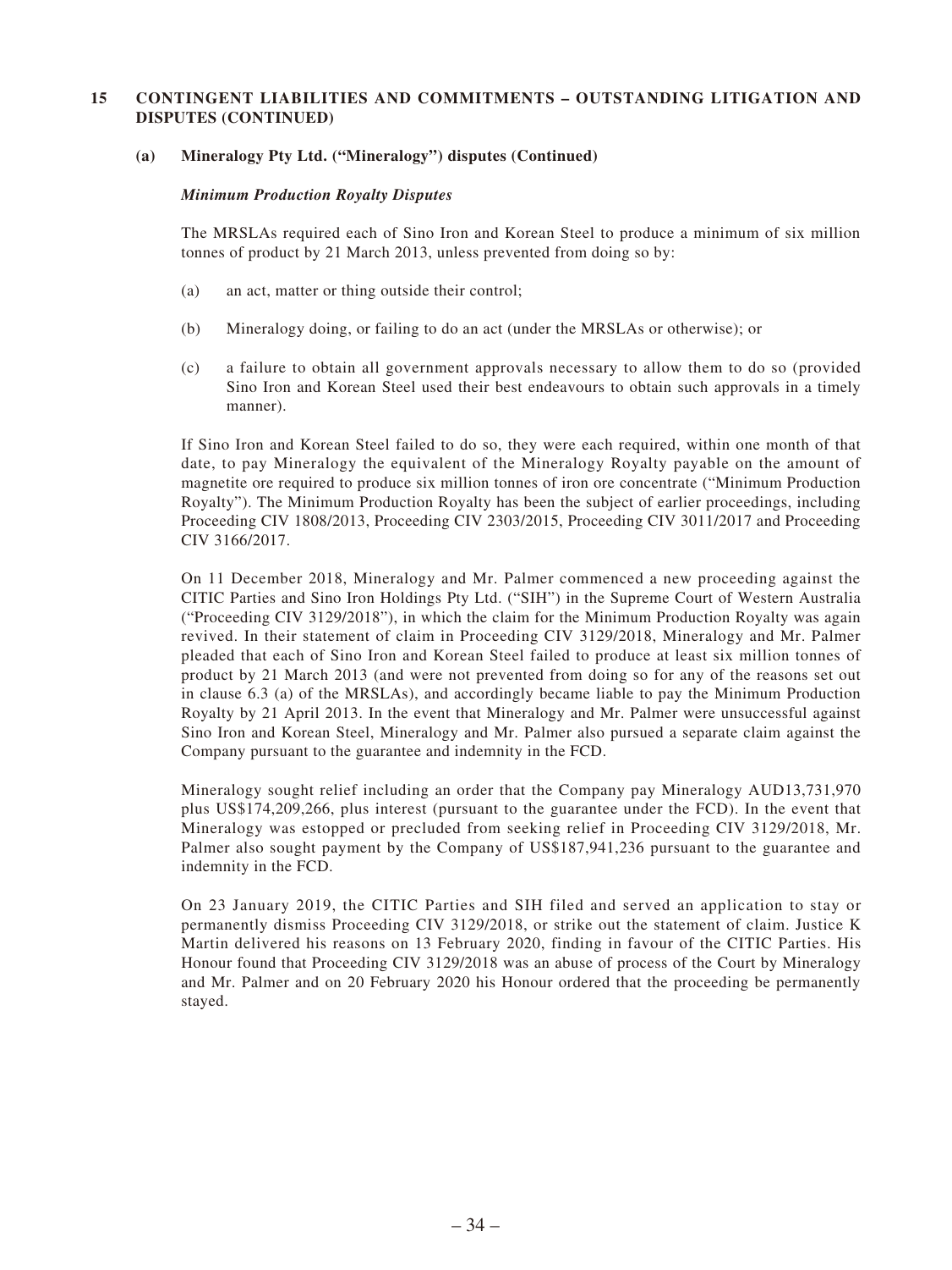## 15 CONTINGENT LIABILITIES AND COMMITMENTS – OUTSTANDING LITIGATION AND DISPUTES (CONTINUED)

### (a) Mineralogy Pty Ltd. ("Mineralogy") disputes (Continued)

***Minimum Production Royalty Disputes***

The MRSLAs required each of Sino Iron and Korean Steel to produce a minimum of six million tonnes of product by 21 March 2013, unless prevented from doing so by:

(a) an act, matter or thing outside their control;

(b) Mineralogy doing, or failing to do an act (under the MRSLAs or otherwise); or

(c) a failure to obtain all government approvals necessary to allow them to do so (provided Sino Iron and Korean Steel used their best endeavours to obtain such approvals in a timely manner).

If Sino Iron and Korean Steel failed to do so, they were each required, within one month of that date, to pay Mineralogy the equivalent of the Mineralogy Royalty payable on the amount of magnetite ore required to produce six million tonnes of iron ore concentrate ("Minimum Production Royalty"). The Minimum Production Royalty has been the subject of earlier proceedings, including Proceeding CIV 1808/2013, Proceeding CIV 2303/2015, Proceeding CIV 3011/2017 and Proceeding CIV 3166/2017.

On 11 December 2018, Mineralogy and Mr. Palmer commenced a new proceeding against the CITIC Parties and Sino Iron Holdings Pty Ltd. ("SIH") in the Supreme Court of Western Australia ("Proceeding CIV 3129/2018"), in which the claim for the Minimum Production Royalty was again revived. In their statement of claim in Proceeding CIV 3129/2018, Mineralogy and Mr. Palmer pleaded that each of Sino Iron and Korean Steel failed to produce at least six million tonnes of product by 21 March 2013 (and were not prevented from doing so for any of the reasons set out in clause 6.3 (a) of the MRSLAs), and accordingly became liable to pay the Minimum Production Royalty by 21 April 2013. In the event that Mineralogy and Mr. Palmer were unsuccessful against Sino Iron and Korean Steel, Mineralogy and Mr. Palmer also pursued a separate claim against the Company pursuant to the guarantee and indemnity in the FCD.

Mineralogy sought relief including an order that the Company pay Mineralogy AUD13,731,970 plus US$174,209,266, plus interest (pursuant to the guarantee under the FCD). In the event that Mineralogy was estopped or precluded from seeking relief in Proceeding CIV 3129/2018, Mr. Palmer also sought payment by the Company of US$187,941,236 pursuant to the guarantee and indemnity in the FCD.

On 23 January 2019, the CITIC Parties and SIH filed and served an application to stay or permanently dismiss Proceeding CIV 3129/2018, or strike out the statement of claim. Justice K Martin delivered his reasons on 13 February 2020, finding in favour of the CITIC Parties. His Honour found that Proceeding CIV 3129/2018 was an abuse of process of the Court by Mineralogy and Mr. Palmer and on 20 February 2020 his Honour ordered that the proceeding be permanently stayed.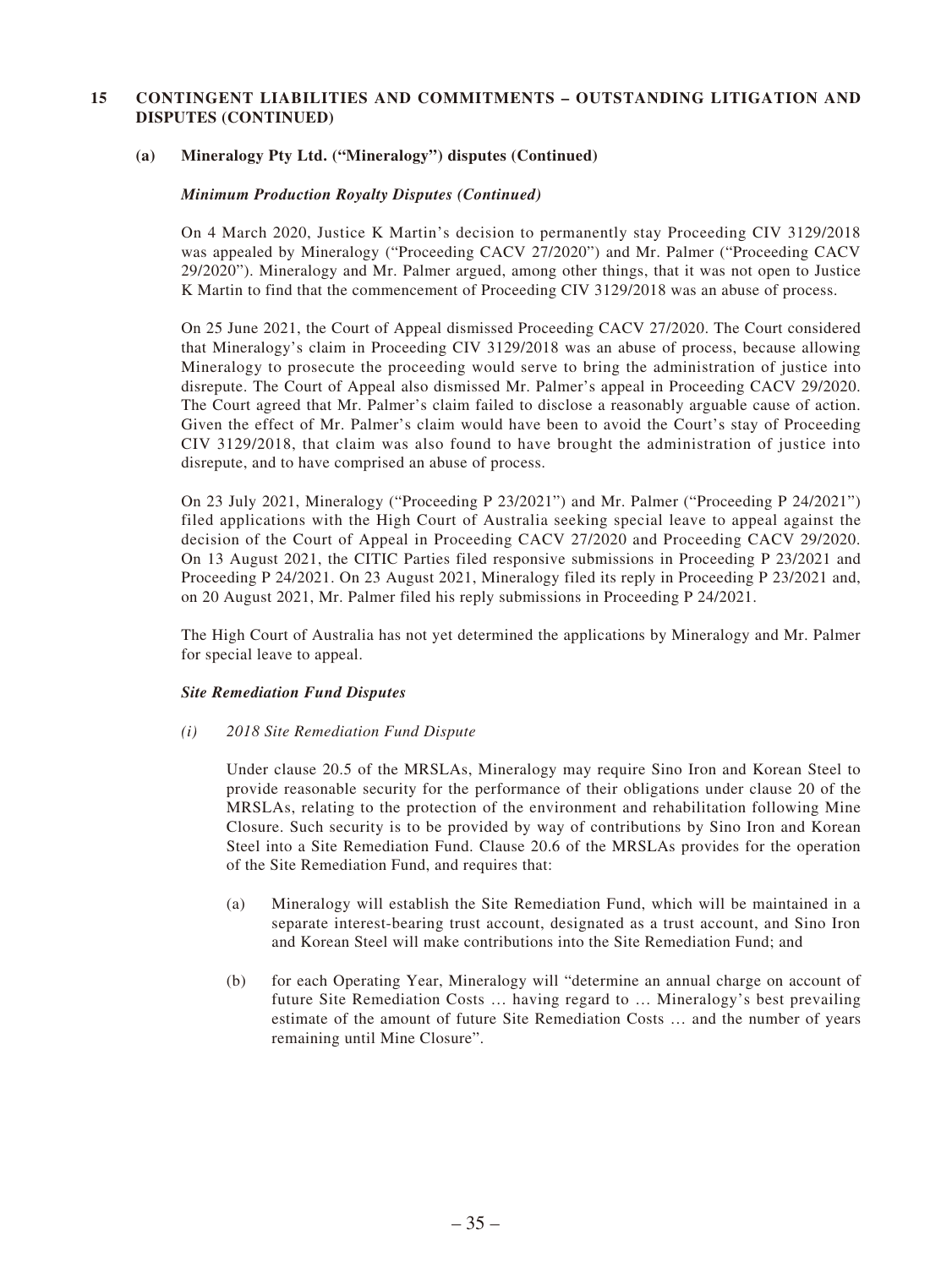## 15 CONTINGENT LIABILITIES AND COMMITMENTS – OUTSTANDING LITIGATION AND DISPUTES (CONTINUED)

### (a) Mineralogy Pty Ltd. ("Mineralogy") disputes (Continued)

***Minimum Production Royalty Disputes (Continued)***

On 4 March 2020, Justice K Martin's decision to permanently stay Proceeding CIV 3129/2018 was appealed by Mineralogy ("Proceeding CACV 27/2020") and Mr. Palmer ("Proceeding CACV 29/2020"). Mineralogy and Mr. Palmer argued, among other things, that it was not open to Justice K Martin to find that the commencement of Proceeding CIV 3129/2018 was an abuse of process.

On 25 June 2021, the Court of Appeal dismissed Proceeding CACV 27/2020. The Court considered that Mineralogy's claim in Proceeding CIV 3129/2018 was an abuse of process, because allowing Mineralogy to prosecute the proceeding would serve to bring the administration of justice into disrepute. The Court of Appeal also dismissed Mr. Palmer's appeal in Proceeding CACV 29/2020. The Court agreed that Mr. Palmer's claim failed to disclose a reasonably arguable cause of action. Given the effect of Mr. Palmer's claim would have been to avoid the Court's stay of Proceeding CIV 3129/2018, that claim was also found to have brought the administration of justice into disrepute, and to have comprised an abuse of process.

On 23 July 2021, Mineralogy ("Proceeding P 23/2021") and Mr. Palmer ("Proceeding P 24/2021") filed applications with the High Court of Australia seeking special leave to appeal against the decision of the Court of Appeal in Proceeding CACV 27/2020 and Proceeding CACV 29/2020. On 13 August 2021, the CITIC Parties filed responsive submissions in Proceeding P 23/2021 and Proceeding P 24/2021. On 23 August 2021, Mineralogy filed its reply in Proceeding P 23/2021 and, on 20 August 2021, Mr. Palmer filed his reply submissions in Proceeding P 24/2021.

The High Court of Australia has not yet determined the applications by Mineralogy and Mr. Palmer for special leave to appeal.

***Site Remediation Fund Disputes***

*(i) 2018 Site Remediation Fund Dispute*

Under clause 20.5 of the MRSLAs, Mineralogy may require Sino Iron and Korean Steel to provide reasonable security for the performance of their obligations under clause 20 of the MRSLAs, relating to the protection of the environment and rehabilitation following Mine Closure. Such security is to be provided by way of contributions by Sino Iron and Korean Steel into a Site Remediation Fund. Clause 20.6 of the MRSLAs provides for the operation of the Site Remediation Fund, and requires that:

(a) Mineralogy will establish the Site Remediation Fund, which will be maintained in a separate interest-bearing trust account, designated as a trust account, and Sino Iron and Korean Steel will make contributions into the Site Remediation Fund; and

(b) for each Operating Year, Mineralogy will "determine an annual charge on account of future Site Remediation Costs … having regard to … Mineralogy's best prevailing estimate of the amount of future Site Remediation Costs … and the number of years remaining until Mine Closure".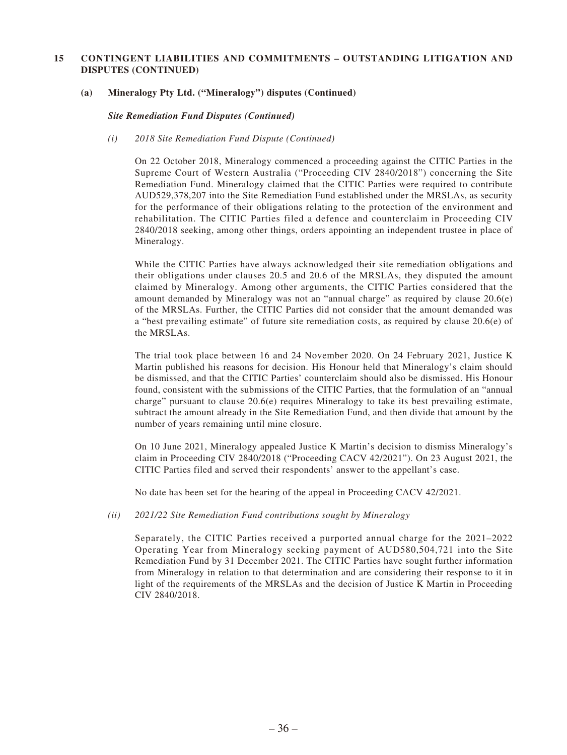## 15 CONTINGENT LIABILITIES AND COMMITMENTS – OUTSTANDING LITIGATION AND DISPUTES (CONTINUED)

### (a) Mineralogy Pty Ltd. ("Mineralogy") disputes (Continued)

***Site Remediation Fund Disputes (Continued)***

*(i) 2018 Site Remediation Fund Dispute (Continued)*

On 22 October 2018, Mineralogy commenced a proceeding against the CITIC Parties in the Supreme Court of Western Australia ("Proceeding CIV 2840/2018") concerning the Site Remediation Fund. Mineralogy claimed that the CITIC Parties were required to contribute AUD529,378,207 into the Site Remediation Fund established under the MRSLAs, as security for the performance of their obligations relating to the protection of the environment and rehabilitation. The CITIC Parties filed a defence and counterclaim in Proceeding CIV 2840/2018 seeking, among other things, orders appointing an independent trustee in place of Mineralogy.

While the CITIC Parties have always acknowledged their site remediation obligations and their obligations under clauses 20.5 and 20.6 of the MRSLAs, they disputed the amount claimed by Mineralogy. Among other arguments, the CITIC Parties considered that the amount demanded by Mineralogy was not an "annual charge" as required by clause 20.6(e) of the MRSLAs. Further, the CITIC Parties did not consider that the amount demanded was a "best prevailing estimate" of future site remediation costs, as required by clause 20.6(e) of the MRSLAs.

The trial took place between 16 and 24 November 2020. On 24 February 2021, Justice K Martin published his reasons for decision. His Honour held that Mineralogy's claim should be dismissed, and that the CITIC Parties' counterclaim should also be dismissed. His Honour found, consistent with the submissions of the CITIC Parties, that the formulation of an "annual charge" pursuant to clause 20.6(e) requires Mineralogy to take its best prevailing estimate, subtract the amount already in the Site Remediation Fund, and then divide that amount by the number of years remaining until mine closure.

On 10 June 2021, Mineralogy appealed Justice K Martin's decision to dismiss Mineralogy's claim in Proceeding CIV 2840/2018 ("Proceeding CACV 42/2021"). On 23 August 2021, the CITIC Parties filed and served their respondents' answer to the appellant's case.

No date has been set for the hearing of the appeal in Proceeding CACV 42/2021.

*(ii) 2021/22 Site Remediation Fund contributions sought by Mineralogy*

Separately, the CITIC Parties received a purported annual charge for the 2021–2022 Operating Year from Mineralogy seeking payment of AUD580,504,721 into the Site Remediation Fund by 31 December 2021. The CITIC Parties have sought further information from Mineralogy in relation to that determination and are considering their response to it in light of the requirements of the MRSLAs and the decision of Justice K Martin in Proceeding CIV 2840/2018.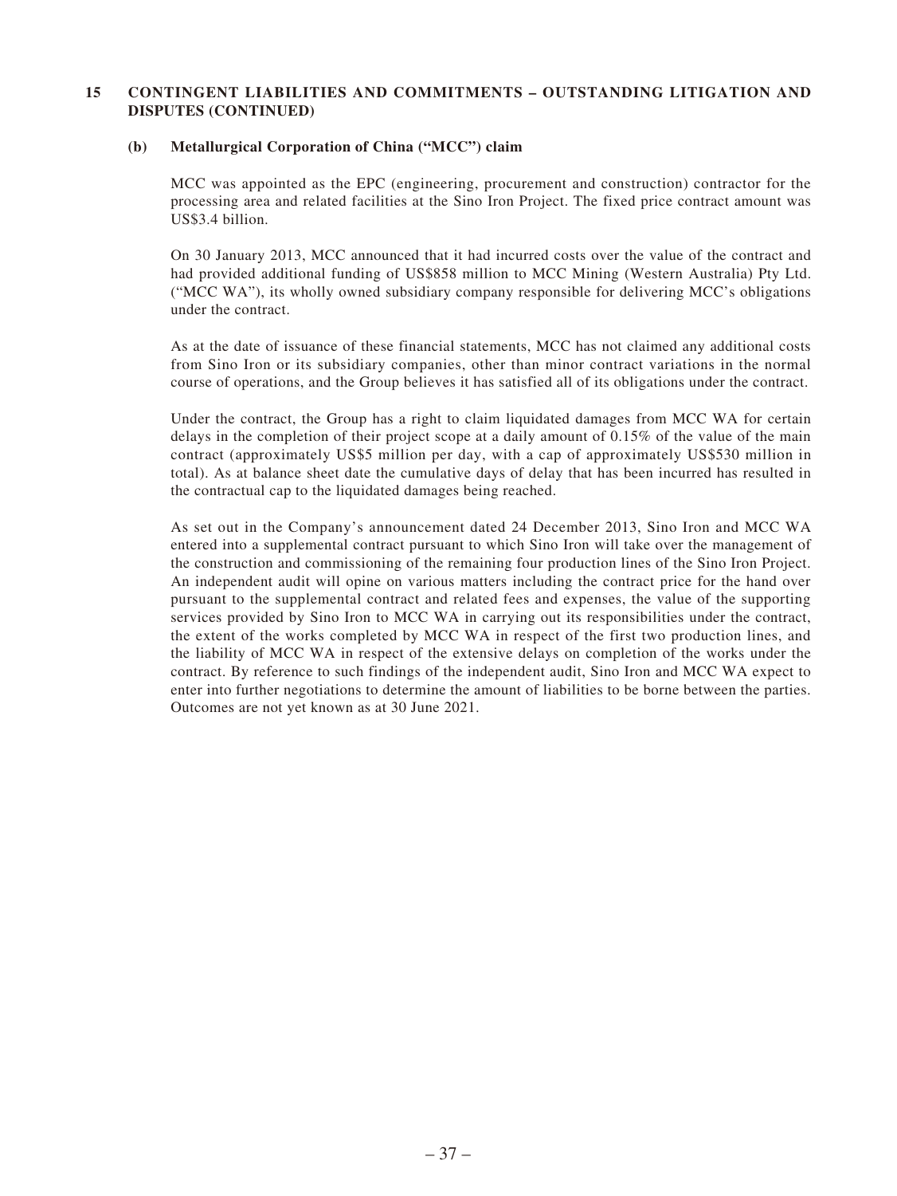## 15 CONTINGENT LIABILITIES AND COMMITMENTS – OUTSTANDING LITIGATION AND DISPUTES (CONTINUED)

### (b) Metallurgical Corporation of China ("MCC") claim

MCC was appointed as the EPC (engineering, procurement and construction) contractor for the processing area and related facilities at the Sino Iron Project. The fixed price contract amount was US$3.4 billion.

On 30 January 2013, MCC announced that it had incurred costs over the value of the contract and had provided additional funding of US$858 million to MCC Mining (Western Australia) Pty Ltd. ("MCC WA"), its wholly owned subsidiary company responsible for delivering MCC's obligations under the contract.

As at the date of issuance of these financial statements, MCC has not claimed any additional costs from Sino Iron or its subsidiary companies, other than minor contract variations in the normal course of operations, and the Group believes it has satisfied all of its obligations under the contract.

Under the contract, the Group has a right to claim liquidated damages from MCC WA for certain delays in the completion of their project scope at a daily amount of 0.15% of the value of the main contract (approximately US$5 million per day, with a cap of approximately US$530 million in total). As at balance sheet date the cumulative days of delay that has been incurred has resulted in the contractual cap to the liquidated damages being reached.

As set out in the Company's announcement dated 24 December 2013, Sino Iron and MCC WA entered into a supplemental contract pursuant to which Sino Iron will take over the management of the construction and commissioning of the remaining four production lines of the Sino Iron Project. An independent audit will opine on various matters including the contract price for the hand over pursuant to the supplemental contract and related fees and expenses, the value of the supporting services provided by Sino Iron to MCC WA in carrying out its responsibilities under the contract, the extent of the works completed by MCC WA in respect of the first two production lines, and the liability of MCC WA in respect of the extensive delays on completion of the works under the contract. By reference to such findings of the independent audit, Sino Iron and MCC WA expect to enter into further negotiations to determine the amount of liabilities to be borne between the parties. Outcomes are not yet known as at 30 June 2021.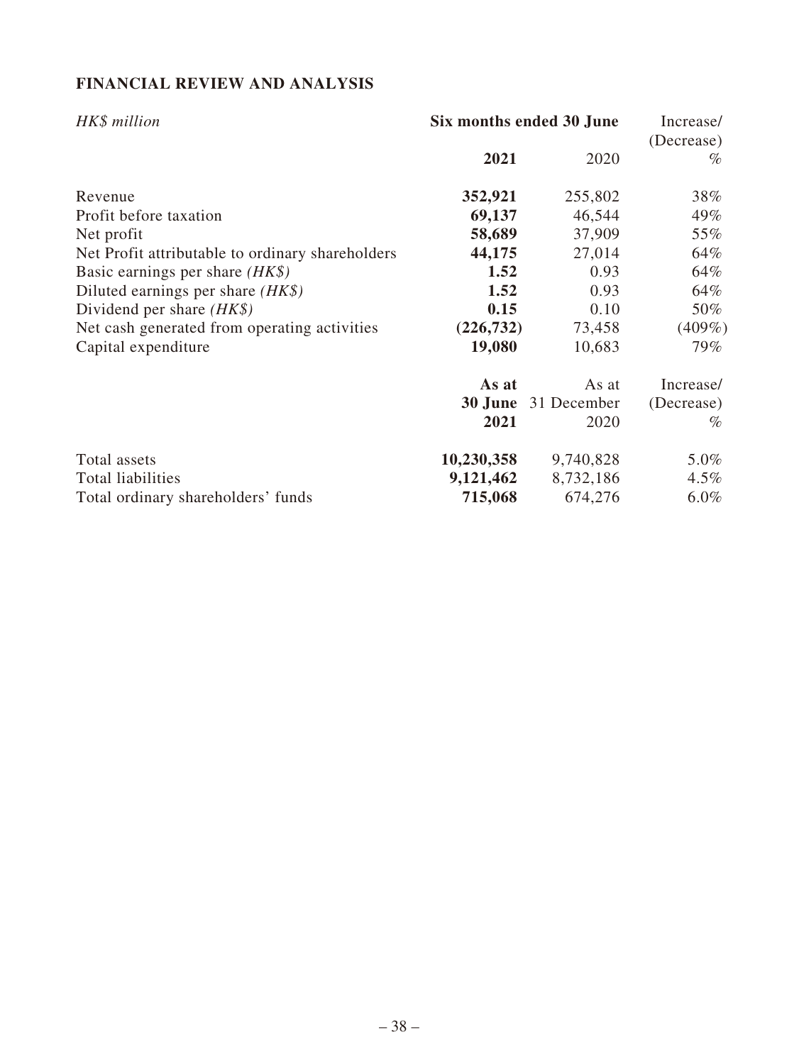## FINANCIAL REVIEW AND ANALYSIS

| *HK$ million* | **Six months ended 30 June** | | Increase/ (Decrease) |
|---|---|---|---|
| | **2021** | 2020 | % |
| Revenue | **352,921** | 255,802 | 38% |
| Profit before taxation | **69,137** | 46,544 | 49% |
| Net profit | **58,689** | 37,909 | 55% |
| Net Profit attributable to ordinary shareholders | **44,175** | 27,014 | 64% |
| Basic earnings per share *(HK$)* | **1.52** | 0.93 | 64% |
| Diluted earnings per share *(HK$)* | **1.52** | 0.93 | 64% |
| Dividend per share *(HK$)* | **0.15** | 0.10 | 50% |
| Net cash generated from operating activities | **(226,732)** | 73,458 | (409%) |
| Capital expenditure | **19,080** | 10,683 | 79% |

| | **As at 30 June 2021** | As at 31 December 2020 | Increase/ (Decrease) % |
|---|---|---|---|
| Total assets | **10,230,358** | 9,740,828 | 5.0% |
| Total liabilities | **9,121,462** | 8,732,186 | 4.5% |
| Total ordinary shareholders' funds | **715,068** | 674,276 | 6.0% |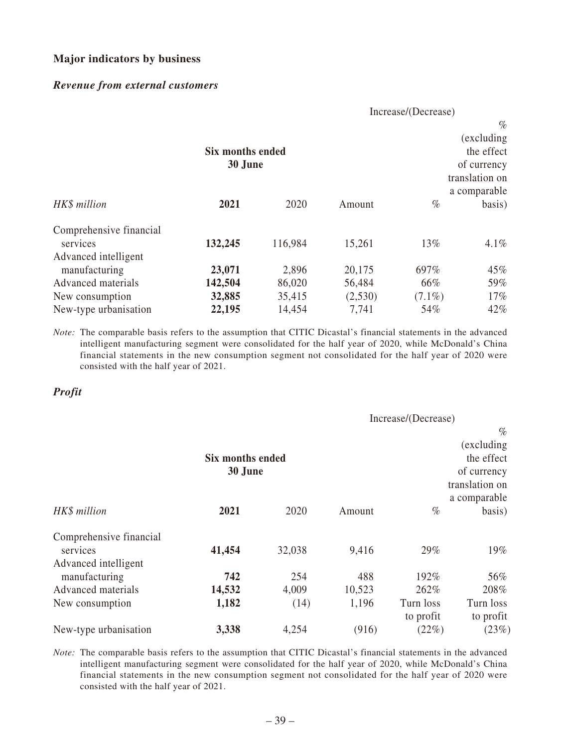### Major indicators by business

#### *Revenue from external customers*

| *HK$ million* | Six months ended 30 June | | Increase/(Decrease) | | |
|---|---|---|---|---|---|
| | **2021** | 2020 | Amount | % | % (excluding the effect of currency translation on a comparable basis) |
| Comprehensive financial services | **132,245** | 116,984 | 15,261 | 13% | 4.1% |
| Advanced intelligent manufacturing | **23,071** | 2,896 | 20,175 | 697% | 45% |
| Advanced materials | **142,504** | 86,020 | 56,484 | 66% | 59% |
| New consumption | **32,885** | 35,415 | (2,530) | (7.1%) | 17% |
| New-type urbanisation | **22,195** | 14,454 | 7,741 | 54% | 42% |

*Note:* The comparable basis refers to the assumption that CITIC Dicastal's financial statements in the advanced intelligent manufacturing segment were consolidated for the half year of 2020, while McDonald's China financial statements in the new consumption segment not consolidated for the half year of 2020 were consisted with the half year of 2021.

#### *Profit*

| *HK$ million* | Six months ended 30 June | | Increase/(Decrease) | | |
|---|---|---|---|---|---|
| | **2021** | 2020 | Amount | % | % (excluding the effect of currency translation on a comparable basis) |
| Comprehensive financial services | **41,454** | 32,038 | 9,416 | 29% | 19% |
| Advanced intelligent manufacturing | **742** | 254 | 488 | 192% | 56% |
| Advanced materials | **14,532** | 4,009 | 10,523 | 262% | 208% |
| New consumption | **1,182** | (14) | 1,196 | Turn loss to profit | Turn loss to profit |
| New-type urbanisation | **3,338** | 4,254 | (916) | (22%) | (23%) |

*Note:* The comparable basis refers to the assumption that CITIC Dicastal's financial statements in the advanced intelligent manufacturing segment were consolidated for the half year of 2020, while McDonald's China financial statements in the new consumption segment not consolidated for the half year of 2020 were consisted with the half year of 2021.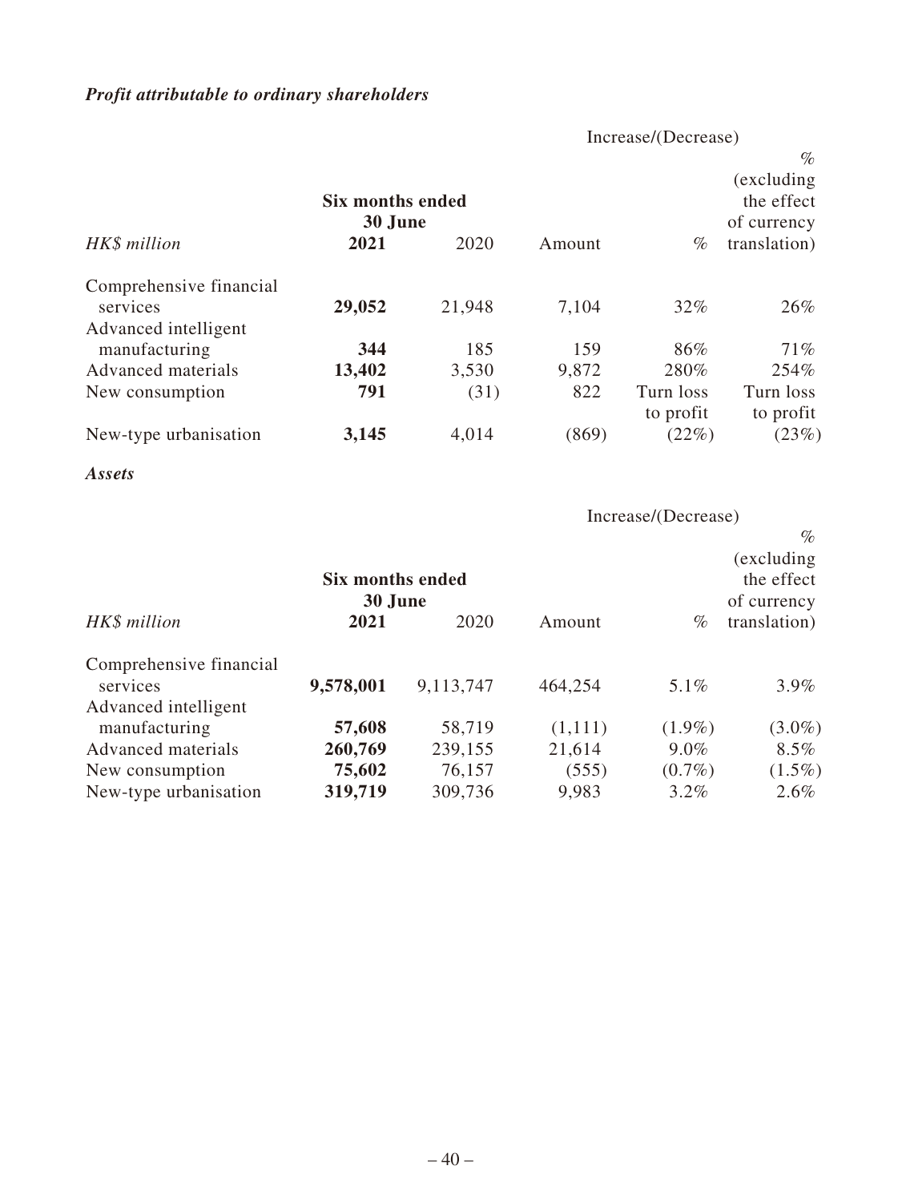***Profit attributable to ordinary shareholders***

| | Six months ended 30 June | | Increase/(Decrease) | | |
|---|---|---|---|---|---|
| *HK$ million* | **2021** | 2020 | Amount | % | % (excluding the effect of currency translation) |
| Comprehensive financial services | **29,052** | 21,948 | 7,104 | 32% | 26% |
| Advanced intelligent manufacturing | **344** | 185 | 159 | 86% | 71% |
| Advanced materials | **13,402** | 3,530 | 9,872 | 280% | 254% |
| New consumption | **791** | (31) | 822 | Turn loss to profit | Turn loss to profit |
| New-type urbanisation | **3,145** | 4,014 | (869) | (22%) | (23%) |

***Assets***

| | Six months ended 30 June | | Increase/(Decrease) | | |
|---|---|---|---|---|---|
| *HK$ million* | **2021** | 2020 | Amount | % | % (excluding the effect of currency translation) |
| Comprehensive financial services | **9,578,001** | 9,113,747 | 464,254 | 5.1% | 3.9% |
| Advanced intelligent manufacturing | **57,608** | 58,719 | (1,111) | (1.9%) | (3.0%) |
| Advanced materials | **260,769** | 239,155 | 21,614 | 9.0% | 8.5% |
| New consumption | **75,602** | 76,157 | (555) | (0.7%) | (1.5%) |
| New-type urbanisation | **319,719** | 309,736 | 9,983 | 3.2% | 2.6% |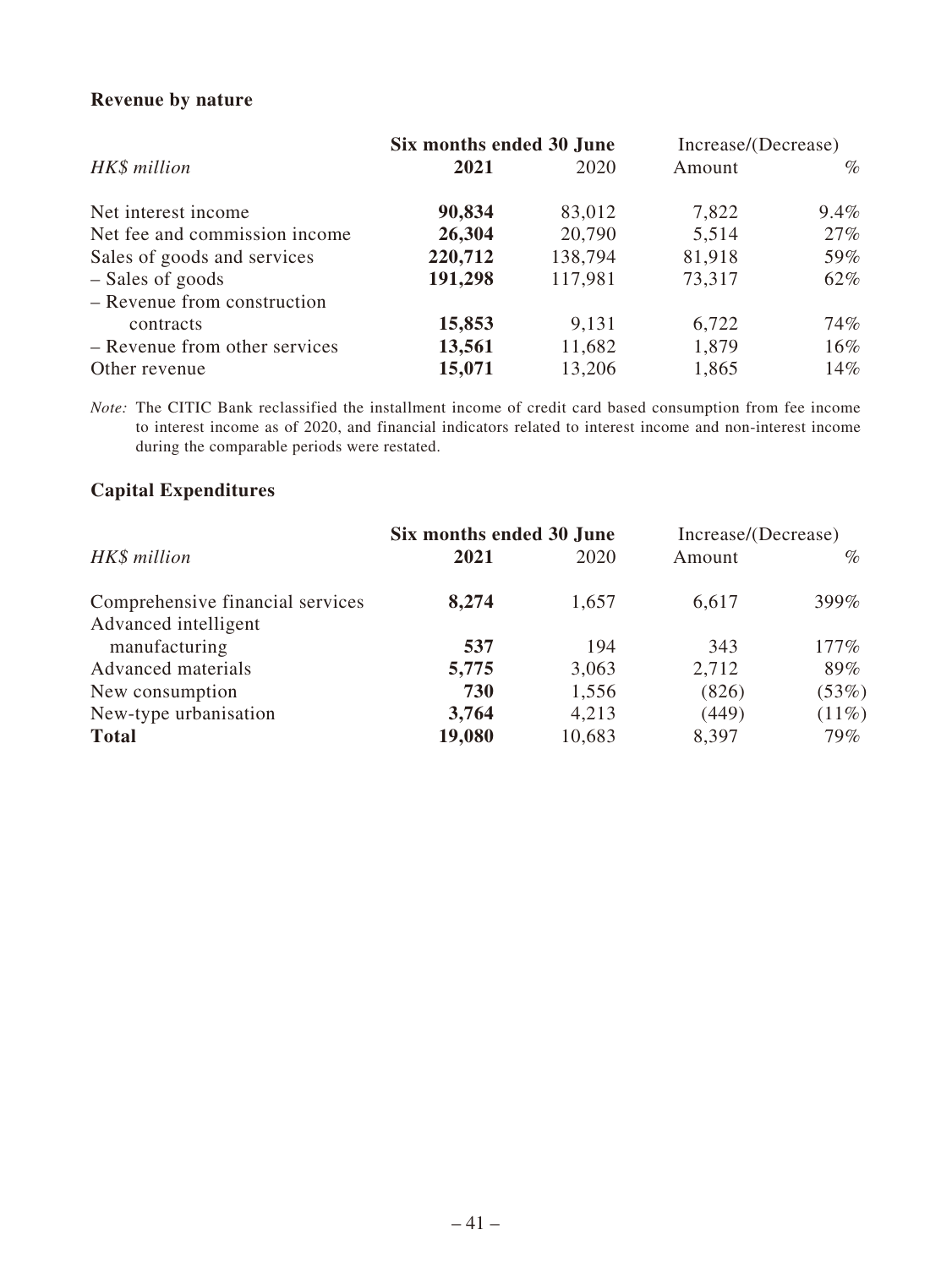### Revenue by nature

| HK$ million | Six months ended 30 June | | Increase/(Decrease) | |
|---|---|---|---|---|
| | **2021** | 2020 | Amount | % |
| Net interest income | **90,834** | 83,012 | 7,822 | 9.4% |
| Net fee and commission income | **26,304** | 20,790 | 5,514 | 27% |
| Sales of goods and services | **220,712** | 138,794 | 81,918 | 59% |
| – Sales of goods | **191,298** | 117,981 | 73,317 | 62% |
| – Revenue from construction contracts | **15,853** | 9,131 | 6,722 | 74% |
| – Revenue from other services | **13,561** | 11,682 | 1,879 | 16% |
| Other revenue | **15,071** | 13,206 | 1,865 | 14% |

*Note:* The CITIC Bank reclassified the installment income of credit card based consumption from fee income to interest income as of 2020, and financial indicators related to interest income and non-interest income during the comparable periods were restated.

### Capital Expenditures

| HK$ million | Six months ended 30 June | | Increase/(Decrease) | |
|---|---|---|---|---|
| | **2021** | 2020 | Amount | % |
| Comprehensive financial services | **8,274** | 1,657 | 6,617 | 399% |
| Advanced intelligent manufacturing | **537** | 194 | 343 | 177% |
| Advanced materials | **5,775** | 3,063 | 2,712 | 89% |
| New consumption | **730** | 1,556 | (826) | (53%) |
| New-type urbanisation | **3,764** | 4,213 | (449) | (11%) |
| **Total** | **19,080** | 10,683 | 8,397 | 79% |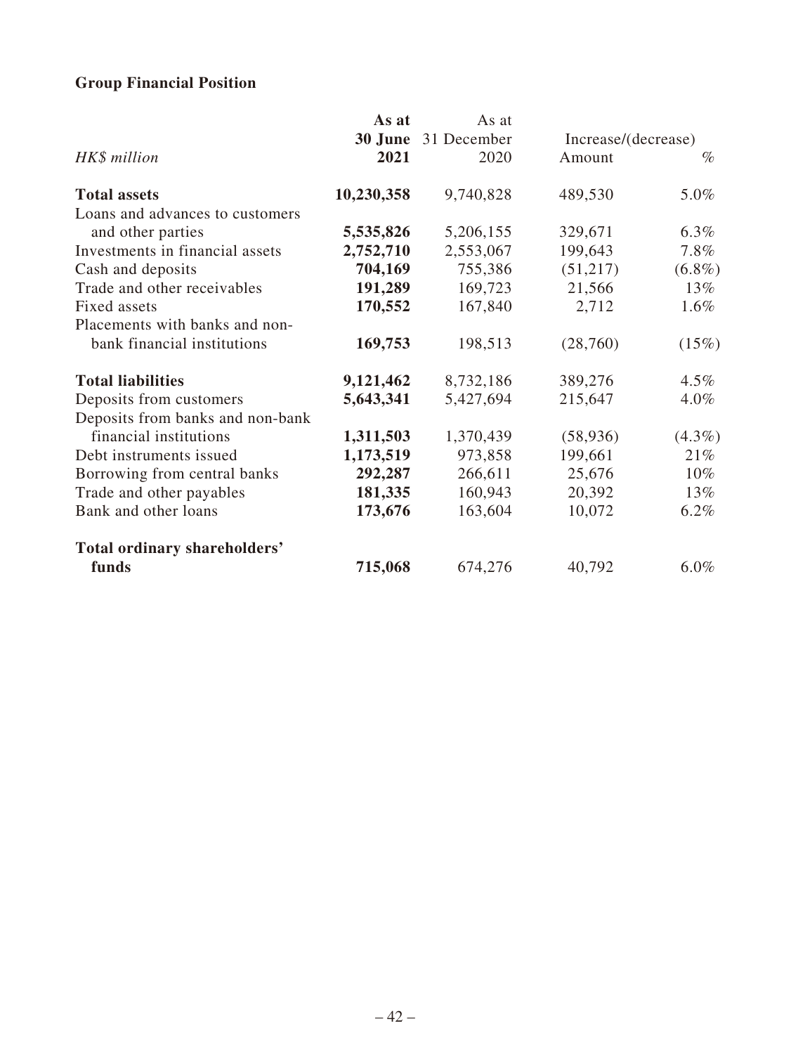## Group Financial Position

| *HK$ million* | **As at 30 June 2021** | As at 31 December 2020 | Increase/(decrease) Amount | % |
|---|---|---|---|---|
| **Total assets** | **10,230,358** | 9,740,828 | 489,530 | 5.0% |
| Loans and advances to customers and other parties | **5,535,826** | 5,206,155 | 329,671 | 6.3% |
| Investments in financial assets | **2,752,710** | 2,553,067 | 199,643 | 7.8% |
| Cash and deposits | **704,169** | 755,386 | (51,217) | (6.8%) |
| Trade and other receivables | **191,289** | 169,723 | 21,566 | 13% |
| Fixed assets | **170,552** | 167,840 | 2,712 | 1.6% |
| Placements with banks and non-bank financial institutions | **169,753** | 198,513 | (28,760) | (15%) |
| **Total liabilities** | **9,121,462** | 8,732,186 | 389,276 | 4.5% |
| Deposits from customers | **5,643,341** | 5,427,694 | 215,647 | 4.0% |
| Deposits from banks and non-bank financial institutions | **1,311,503** | 1,370,439 | (58,936) | (4.3%) |
| Debt instruments issued | **1,173,519** | 973,858 | 199,661 | 21% |
| Borrowing from central banks | **292,287** | 266,611 | 25,676 | 10% |
| Trade and other payables | **181,335** | 160,943 | 20,392 | 13% |
| Bank and other loans | **173,676** | 163,604 | 10,072 | 6.2% |
| **Total ordinary shareholders' funds** | **715,068** | 674,276 | 40,792 | 6.0% |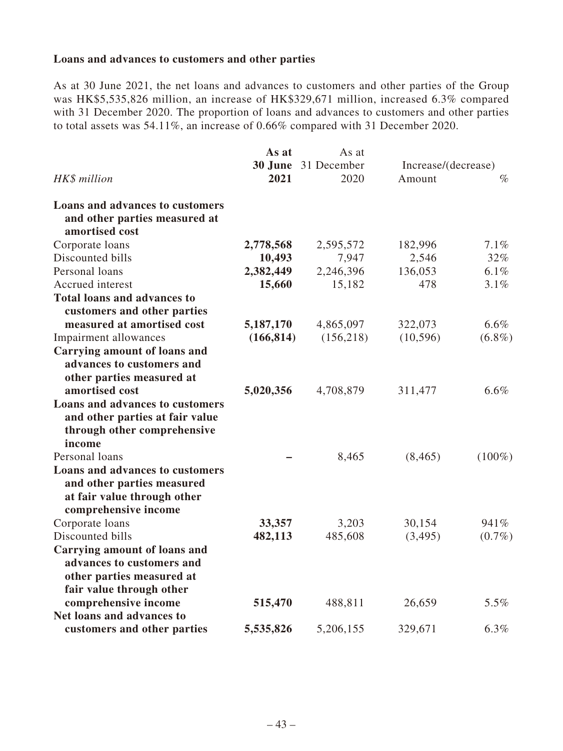**Loans and advances to customers and other parties**

As at 30 June 2021, the net loans and advances to customers and other parties of the Group was HK$5,535,826 million, an increase of HK$329,671 million, increased 6.3% compared with 31 December 2020. The proportion of loans and advances to customers and other parties to total assets was 54.11%, an increase of 0.66% compared with 31 December 2020.

| *HK$ million* | **As at 30 June 2021** | As at 31 December 2020 | Increase/(decrease) Amount | % |
|---|---|---|---|---|
| **Loans and advances to customers and other parties measured at amortised cost** | | | | |
| Corporate loans | **2,778,568** | 2,595,572 | 182,996 | 7.1% |
| Discounted bills | **10,493** | 7,947 | 2,546 | 32% |
| Personal loans | **2,382,449** | 2,246,396 | 136,053 | 6.1% |
| Accrued interest | **15,660** | 15,182 | 478 | 3.1% |
| **Total loans and advances to customers and other parties measured at amortised cost** | **5,187,170** | 4,865,097 | 322,073 | 6.6% |
| Impairment allowances | **(166,814)** | (156,218) | (10,596) | (6.8%) |
| **Carrying amount of loans and advances to customers and other parties measured at amortised cost** | **5,020,356** | 4,708,879 | 311,477 | 6.6% |
| **Loans and advances to customers and other parties at fair value through other comprehensive income** | | | | |
| Personal loans | **–** | 8,465 | (8,465) | (100%) |
| **Loans and advances to customers and other parties measured at fair value through other comprehensive income** | | | | |
| Corporate loans | **33,357** | 3,203 | 30,154 | 941% |
| Discounted bills | **482,113** | 485,608 | (3,495) | (0.7%) |
| **Carrying amount of loans and advances to customers and other parties measured at fair value through other comprehensive income** | **515,470** | 488,811 | 26,659 | 5.5% |
| **Net loans and advances to customers and other parties** | **5,535,826** | 5,206,155 | 329,671 | 6.3% |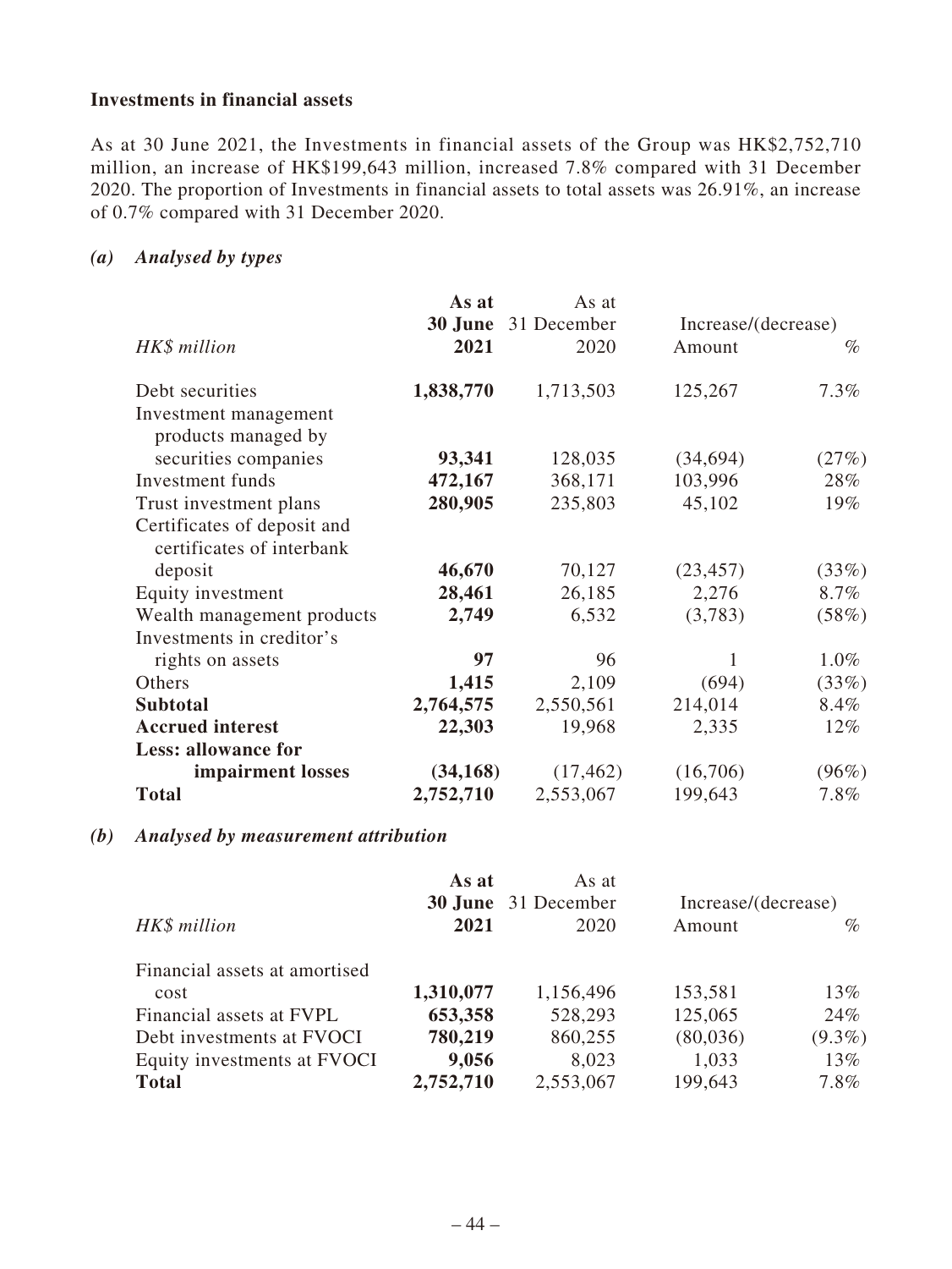**Investments in financial assets**

As at 30 June 2021, the Investments in financial assets of the Group was HK$2,752,710 million, an increase of HK$199,643 million, increased 7.8% compared with 31 December 2020. The proportion of Investments in financial assets to total assets was 26.91%, an increase of 0.7% compared with 31 December 2020.

***(a) Analysed by types***

| *HK$ million* | **As at 30 June 2021** | As at 31 December 2020 | Increase/(decrease) Amount | % |
|---|---|---|---|---|
| Debt securities | **1,838,770** | 1,713,503 | 125,267 | 7.3% |
| Investment management products managed by securities companies | **93,341** | 128,035 | (34,694) | (27%) |
| Investment funds | **472,167** | 368,171 | 103,996 | 28% |
| Trust investment plans | **280,905** | 235,803 | 45,102 | 19% |
| Certificates of deposit and certificates of interbank deposit | **46,670** | 70,127 | (23,457) | (33%) |
| Equity investment | **28,461** | 26,185 | 2,276 | 8.7% |
| Wealth management products | **2,749** | 6,532 | (3,783) | (58%) |
| Investments in creditor's rights on assets | **97** | 96 | 1 | 1.0% |
| Others | **1,415** | 2,109 | (694) | (33%) |
| **Subtotal** | 2,764,575 | 2,550,561 | 214,014 | 8.4% |
| **Accrued interest** | 22,303 | 19,968 | 2,335 | 12% |
| **Less: allowance for impairment losses** | (34,168) | (17,462) | (16,706) | (96%) |
| **Total** | 2,752,710 | 2,553,067 | 199,643 | 7.8% |

***(b) Analysed by measurement attribution***

| *HK$ million* | **As at 30 June 2021** | As at 31 December 2020 | Increase/(decrease) Amount | % |
|---|---|---|---|---|
| Financial assets at amortised cost | **1,310,077** | 1,156,496 | 153,581 | 13% |
| Financial assets at FVPL | **653,358** | 528,293 | 125,065 | 24% |
| Debt investments at FVOCI | **780,219** | 860,255 | (80,036) | (9.3%) |
| Equity investments at FVOCI | **9,056** | 8,023 | 1,033 | 13% |
| **Total** | **2,752,710** | 2,553,067 | 199,643 | 7.8% |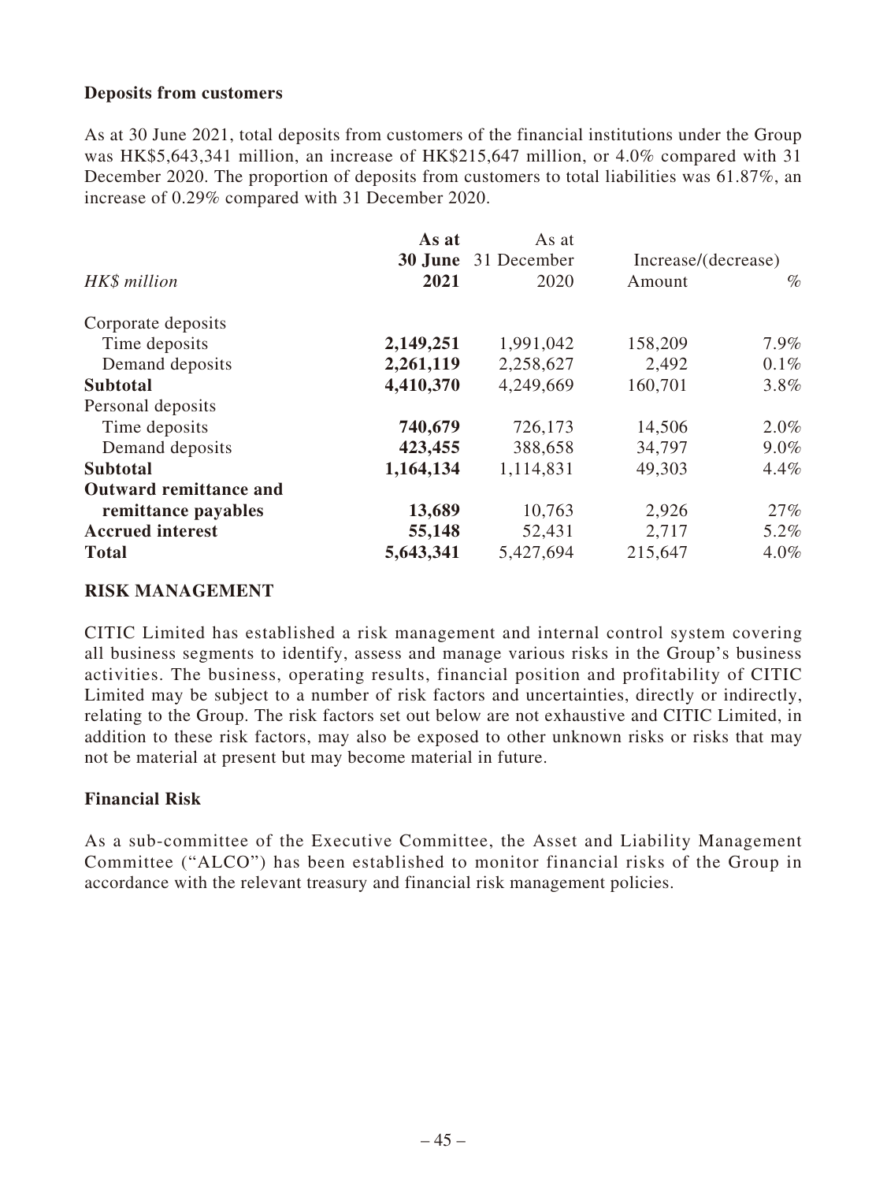### Deposits from customers

As at 30 June 2021, total deposits from customers of the financial institutions under the Group was HK$5,643,341 million, an increase of HK$215,647 million, or 4.0% compared with 31 December 2020. The proportion of deposits from customers to total liabilities was 61.87%, an increase of 0.29% compared with 31 December 2020.

| *HK$ million* | **As at 30 June 2021** | As at 31 December 2020 | Increase/(decrease) Amount | % |
|---|---|---|---|---|
| Corporate deposits | | | | |
| Time deposits | **2,149,251** | 1,991,042 | 158,209 | 7.9% |
| Demand deposits | **2,261,119** | 2,258,627 | 2,492 | 0.1% |
| **Subtotal** | **4,410,370** | 4,249,669 | 160,701 | 3.8% |
| Personal deposits | | | | |
| Time deposits | **740,679** | 726,173 | 14,506 | 2.0% |
| Demand deposits | **423,455** | 388,658 | 34,797 | 9.0% |
| **Subtotal** | **1,164,134** | 1,114,831 | 49,303 | 4.4% |
| **Outward remittance and remittance payables** | **13,689** | 10,763 | 2,926 | 27% |
| **Accrued interest** | **55,148** | 52,431 | 2,717 | 5.2% |
| **Total** | **5,643,341** | 5,427,694 | 215,647 | 4.0% |

## RISK MANAGEMENT

CITIC Limited has established a risk management and internal control system covering all business segments to identify, assess and manage various risks in the Group's business activities. The business, operating results, financial position and profitability of CITIC Limited may be subject to a number of risk factors and uncertainties, directly or indirectly, relating to the Group. The risk factors set out below are not exhaustive and CITIC Limited, in addition to these risk factors, may also be exposed to other unknown risks or risks that may not be material at present but may become material in future.

### Financial Risk

As a sub-committee of the Executive Committee, the Asset and Liability Management Committee ("ALCO") has been established to monitor financial risks of the Group in accordance with the relevant treasury and financial risk management policies.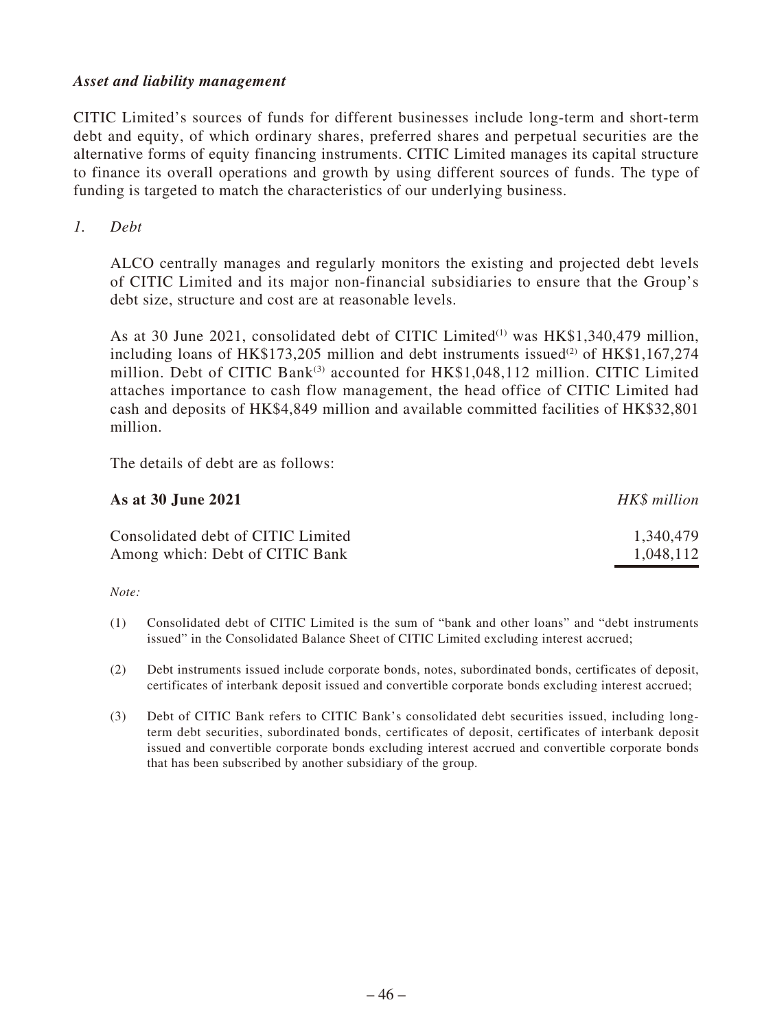***Asset and liability management***

CITIC Limited's sources of funds for different businesses include long-term and short-term debt and equity, of which ordinary shares, preferred shares and perpetual securities are the alternative forms of equity financing instruments. CITIC Limited manages its capital structure to finance its overall operations and growth by using different sources of funds. The type of funding is targeted to match the characteristics of our underlying business.

*1. Debt*

ALCO centrally manages and regularly monitors the existing and projected debt levels of CITIC Limited and its major non-financial subsidiaries to ensure that the Group's debt size, structure and cost are at reasonable levels.

As at 30 June 2021, consolidated debt of CITIC Limited[(1)] was HK$1,340,479 million, including loans of HK$173,205 million and debt instruments issued[(2)] of HK$1,167,274 million. Debt of CITIC Bank[(3)] accounted for HK$1,048,112 million. CITIC Limited attaches importance to cash flow management, the head office of CITIC Limited had cash and deposits of HK$4,849 million and available committed facilities of HK$32,801 million.

The details of debt are as follows:

| **As at 30 June 2021** | *HK$ million* |
|---|---|
| Consolidated debt of CITIC Limited | 1,340,479 |
| Among which: Debt of CITIC Bank | 1,048,112 |

*Note:*

(1) Consolidated debt of CITIC Limited is the sum of "bank and other loans" and "debt instruments issued" in the Consolidated Balance Sheet of CITIC Limited excluding interest accrued;

(2) Debt instruments issued include corporate bonds, notes, subordinated bonds, certificates of deposit, certificates of interbank deposit issued and convertible corporate bonds excluding interest accrued;

(3) Debt of CITIC Bank refers to CITIC Bank's consolidated debt securities issued, including long-term debt securities, subordinated bonds, certificates of deposit, certificates of interbank deposit issued and convertible corporate bonds excluding interest accrued and convertible corporate bonds that has been subscribed by another subsidiary of the group.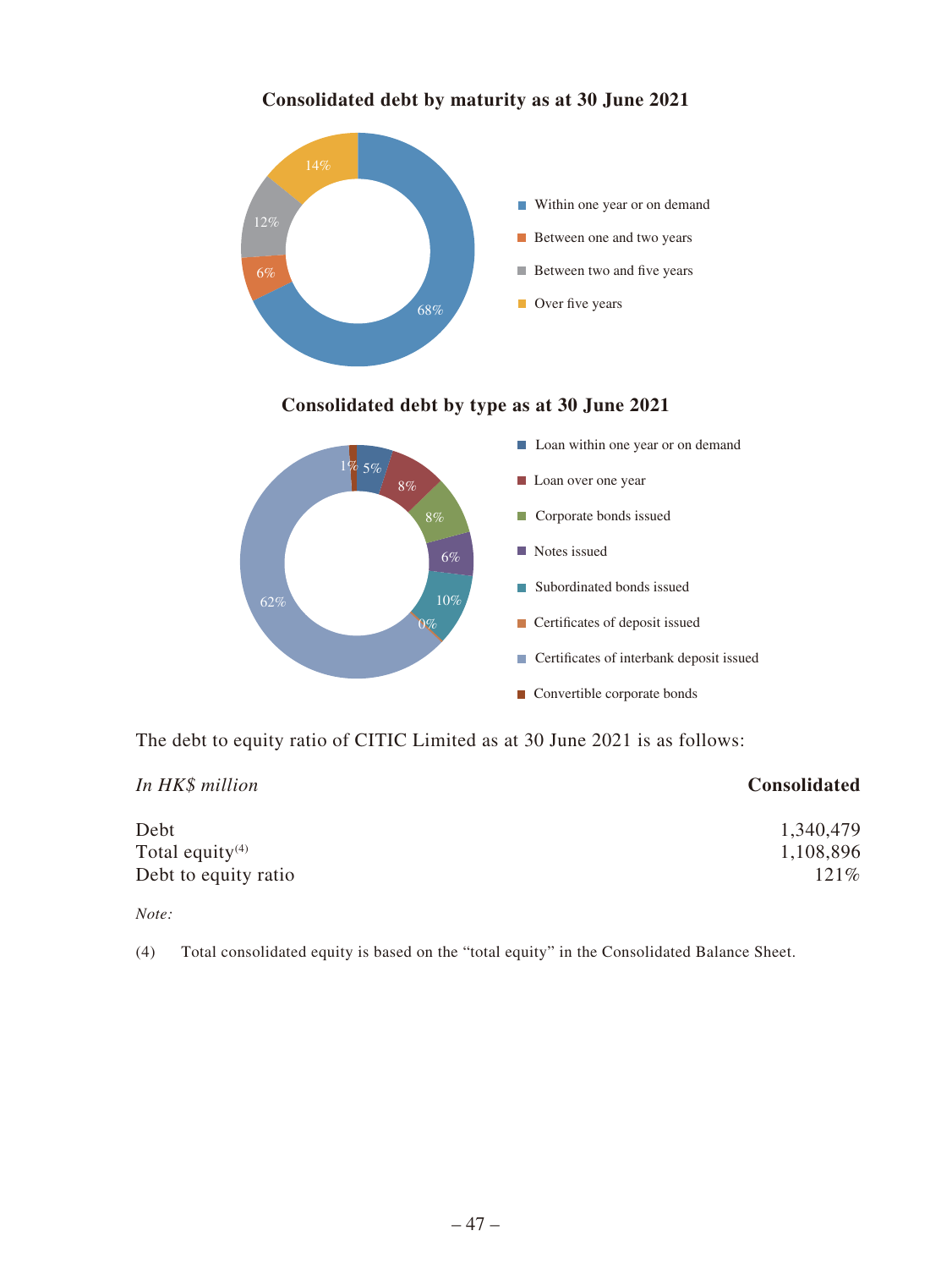**Consolidated debt by maturity as at 30 June 2021**

| Maturity | % |
|---|---|
| Within one year or on demand | 68% |
| Between one and two years | 6% |
| Between two and five years | 12% |
| Over five years | 14% |

**Consolidated debt by type as at 30 June 2021**

| Type | % |
|---|---|
| Loan within one year or on demand | 5% |
| Loan over one year | 8% |
| Corporate bonds issued | 8% |
| Notes issued | 6% |
| Subordinated bonds issued | 10% |
| Certificates of deposit issued | 0% |
| Certificates of interbank deposit issued | 62% |
| Convertible corporate bonds | 1% |

The debt to equity ratio of CITIC Limited as at 30 June 2021 is as follows:

| *In HK$ million* | **Consolidated** |
|---|---|
| Debt | 1,340,479 |
| Total equity[4] | 1,108,896 |
| Debt to equity ratio | 121% |

*Note:*

(4) Total consolidated equity is based on the "total equity" in the Consolidated Balance Sheet.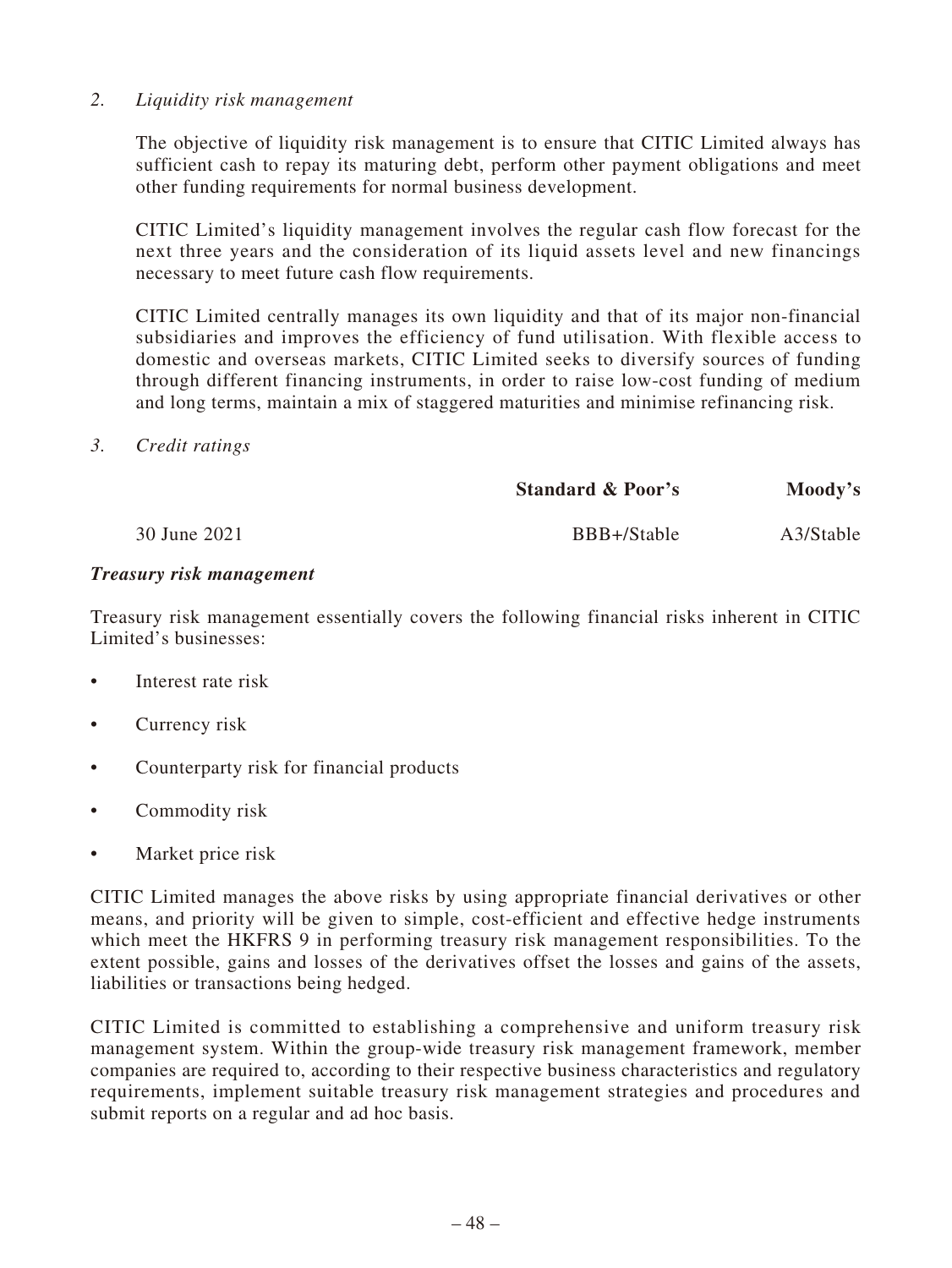*2. Liquidity risk management*

The objective of liquidity risk management is to ensure that CITIC Limited always has sufficient cash to repay its maturing debt, perform other payment obligations and meet other funding requirements for normal business development.

CITIC Limited's liquidity management involves the regular cash flow forecast for the next three years and the consideration of its liquid assets level and new financings necessary to meet future cash flow requirements.

CITIC Limited centrally manages its own liquidity and that of its major non-financial subsidiaries and improves the efficiency of fund utilisation. With flexible access to domestic and overseas markets, CITIC Limited seeks to diversify sources of funding through different financing instruments, in order to raise low-cost funding of medium and long terms, maintain a mix of staggered maturities and minimise refinancing risk.

*3. Credit ratings*

| | **Standard & Poor's** | **Moody's** |
|---|---|---|
| 30 June 2021 | BBB+/Stable | A3/Stable |

***Treasury risk management***

Treasury risk management essentially covers the following financial risks inherent in CITIC Limited's businesses:

- Interest rate risk
- Currency risk
- Counterparty risk for financial products
- Commodity risk
- Market price risk

CITIC Limited manages the above risks by using appropriate financial derivatives or other means, and priority will be given to simple, cost-efficient and effective hedge instruments which meet the HKFRS 9 in performing treasury risk management responsibilities. To the extent possible, gains and losses of the derivatives offset the losses and gains of the assets, liabilities or transactions being hedged.

CITIC Limited is committed to establishing a comprehensive and uniform treasury risk management system. Within the group-wide treasury risk management framework, member companies are required to, according to their respective business characteristics and regulatory requirements, implement suitable treasury risk management strategies and procedures and submit reports on a regular and ad hoc basis.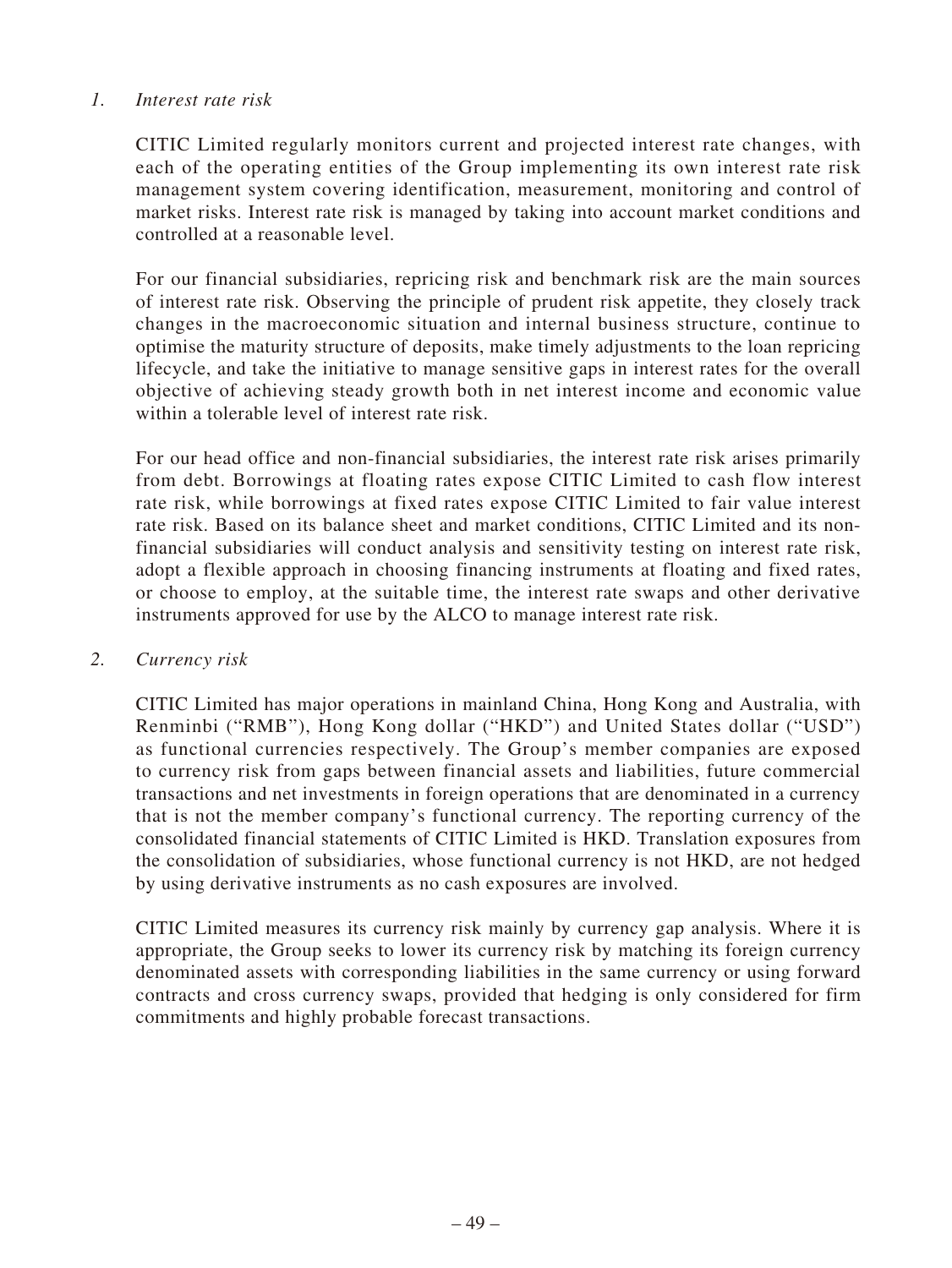*1. Interest rate risk*

CITIC Limited regularly monitors current and projected interest rate changes, with each of the operating entities of the Group implementing its own interest rate risk management system covering identification, measurement, monitoring and control of market risks. Interest rate risk is managed by taking into account market conditions and controlled at a reasonable level.

For our financial subsidiaries, repricing risk and benchmark risk are the main sources of interest rate risk. Observing the principle of prudent risk appetite, they closely track changes in the macroeconomic situation and internal business structure, continue to optimise the maturity structure of deposits, make timely adjustments to the loan repricing lifecycle, and take the initiative to manage sensitive gaps in interest rates for the overall objective of achieving steady growth both in net interest income and economic value within a tolerable level of interest rate risk.

For our head office and non-financial subsidiaries, the interest rate risk arises primarily from debt. Borrowings at floating rates expose CITIC Limited to cash flow interest rate risk, while borrowings at fixed rates expose CITIC Limited to fair value interest rate risk. Based on its balance sheet and market conditions, CITIC Limited and its non-financial subsidiaries will conduct analysis and sensitivity testing on interest rate risk, adopt a flexible approach in choosing financing instruments at floating and fixed rates, or choose to employ, at the suitable time, the interest rate swaps and other derivative instruments approved for use by the ALCO to manage interest rate risk.

*2. Currency risk*

CITIC Limited has major operations in mainland China, Hong Kong and Australia, with Renminbi ("RMB"), Hong Kong dollar ("HKD") and United States dollar ("USD") as functional currencies respectively. The Group's member companies are exposed to currency risk from gaps between financial assets and liabilities, future commercial transactions and net investments in foreign operations that are denominated in a currency that is not the member company's functional currency. The reporting currency of the consolidated financial statements of CITIC Limited is HKD. Translation exposures from the consolidation of subsidiaries, whose functional currency is not HKD, are not hedged by using derivative instruments as no cash exposures are involved.

CITIC Limited measures its currency risk mainly by currency gap analysis. Where it is appropriate, the Group seeks to lower its currency risk by matching its foreign currency denominated assets with corresponding liabilities in the same currency or using forward contracts and cross currency swaps, provided that hedging is only considered for firm commitments and highly probable forecast transactions.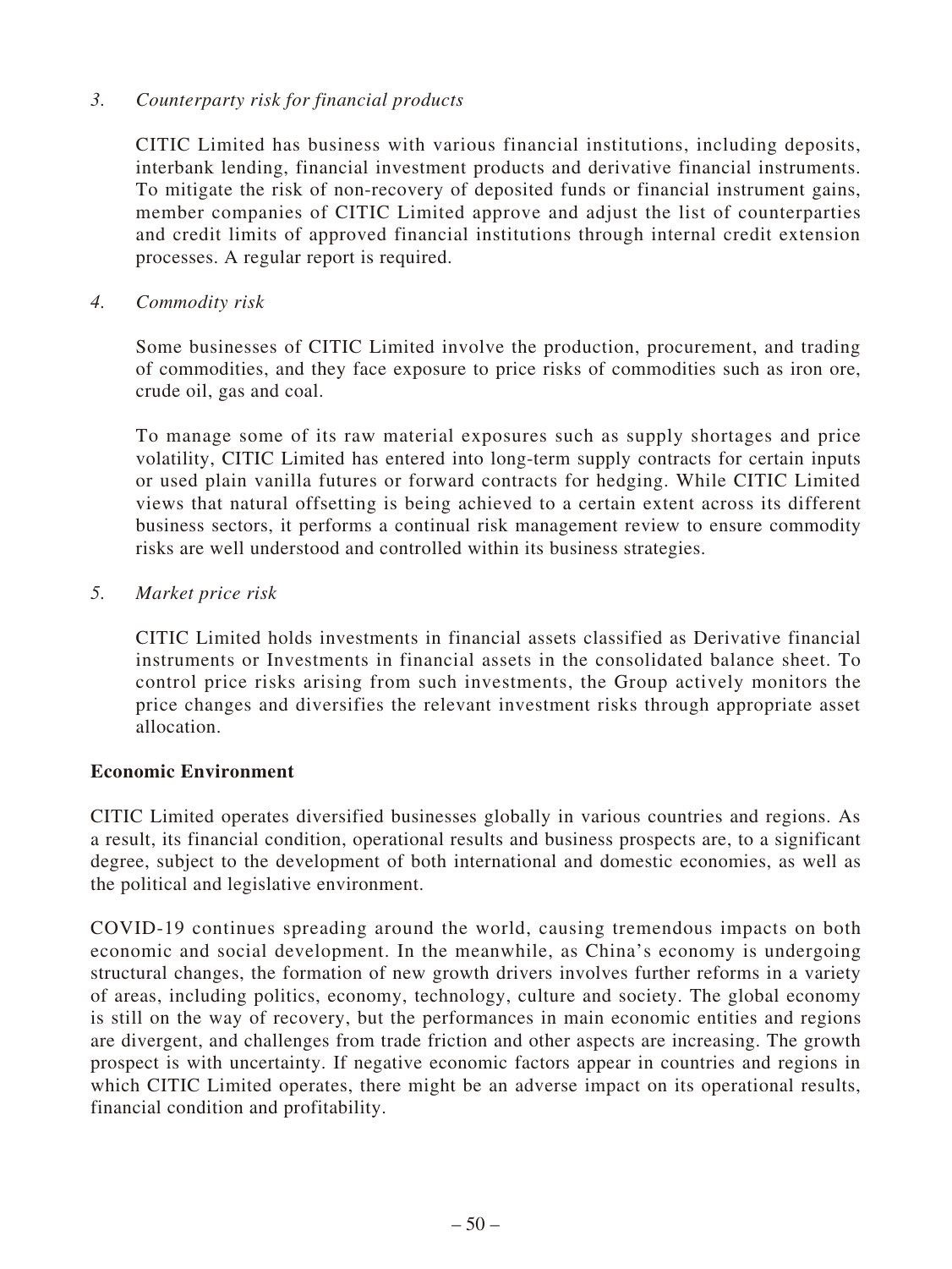*3. Counterparty risk for financial products*

CITIC Limited has business with various financial institutions, including deposits, interbank lending, financial investment products and derivative financial instruments. To mitigate the risk of non-recovery of deposited funds or financial instrument gains, member companies of CITIC Limited approve and adjust the list of counterparties and credit limits of approved financial institutions through internal credit extension processes. A regular report is required.

*4. Commodity risk*

Some businesses of CITIC Limited involve the production, procurement, and trading of commodities, and they face exposure to price risks of commodities such as iron ore, crude oil, gas and coal.

To manage some of its raw material exposures such as supply shortages and price volatility, CITIC Limited has entered into long-term supply contracts for certain inputs or used plain vanilla futures or forward contracts for hedging. While CITIC Limited views that natural offsetting is being achieved to a certain extent across its different business sectors, it performs a continual risk management review to ensure commodity risks are well understood and controlled within its business strategies.

*5. Market price risk*

CITIC Limited holds investments in financial assets classified as Derivative financial instruments or Investments in financial assets in the consolidated balance sheet. To control price risks arising from such investments, the Group actively monitors the price changes and diversifies the relevant investment risks through appropriate asset allocation.

**Economic Environment**

CITIC Limited operates diversified businesses globally in various countries and regions. As a result, its financial condition, operational results and business prospects are, to a significant degree, subject to the development of both international and domestic economies, as well as the political and legislative environment.

COVID-19 continues spreading around the world, causing tremendous impacts on both economic and social development. In the meanwhile, as China's economy is undergoing structural changes, the formation of new growth drivers involves further reforms in a variety of areas, including politics, economy, technology, culture and society. The global economy is still on the way of recovery, but the performances in main economic entities and regions are divergent, and challenges from trade friction and other aspects are increasing. The growth prospect is with uncertainty. If negative economic factors appear in countries and regions in which CITIC Limited operates, there might be an adverse impact on its operational results, financial condition and profitability.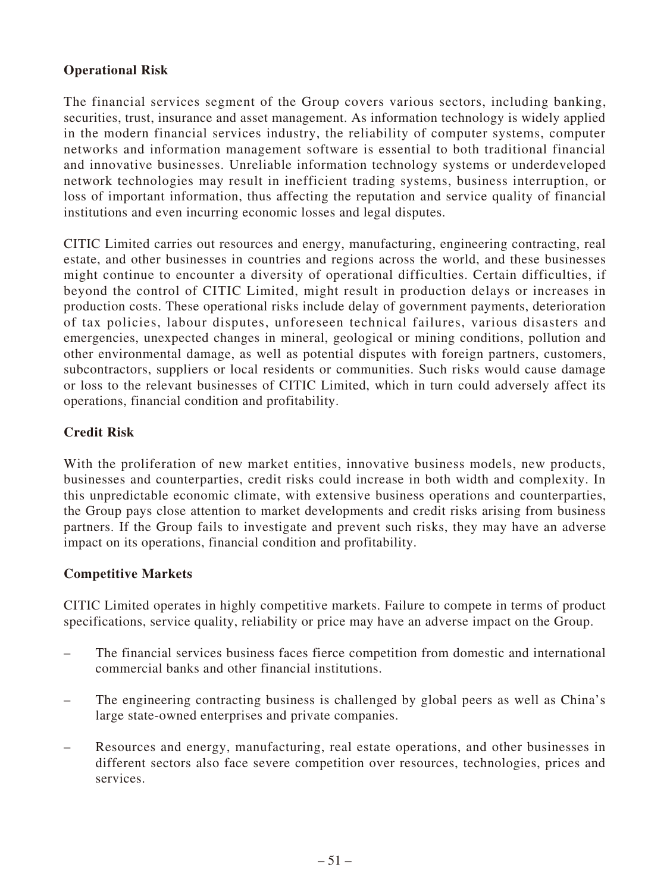### Operational Risk

The financial services segment of the Group covers various sectors, including banking, securities, trust, insurance and asset management. As information technology is widely applied in the modern financial services industry, the reliability of computer systems, computer networks and information management software is essential to both traditional financial and innovative businesses. Unreliable information technology systems or underdeveloped network technologies may result in inefficient trading systems, business interruption, or loss of important information, thus affecting the reputation and service quality of financial institutions and even incurring economic losses and legal disputes.

CITIC Limited carries out resources and energy, manufacturing, engineering contracting, real estate, and other businesses in countries and regions across the world, and these businesses might continue to encounter a diversity of operational difficulties. Certain difficulties, if beyond the control of CITIC Limited, might result in production delays or increases in production costs. These operational risks include delay of government payments, deterioration of tax policies, labour disputes, unforeseen technical failures, various disasters and emergencies, unexpected changes in mineral, geological or mining conditions, pollution and other environmental damage, as well as potential disputes with foreign partners, customers, subcontractors, suppliers or local residents or communities. Such risks would cause damage or loss to the relevant businesses of CITIC Limited, which in turn could adversely affect its operations, financial condition and profitability.

### Credit Risk

With the proliferation of new market entities, innovative business models, new products, businesses and counterparties, credit risks could increase in both width and complexity. In this unpredictable economic climate, with extensive business operations and counterparties, the Group pays close attention to market developments and credit risks arising from business partners. If the Group fails to investigate and prevent such risks, they may have an adverse impact on its operations, financial condition and profitability.

### Competitive Markets

CITIC Limited operates in highly competitive markets. Failure to compete in terms of product specifications, service quality, reliability or price may have an adverse impact on the Group.

- The financial services business faces fierce competition from domestic and international commercial banks and other financial institutions.
- The engineering contracting business is challenged by global peers as well as China's large state-owned enterprises and private companies.
- Resources and energy, manufacturing, real estate operations, and other businesses in different sectors also face severe competition over resources, technologies, prices and services.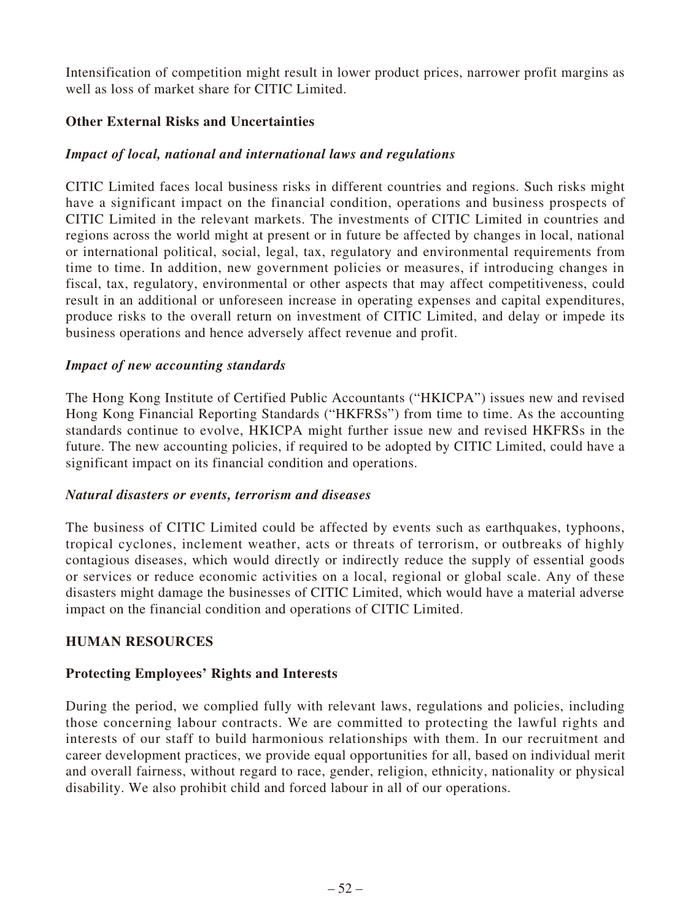Intensification of competition might result in lower product prices, narrower profit margins as well as loss of market share for CITIC Limited.

### Other External Risks and Uncertainties

#### *Impact of local, national and international laws and regulations*

CITIC Limited faces local business risks in different countries and regions. Such risks might have a significant impact on the financial condition, operations and business prospects of CITIC Limited in the relevant markets. The investments of CITIC Limited in countries and regions across the world might at present or in future be affected by changes in local, national or international political, social, legal, tax, regulatory and environmental requirements from time to time. In addition, new government policies or measures, if introducing changes in fiscal, tax, regulatory, environmental or other aspects that may affect competitiveness, could result in an additional or unforeseen increase in operating expenses and capital expenditures, produce risks to the overall return on investment of CITIC Limited, and delay or impede its business operations and hence adversely affect revenue and profit.

#### *Impact of new accounting standards*

The Hong Kong Institute of Certified Public Accountants ("HKICPA") issues new and revised Hong Kong Financial Reporting Standards ("HKFRSs") from time to time. As the accounting standards continue to evolve, HKICPA might further issue new and revised HKFRSs in the future. The new accounting policies, if required to be adopted by CITIC Limited, could have a significant impact on its financial condition and operations.

#### *Natural disasters or events, terrorism and diseases*

The business of CITIC Limited could be affected by events such as earthquakes, typhoons, tropical cyclones, inclement weather, acts or threats of terrorism, or outbreaks of highly contagious diseases, which would directly or indirectly reduce the supply of essential goods or services or reduce economic activities on a local, regional or global scale. Any of these disasters might damage the businesses of CITIC Limited, which would have a material adverse impact on the financial condition and operations of CITIC Limited.

## HUMAN RESOURCES

### Protecting Employees' Rights and Interests

During the period, we complied fully with relevant laws, regulations and policies, including those concerning labour contracts. We are committed to protecting the lawful rights and interests of our staff to build harmonious relationships with them. In our recruitment and career development practices, we provide equal opportunities for all, based on individual merit and overall fairness, without regard to race, gender, religion, ethnicity, nationality or physical disability. We also prohibit child and forced labour in all of our operations.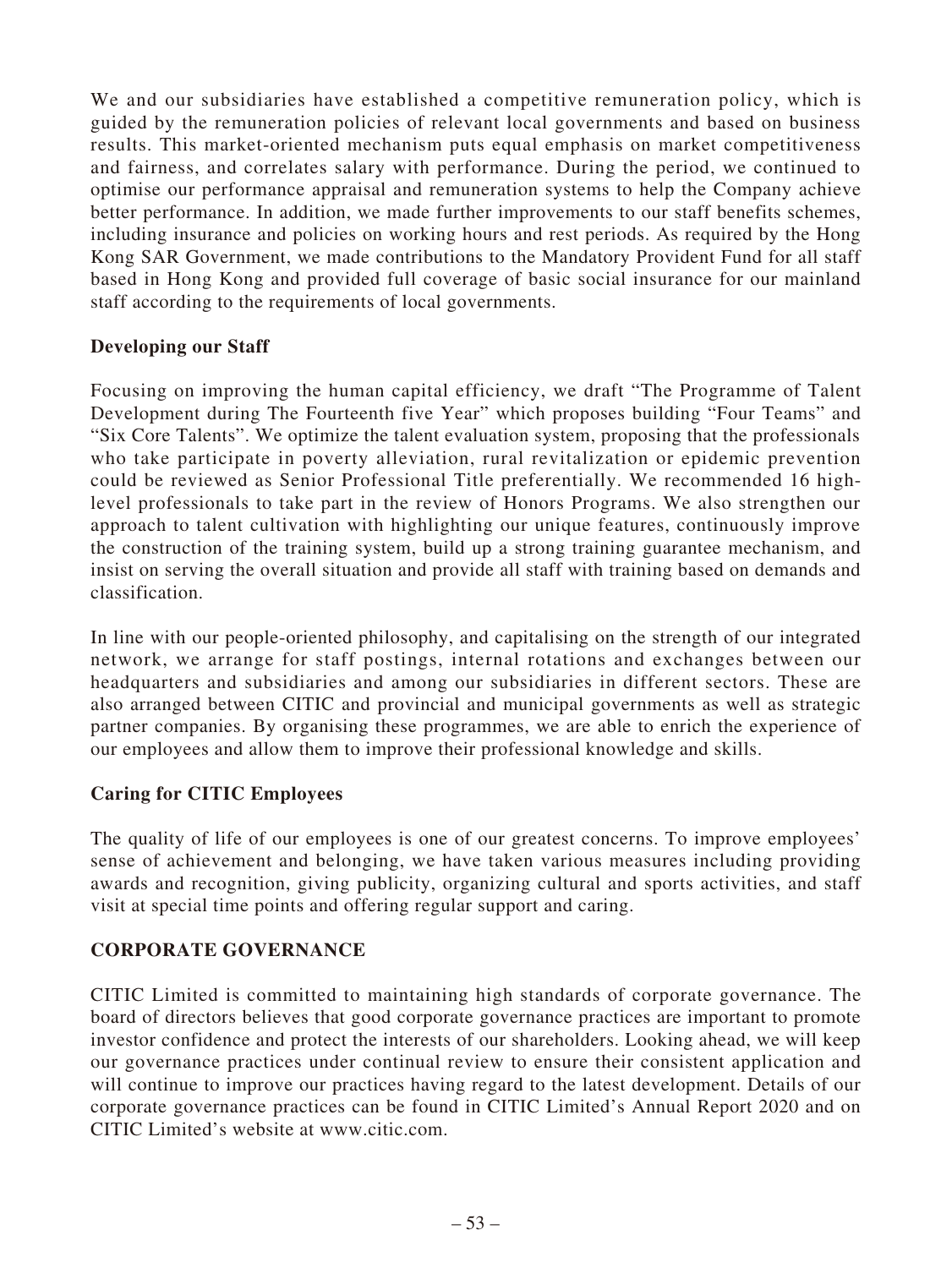We and our subsidiaries have established a competitive remuneration policy, which is guided by the remuneration policies of relevant local governments and based on business results. This market-oriented mechanism puts equal emphasis on market competitiveness and fairness, and correlates salary with performance. During the period, we continued to optimise our performance appraisal and remuneration systems to help the Company achieve better performance. In addition, we made further improvements to our staff benefits schemes, including insurance and policies on working hours and rest periods. As required by the Hong Kong SAR Government, we made contributions to the Mandatory Provident Fund for all staff based in Hong Kong and provided full coverage of basic social insurance for our mainland staff according to the requirements of local governments.

### Developing our Staff

Focusing on improving the human capital efficiency, we draft "The Programme of Talent Development during The Fourteenth five Year" which proposes building "Four Teams" and "Six Core Talents". We optimize the talent evaluation system, proposing that the professionals who take participate in poverty alleviation, rural revitalization or epidemic prevention could be reviewed as Senior Professional Title preferentially. We recommended 16 high-level professionals to take part in the review of Honors Programs. We also strengthen our approach to talent cultivation with highlighting our unique features, continuously improve the construction of the training system, build up a strong training guarantee mechanism, and insist on serving the overall situation and provide all staff with training based on demands and classification.

In line with our people-oriented philosophy, and capitalising on the strength of our integrated network, we arrange for staff postings, internal rotations and exchanges between our headquarters and subsidiaries and among our subsidiaries in different sectors. These are also arranged between CITIC and provincial and municipal governments as well as strategic partner companies. By organising these programmes, we are able to enrich the experience of our employees and allow them to improve their professional knowledge and skills.

### Caring for CITIC Employees

The quality of life of our employees is one of our greatest concerns. To improve employees' sense of achievement and belonging, we have taken various measures including providing awards and recognition, giving publicity, organizing cultural and sports activities, and staff visit at special time points and offering regular support and caring.

## CORPORATE GOVERNANCE

CITIC Limited is committed to maintaining high standards of corporate governance. The board of directors believes that good corporate governance practices are important to promote investor confidence and protect the interests of our shareholders. Looking ahead, we will keep our governance practices under continual review to ensure their consistent application and will continue to improve our practices having regard to the latest development. Details of our corporate governance practices can be found in CITIC Limited's Annual Report 2020 and on CITIC Limited's website at www.citic.com.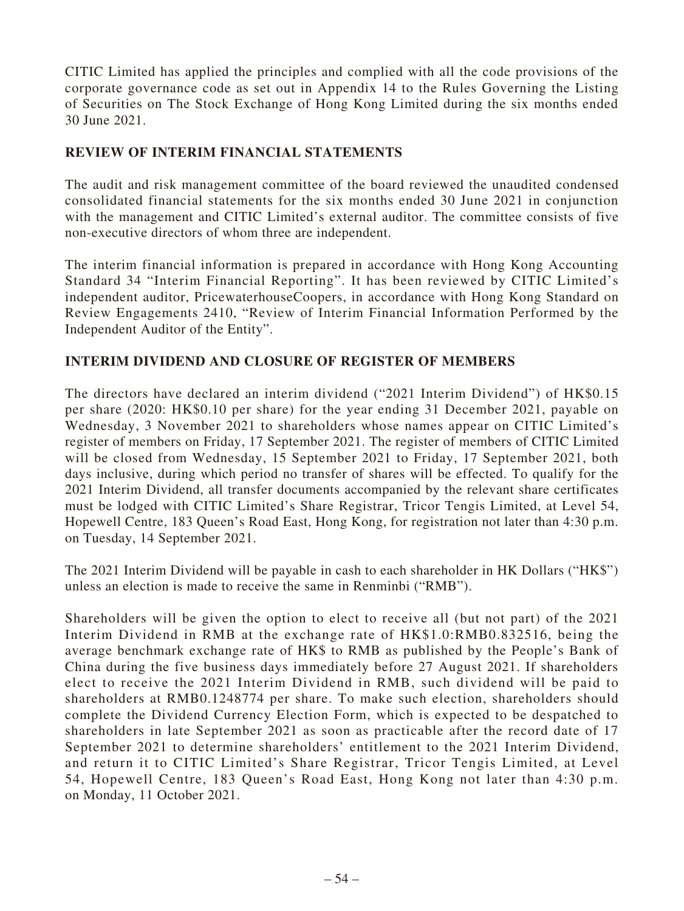CITIC Limited has applied the principles and complied with all the code provisions of the corporate governance code as set out in Appendix 14 to the Rules Governing the Listing of Securities on The Stock Exchange of Hong Kong Limited during the six months ended 30 June 2021.

## REVIEW OF INTERIM FINANCIAL STATEMENTS

The audit and risk management committee of the board reviewed the unaudited condensed consolidated financial statements for the six months ended 30 June 2021 in conjunction with the management and CITIC Limited's external auditor. The committee consists of five non-executive directors of whom three are independent.

The interim financial information is prepared in accordance with Hong Kong Accounting Standard 34 "Interim Financial Reporting". It has been reviewed by CITIC Limited's independent auditor, PricewaterhouseCoopers, in accordance with Hong Kong Standard on Review Engagements 2410, "Review of Interim Financial Information Performed by the Independent Auditor of the Entity".

## INTERIM DIVIDEND AND CLOSURE OF REGISTER OF MEMBERS

The directors have declared an interim dividend ("2021 Interim Dividend") of HK$0.15 per share (2020: HK$0.10 per share) for the year ending 31 December 2021, payable on Wednesday, 3 November 2021 to shareholders whose names appear on CITIC Limited's register of members on Friday, 17 September 2021. The register of members of CITIC Limited will be closed from Wednesday, 15 September 2021 to Friday, 17 September 2021, both days inclusive, during which period no transfer of shares will be effected. To qualify for the 2021 Interim Dividend, all transfer documents accompanied by the relevant share certificates must be lodged with CITIC Limited's Share Registrar, Tricor Tengis Limited, at Level 54, Hopewell Centre, 183 Queen's Road East, Hong Kong, for registration not later than 4:30 p.m. on Tuesday, 14 September 2021.

The 2021 Interim Dividend will be payable in cash to each shareholder in HK Dollars ("HK$") unless an election is made to receive the same in Renminbi ("RMB").

Shareholders will be given the option to elect to receive all (but not part) of the 2021 Interim Dividend in RMB at the exchange rate of HK$1.0:RMB0.832516, being the average benchmark exchange rate of HK$ to RMB as published by the People's Bank of China during the five business days immediately before 27 August 2021. If shareholders elect to receive the 2021 Interim Dividend in RMB, such dividend will be paid to shareholders at RMB0.1248774 per share. To make such election, shareholders should complete the Dividend Currency Election Form, which is expected to be despatched to shareholders in late September 2021 as soon as practicable after the record date of 17 September 2021 to determine shareholders' entitlement to the 2021 Interim Dividend, and return it to CITIC Limited's Share Registrar, Tricor Tengis Limited, at Level 54, Hopewell Centre, 183 Queen's Road East, Hong Kong not later than 4:30 p.m. on Monday, 11 October 2021.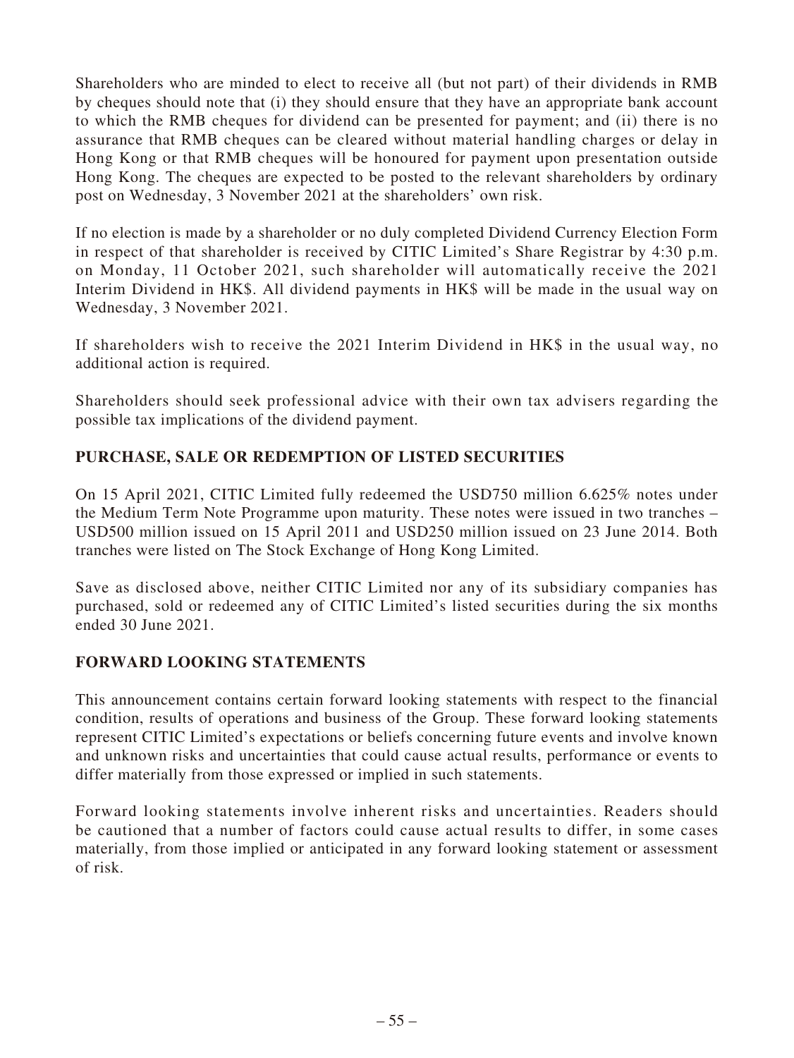Shareholders who are minded to elect to receive all (but not part) of their dividends in RMB by cheques should note that (i) they should ensure that they have an appropriate bank account to which the RMB cheques for dividend can be presented for payment; and (ii) there is no assurance that RMB cheques can be cleared without material handling charges or delay in Hong Kong or that RMB cheques will be honoured for payment upon presentation outside Hong Kong. The cheques are expected to be posted to the relevant shareholders by ordinary post on Wednesday, 3 November 2021 at the shareholders' own risk.

If no election is made by a shareholder or no duly completed Dividend Currency Election Form in respect of that shareholder is received by CITIC Limited's Share Registrar by 4:30 p.m. on Monday, 11 October 2021, such shareholder will automatically receive the 2021 Interim Dividend in HK$. All dividend payments in HK$ will be made in the usual way on Wednesday, 3 November 2021.

If shareholders wish to receive the 2021 Interim Dividend in HK$ in the usual way, no additional action is required.

Shareholders should seek professional advice with their own tax advisers regarding the possible tax implications of the dividend payment.

## PURCHASE, SALE OR REDEMPTION OF LISTED SECURITIES

On 15 April 2021, CITIC Limited fully redeemed the USD750 million 6.625% notes under the Medium Term Note Programme upon maturity. These notes were issued in two tranches – USD500 million issued on 15 April 2011 and USD250 million issued on 23 June 2014. Both tranches were listed on The Stock Exchange of Hong Kong Limited.

Save as disclosed above, neither CITIC Limited nor any of its subsidiary companies has purchased, sold or redeemed any of CITIC Limited's listed securities during the six months ended 30 June 2021.

## FORWARD LOOKING STATEMENTS

This announcement contains certain forward looking statements with respect to the financial condition, results of operations and business of the Group. These forward looking statements represent CITIC Limited's expectations or beliefs concerning future events and involve known and unknown risks and uncertainties that could cause actual results, performance or events to differ materially from those expressed or implied in such statements.

Forward looking statements involve inherent risks and uncertainties. Readers should be cautioned that a number of factors could cause actual results to differ, in some cases materially, from those implied or anticipated in any forward looking statement or assessment of risk.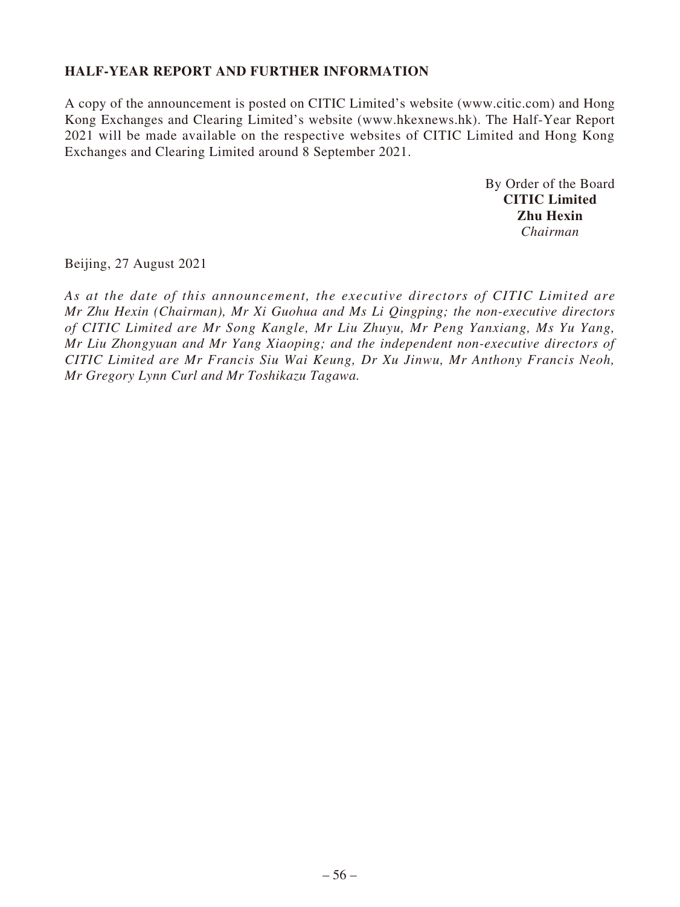## HALF-YEAR REPORT AND FURTHER INFORMATION

A copy of the announcement is posted on CITIC Limited's website (www.citic.com) and Hong Kong Exchanges and Clearing Limited's website (www.hkexnews.hk). The Half-Year Report 2021 will be made available on the respective websites of CITIC Limited and Hong Kong Exchanges and Clearing Limited around 8 September 2021.

By Order of the Board
**CITIC Limited**
**Zhu Hexin**
*Chairman*

Beijing, 27 August 2021

*As at the date of this announcement, the executive directors of CITIC Limited are Mr Zhu Hexin (Chairman), Mr Xi Guohua and Ms Li Qingping; the non-executive directors of CITIC Limited are Mr Song Kangle, Mr Liu Zhuyu, Mr Peng Yanxiang, Ms Yu Yang, Mr Liu Zhongyuan and Mr Yang Xiaoping; and the independent non-executive directors of CITIC Limited are Mr Francis Siu Wai Keung, Dr Xu Jinwu, Mr Anthony Francis Neoh, Mr Gregory Lynn Curl and Mr Toshikazu Tagawa.*